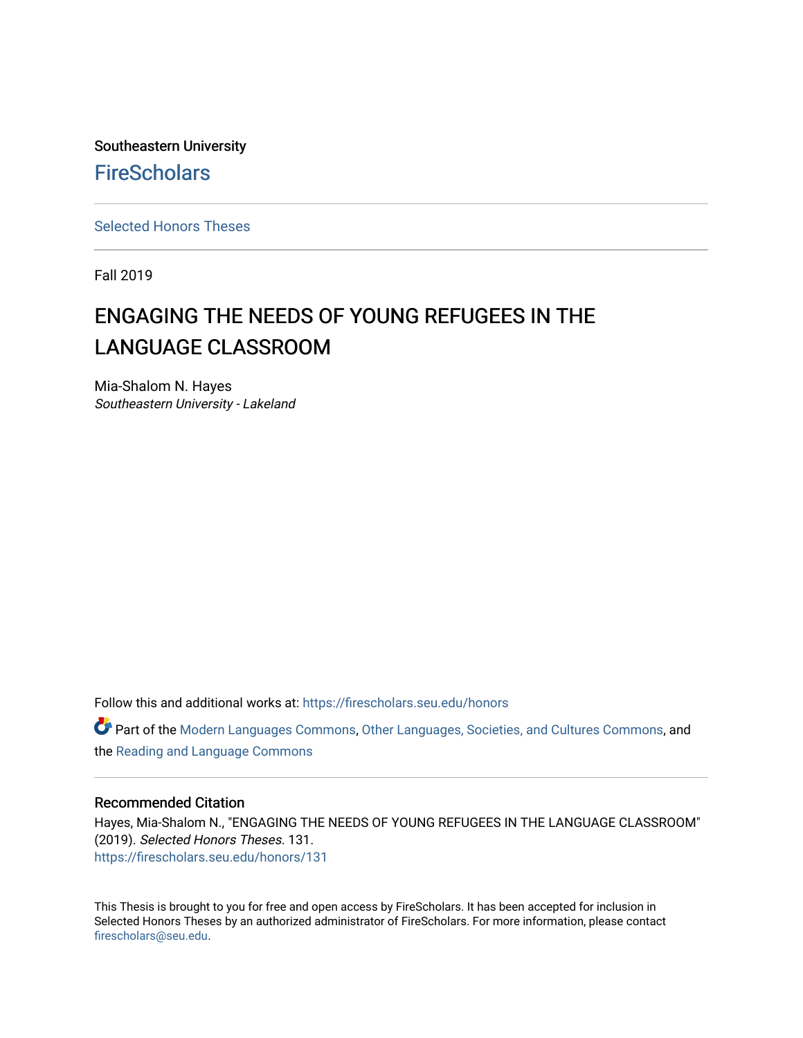Southeastern University

FireScholars

Selected Honors Theses

Fall 2019

# ENGAGING THE NEEDS OF YOUNG REFUGEES IN THE LANGUAGE CLASSROOM

Mia-Shalom N. Hayes
*Southeastern University - Lakeland*

Follow this and additional works at: https://firescholars.seu.edu/honors

Part of the Modern Languages Commons, Other Languages, Societies, and Cultures Commons, and the Reading and Language Commons

## Recommended Citation

Hayes, Mia-Shalom N., "ENGAGING THE NEEDS OF YOUNG REFUGEES IN THE LANGUAGE CLASSROOM" (2019). *Selected Honors Theses*. 131.
https://firescholars.seu.edu/honors/131

This Thesis is brought to you for free and open access by FireScholars. It has been accepted for inclusion in Selected Honors Theses by an authorized administrator of FireScholars. For more information, please contact firescholars@seu.edu.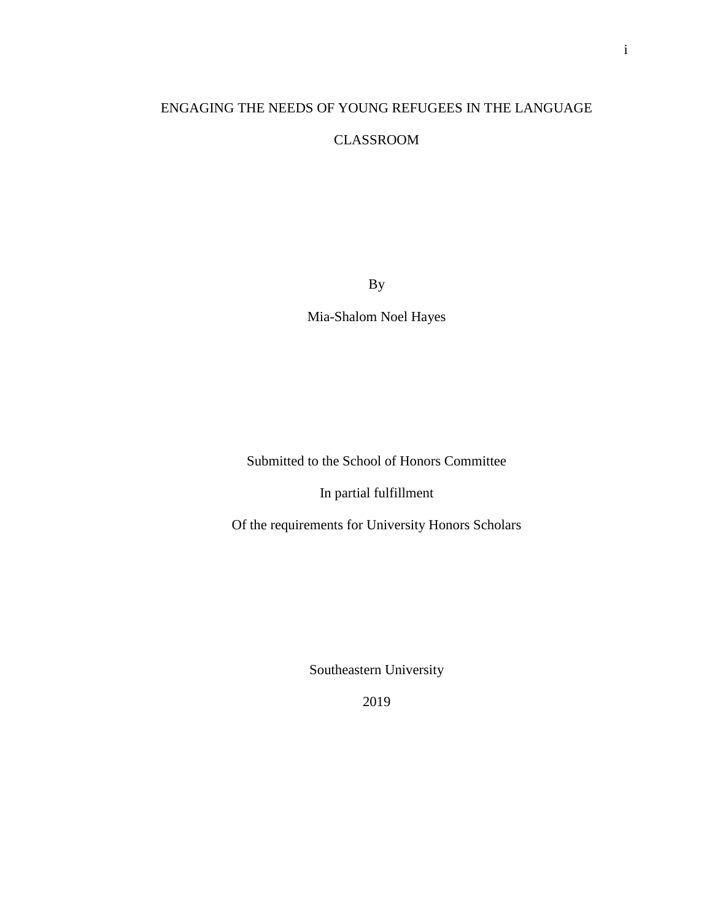# ENGAGING THE NEEDS OF YOUNG REFUGEES IN THE LANGUAGE CLASSROOM

By

Mia-Shalom Noel Hayes

Submitted to the School of Honors Committee

In partial fulfillment

Of the requirements for University Honors Scholars

Southeastern University

2019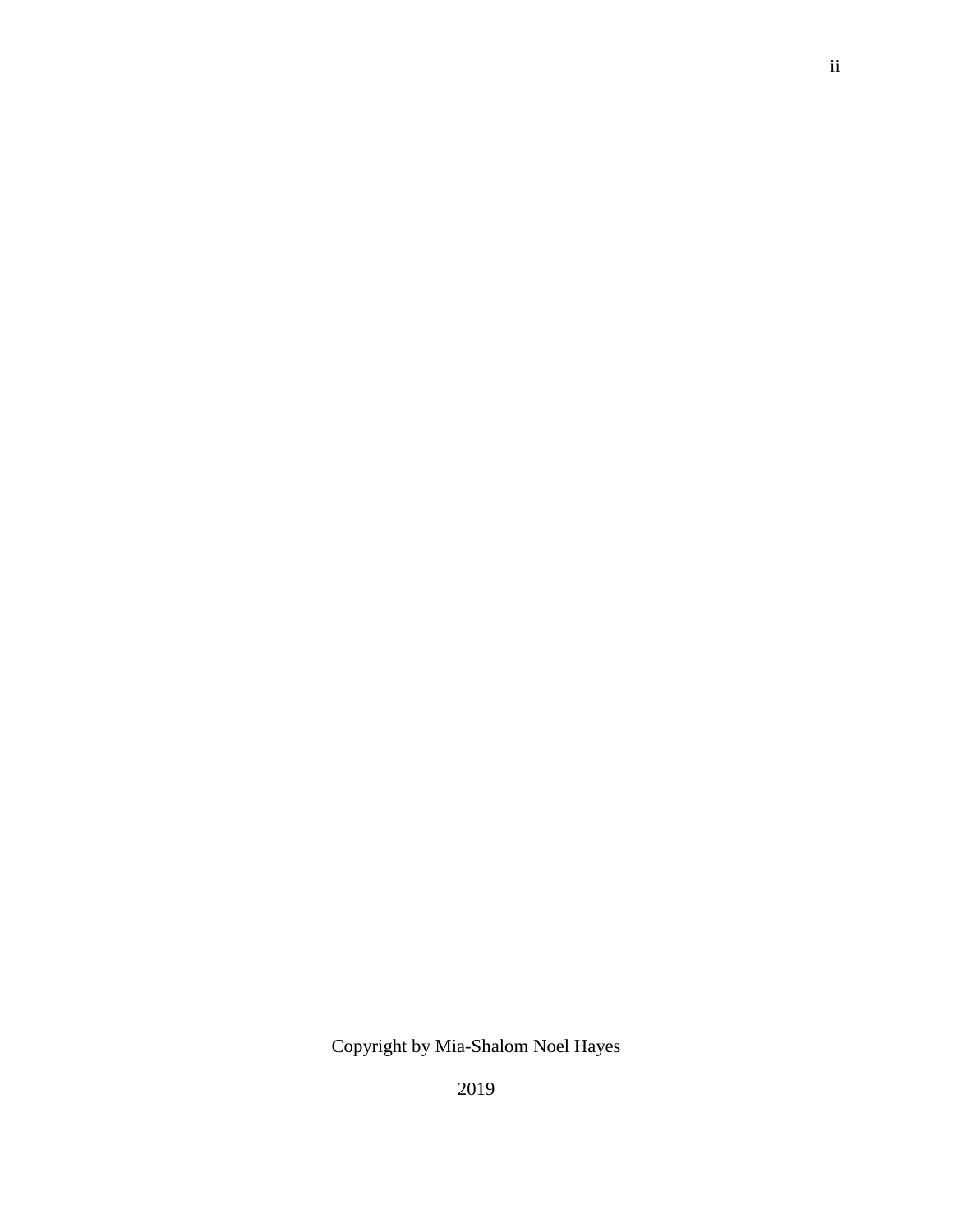Copyright by Mia-Shalom Noel Hayes

2019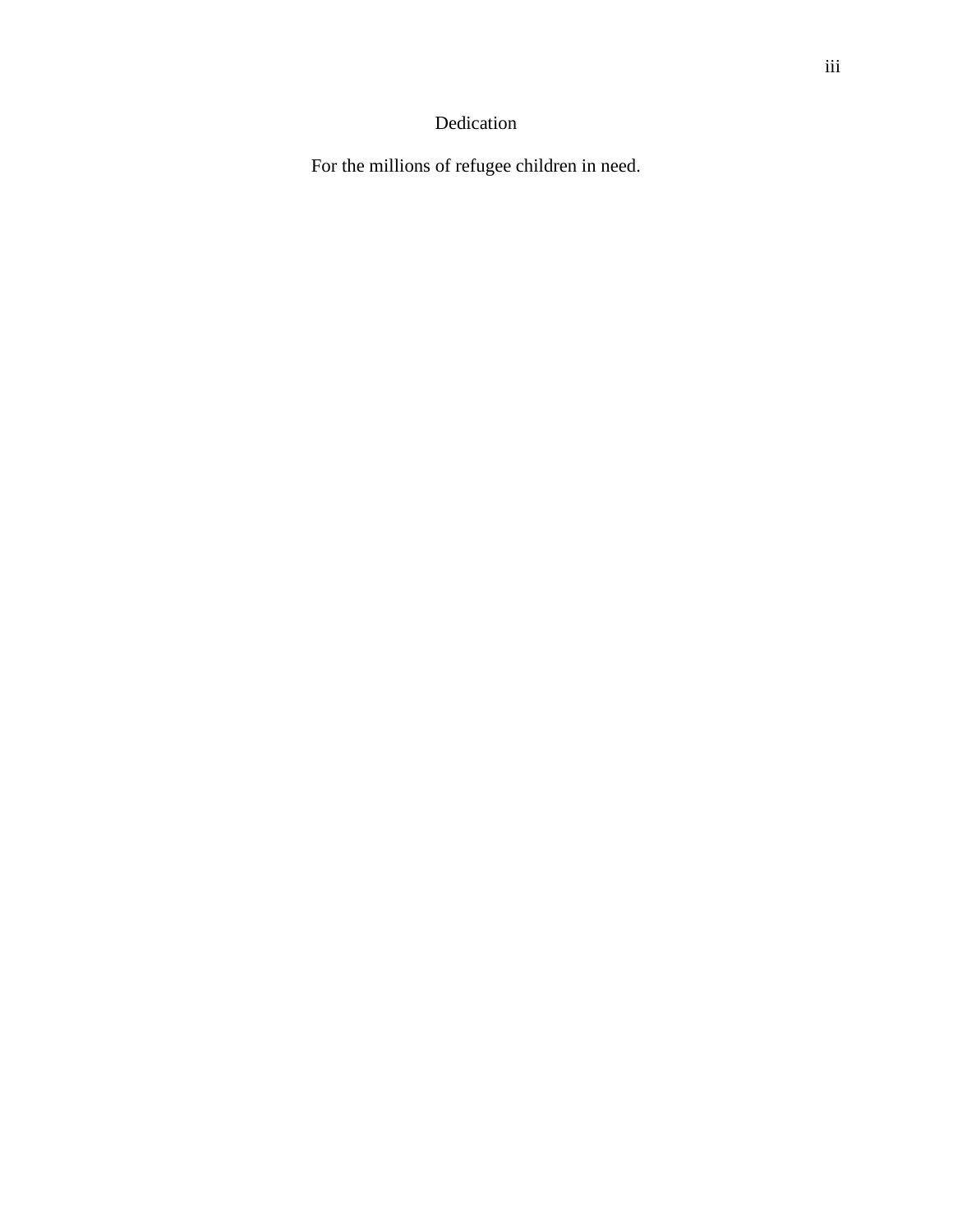# Dedication

For the millions of refugee children in need.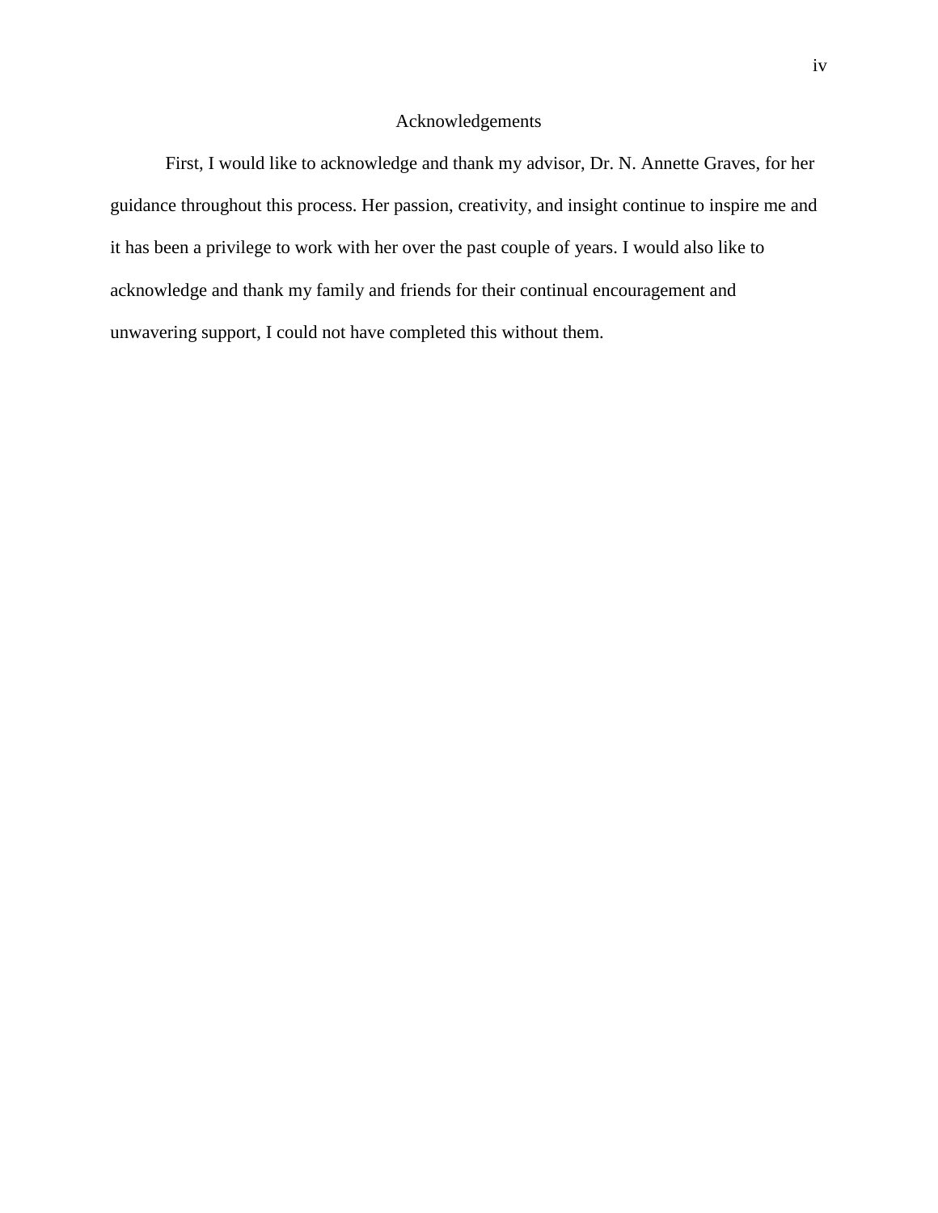# Acknowledgements

First, I would like to acknowledge and thank my advisor, Dr. N. Annette Graves, for her guidance throughout this process. Her passion, creativity, and insight continue to inspire me and it has been a privilege to work with her over the past couple of years. I would also like to acknowledge and thank my family and friends for their continual encouragement and unwavering support, I could not have completed this without them.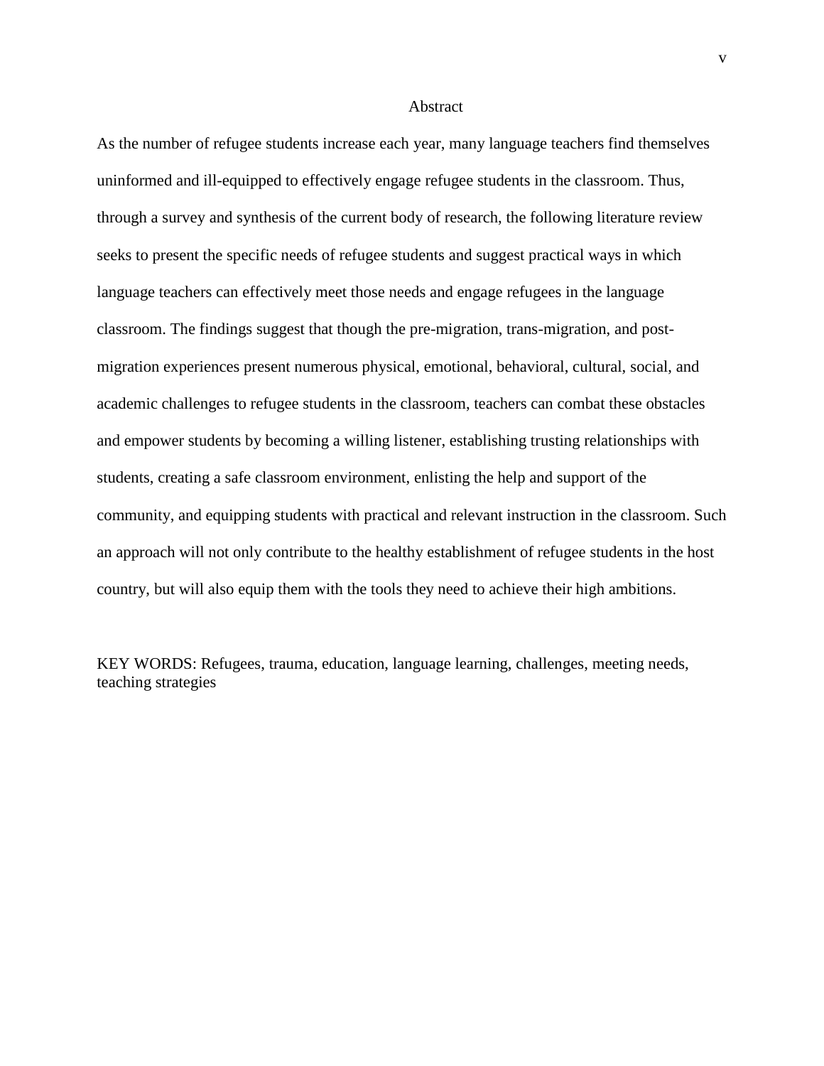# Abstract

As the number of refugee students increase each year, many language teachers find themselves uninformed and ill-equipped to effectively engage refugee students in the classroom. Thus, through a survey and synthesis of the current body of research, the following literature review seeks to present the specific needs of refugee students and suggest practical ways in which language teachers can effectively meet those needs and engage refugees in the language classroom. The findings suggest that though the pre-migration, trans-migration, and post-migration experiences present numerous physical, emotional, behavioral, cultural, social, and academic challenges to refugee students in the classroom, teachers can combat these obstacles and empower students by becoming a willing listener, establishing trusting relationships with students, creating a safe classroom environment, enlisting the help and support of the community, and equipping students with practical and relevant instruction in the classroom. Such an approach will not only contribute to the healthy establishment of refugee students in the host country, but will also equip them with the tools they need to achieve their high ambitions.

KEY WORDS: Refugees, trauma, education, language learning, challenges, meeting needs, teaching strategies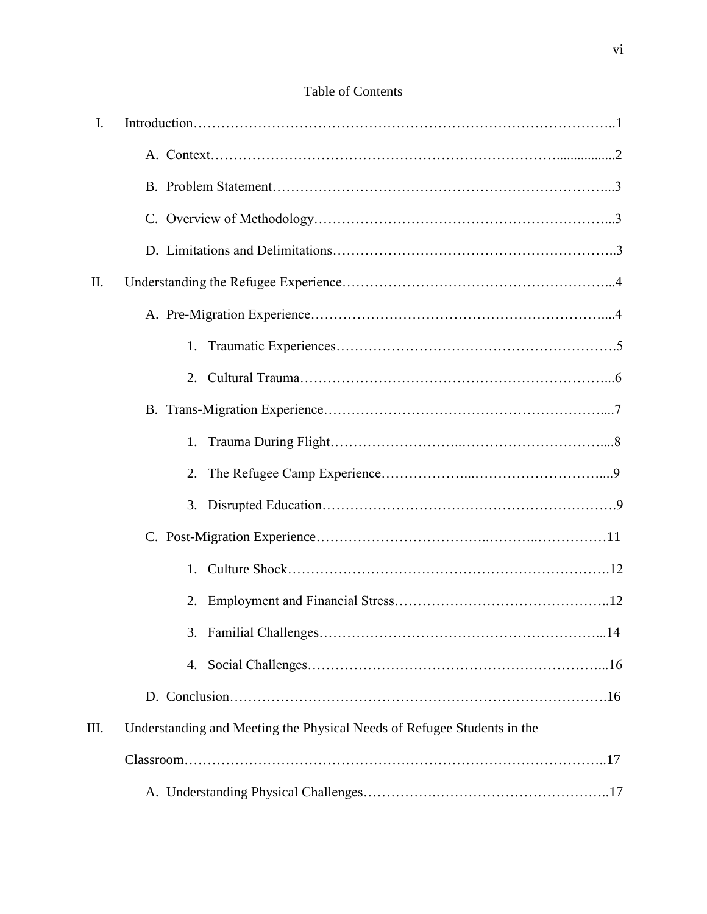# Table of Contents

I. Introduction……………………………………………………………………………..1

A. Context……………………………………………………………….................2

B. Problem Statement…………………………………………………………….....3

C. Overview of Methodology………………………………………………………...3

D. Limitations and Delimitations……………………………………………………..3

II. Understanding the Refugee Experience…………………………………………………...4

A. Pre-Migration Experience………………………………………………………....4

1. Traumatic Experiences…………………………………………………….5

2. Cultural Trauma………………………………………………………….....6

B. Trans-Migration Experience……………………………………………………....7

1. Trauma During Flight…………………………………………………....8

2. The Refugee Camp Experience……………………………………………....9

3. Disrupted Education……………………………………………………….9

C. Post-Migration Experience……………………………………………………11

1. Culture Shock……………………………………………………………….12

2. Employment and Financial Stress……………………………………….12

3. Familial Challenges……………………………………………………...14

4. Social Challenges………………………………………………………….....16

D. Conclusion…………………………………………………………………….16

III. Understanding and Meeting the Physical Needs of Refugee Students in the Classroom………………………………………………………………………………..17

A. Understanding Physical Challenges…………………………………………….17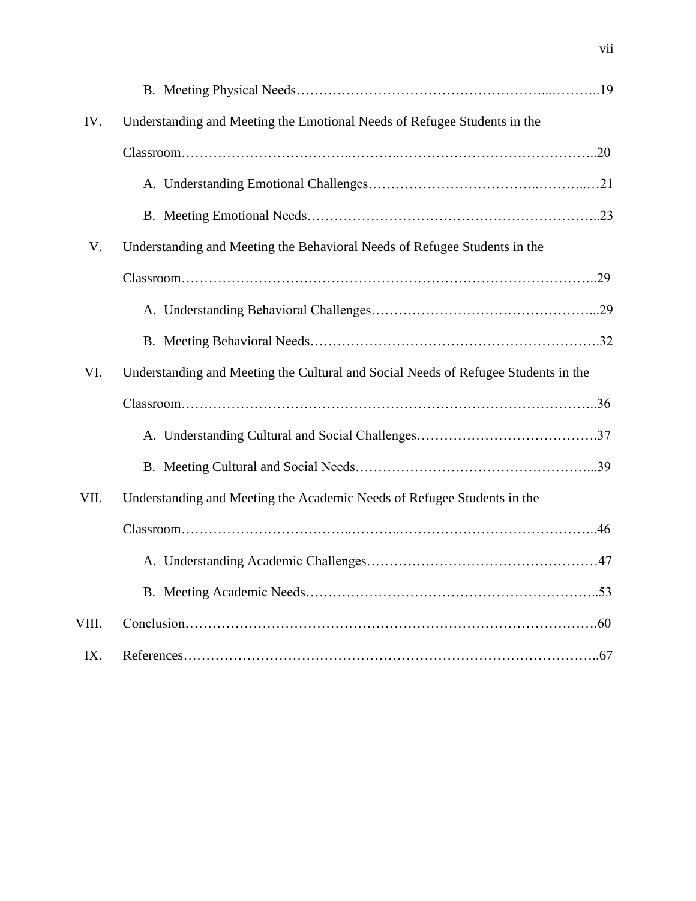B. Meeting Physical Needs……………………………………………………...………..19

IV. Understanding and Meeting the Emotional Needs of Refugee Students in the Classroom……………………………..………..……………………………………..20

A. Understanding Emotional Challenges……………………………..………..…21

B. Meeting Emotional Needs……………………………………………………..23

V. Understanding and Meeting the Behavioral Needs of Refugee Students in the Classroom……………………………………………………………………………..29

A. Understanding Behavioral Challenges…………………………………………...29

B. Meeting Behavioral Needs…………………………………………………….32

VI. Understanding and Meeting the Cultural and Social Needs of Refugee Students in the Classroom……………………………………………………………………………..36

A. Understanding Cultural and Social Challenges………………………………….37

B. Meeting Cultural and Social Needs……………………………………………...39

VII. Understanding and Meeting the Academic Needs of Refugee Students in the Classroom……………………………..………..……………………………………..46

A. Understanding Academic Challenges…………………………………………47

B. Meeting Academic Needs……………………………………………………..53

VIII. Conclusion…………………………………………………………………………….60

IX. References……………………………………………………………………………..67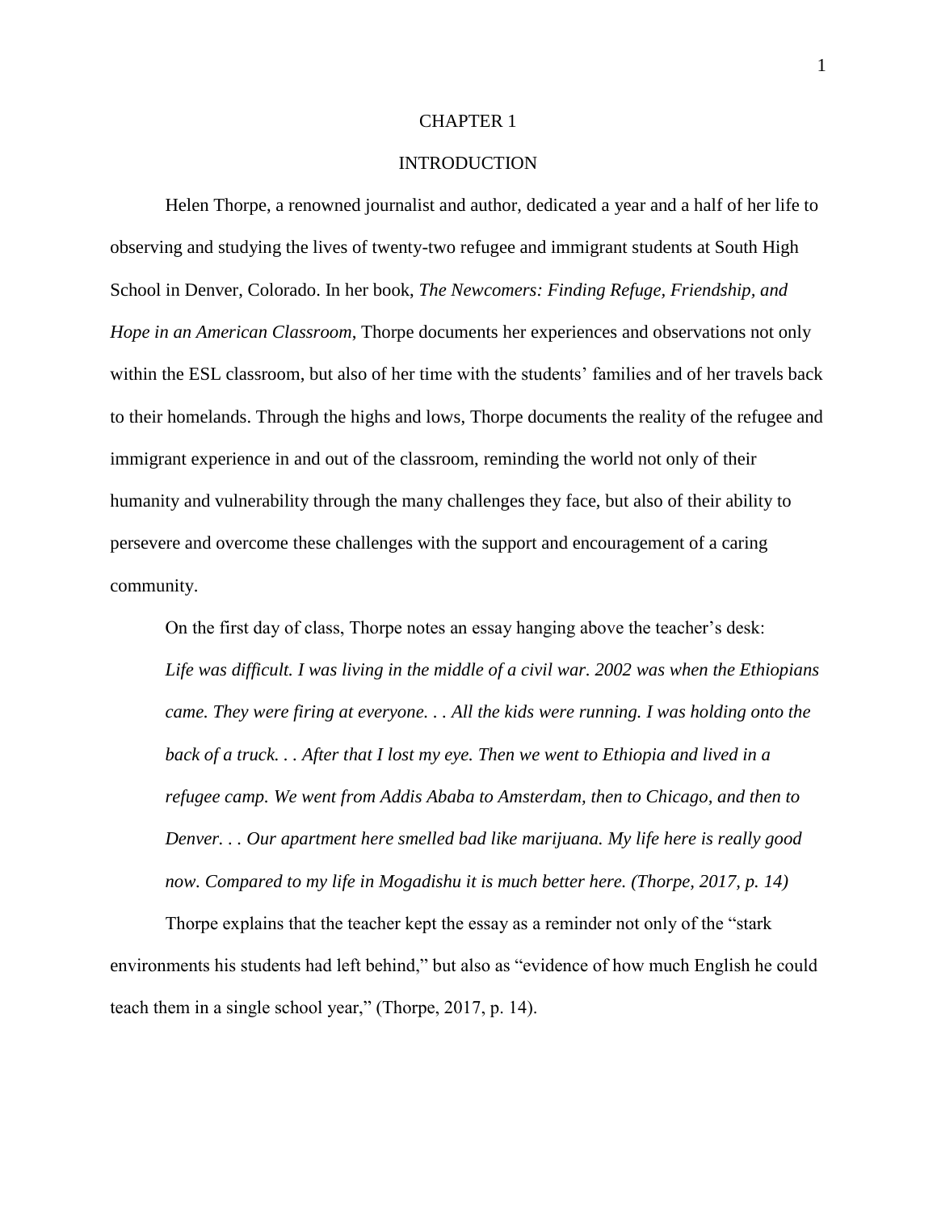# CHAPTER 1

## INTRODUCTION

Helen Thorpe, a renowned journalist and author, dedicated a year and a half of her life to observing and studying the lives of twenty-two refugee and immigrant students at South High School in Denver, Colorado. In her book, *The Newcomers: Finding Refuge, Friendship, and Hope in an American Classroom*, Thorpe documents her experiences and observations not only within the ESL classroom, but also of her time with the students' families and of her travels back to their homelands. Through the highs and lows, Thorpe documents the reality of the refugee and immigrant experience in and out of the classroom, reminding the world not only of their humanity and vulnerability through the many challenges they face, but also of their ability to persevere and overcome these challenges with the support and encouragement of a caring community.

On the first day of class, Thorpe notes an essay hanging above the teacher's desk:

> *Life was difficult. I was living in the middle of a civil war. 2002 was when the Ethiopians came. They were firing at everyone. . . All the kids were running. I was holding onto the back of a truck. . . After that I lost my eye. Then we went to Ethiopia and lived in a refugee camp. We went from Addis Ababa to Amsterdam, then to Chicago, and then to Denver. . . Our apartment here smelled bad like marijuana. My life here is really good now. Compared to my life in Mogadishu it is much better here. (Thorpe, 2017, p. 14)*

Thorpe explains that the teacher kept the essay as a reminder not only of the "stark environments his students had left behind," but also as "evidence of how much English he could teach them in a single school year," (Thorpe, 2017, p. 14).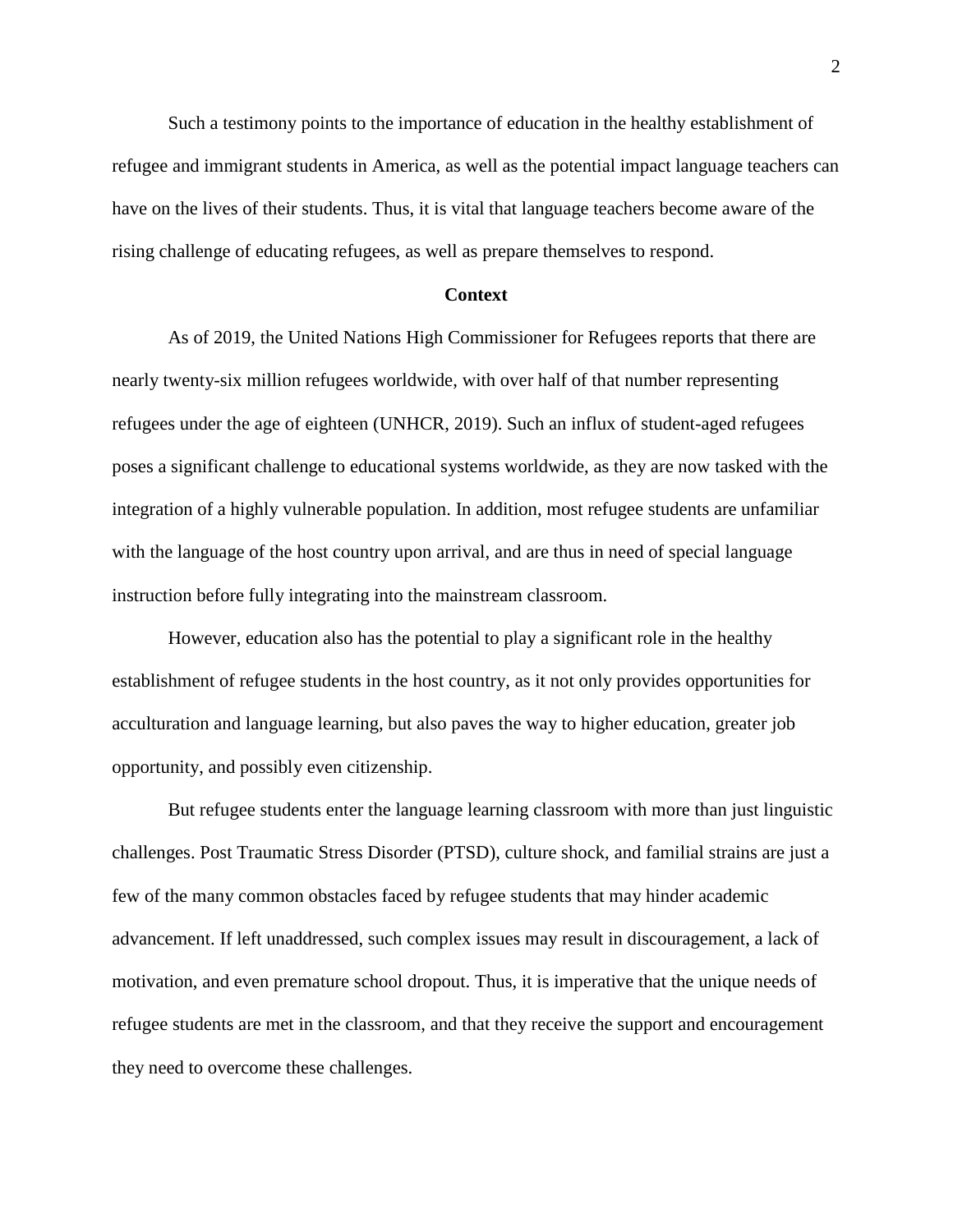Such a testimony points to the importance of education in the healthy establishment of refugee and immigrant students in America, as well as the potential impact language teachers can have on the lives of their students. Thus, it is vital that language teachers become aware of the rising challenge of educating refugees, as well as prepare themselves to respond.

## Context

As of 2019, the United Nations High Commissioner for Refugees reports that there are nearly twenty-six million refugees worldwide, with over half of that number representing refugees under the age of eighteen (UNHCR, 2019). Such an influx of student-aged refugees poses a significant challenge to educational systems worldwide, as they are now tasked with the integration of a highly vulnerable population. In addition, most refugee students are unfamiliar with the language of the host country upon arrival, and are thus in need of special language instruction before fully integrating into the mainstream classroom.

However, education also has the potential to play a significant role in the healthy establishment of refugee students in the host country, as it not only provides opportunities for acculturation and language learning, but also paves the way to higher education, greater job opportunity, and possibly even citizenship.

But refugee students enter the language learning classroom with more than just linguistic challenges. Post Traumatic Stress Disorder (PTSD), culture shock, and familial strains are just a few of the many common obstacles faced by refugee students that may hinder academic advancement. If left unaddressed, such complex issues may result in discouragement, a lack of motivation, and even premature school dropout. Thus, it is imperative that the unique needs of refugee students are met in the classroom, and that they receive the support and encouragement they need to overcome these challenges.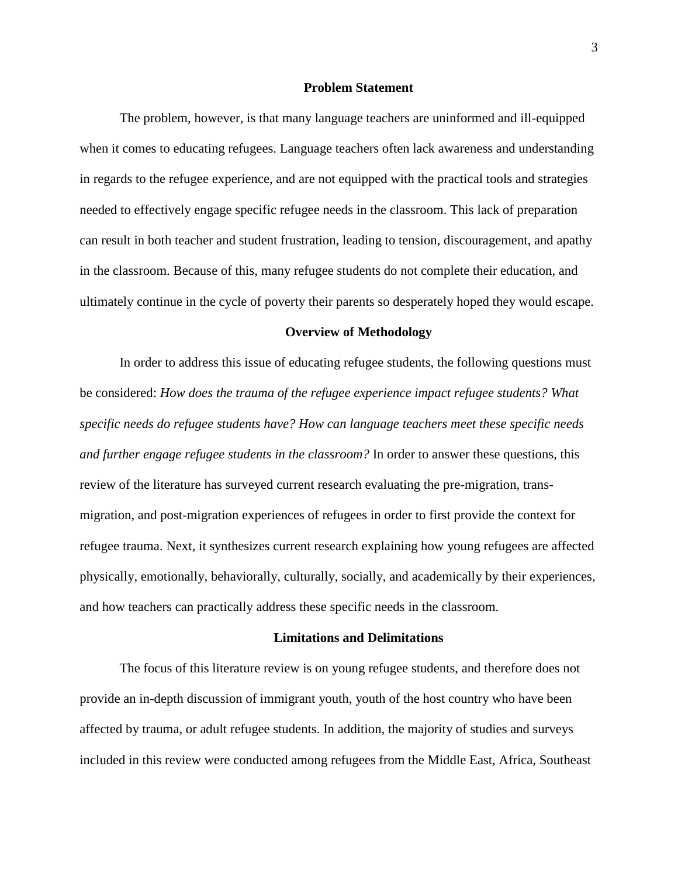## Problem Statement

The problem, however, is that many language teachers are uninformed and ill-equipped when it comes to educating refugees. Language teachers often lack awareness and understanding in regards to the refugee experience, and are not equipped with the practical tools and strategies needed to effectively engage specific refugee needs in the classroom. This lack of preparation can result in both teacher and student frustration, leading to tension, discouragement, and apathy in the classroom. Because of this, many refugee students do not complete their education, and ultimately continue in the cycle of poverty their parents so desperately hoped they would escape.

## Overview of Methodology

In order to address this issue of educating refugee students, the following questions must be considered: *How does the trauma of the refugee experience impact refugee students? What specific needs do refugee students have? How can language teachers meet these specific needs and further engage refugee students in the classroom?* In order to answer these questions, this review of the literature has surveyed current research evaluating the pre-migration, trans-migration, and post-migration experiences of refugees in order to first provide the context for refugee trauma. Next, it synthesizes current research explaining how young refugees are affected physically, emotionally, behaviorally, culturally, socially, and academically by their experiences, and how teachers can practically address these specific needs in the classroom.

## Limitations and Delimitations

The focus of this literature review is on young refugee students, and therefore does not provide an in-depth discussion of immigrant youth, youth of the host country who have been affected by trauma, or adult refugee students. In addition, the majority of studies and surveys included in this review were conducted among refugees from the Middle East, Africa, Southeast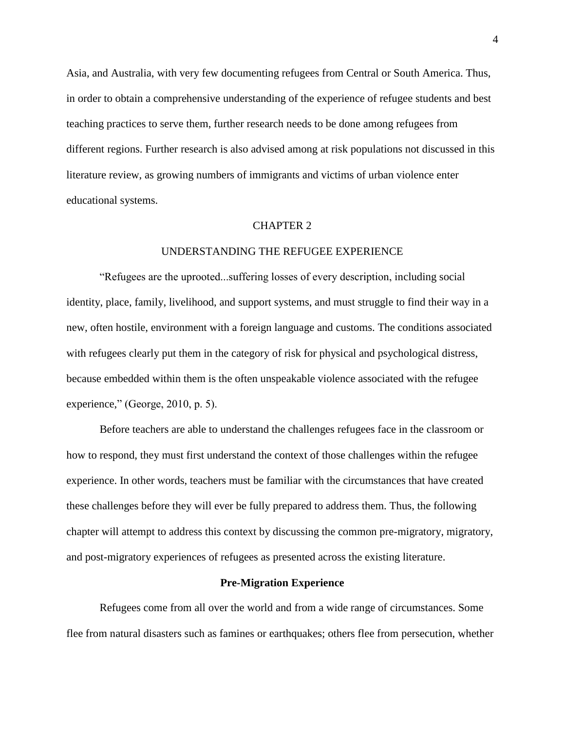Asia, and Australia, with very few documenting refugees from Central or South America. Thus, in order to obtain a comprehensive understanding of the experience of refugee students and best teaching practices to serve them, further research needs to be done among refugees from different regions. Further research is also advised among at risk populations not discussed in this literature review, as growing numbers of immigrants and victims of urban violence enter educational systems.

# CHAPTER 2

# UNDERSTANDING THE REFUGEE EXPERIENCE

"Refugees are the uprooted...suffering losses of every description, including social identity, place, family, livelihood, and support systems, and must struggle to find their way in a new, often hostile, environment with a foreign language and customs. The conditions associated with refugees clearly put them in the category of risk for physical and psychological distress, because embedded within them is the often unspeakable violence associated with the refugee experience," (George, 2010, p. 5).

Before teachers are able to understand the challenges refugees face in the classroom or how to respond, they must first understand the context of those challenges within the refugee experience. In other words, teachers must be familiar with the circumstances that have created these challenges before they will ever be fully prepared to address them. Thus, the following chapter will attempt to address this context by discussing the common pre-migratory, migratory, and post-migratory experiences of refugees as presented across the existing literature.

## Pre-Migration Experience

Refugees come from all over the world and from a wide range of circumstances. Some flee from natural disasters such as famines or earthquakes; others flee from persecution, whether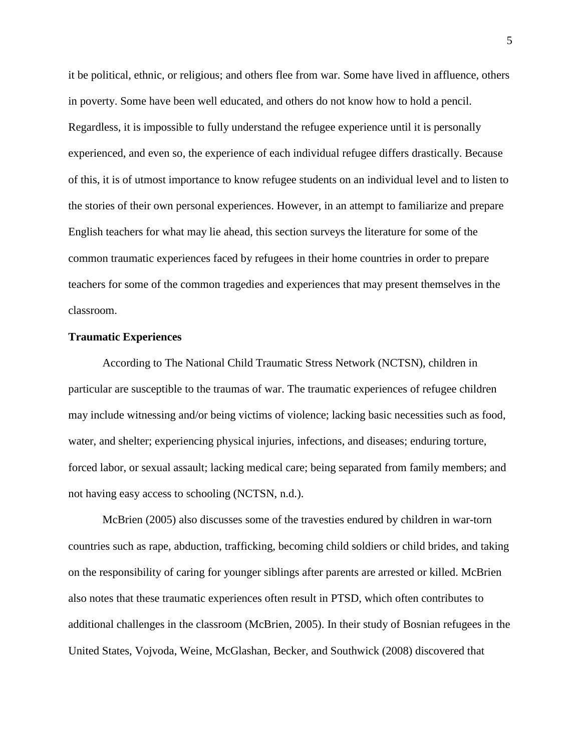it be political, ethnic, or religious; and others flee from war. Some have lived in affluence, others in poverty. Some have been well educated, and others do not know how to hold a pencil. Regardless, it is impossible to fully understand the refugee experience until it is personally experienced, and even so, the experience of each individual refugee differs drastically. Because of this, it is of utmost importance to know refugee students on an individual level and to listen to the stories of their own personal experiences. However, in an attempt to familiarize and prepare English teachers for what may lie ahead, this section surveys the literature for some of the common traumatic experiences faced by refugees in their home countries in order to prepare teachers for some of the common tragedies and experiences that may present themselves in the classroom.

**Traumatic Experiences**

According to The National Child Traumatic Stress Network (NCTSN), children in particular are susceptible to the traumas of war. The traumatic experiences of refugee children may include witnessing and/or being victims of violence; lacking basic necessities such as food, water, and shelter; experiencing physical injuries, infections, and diseases; enduring torture, forced labor, or sexual assault; lacking medical care; being separated from family members; and not having easy access to schooling (NCTSN, n.d.).

McBrien (2005) also discusses some of the travesties endured by children in war-torn countries such as rape, abduction, trafficking, becoming child soldiers or child brides, and taking on the responsibility of caring for younger siblings after parents are arrested or killed. McBrien also notes that these traumatic experiences often result in PTSD, which often contributes to additional challenges in the classroom (McBrien, 2005). In their study of Bosnian refugees in the United States, Vojvoda, Weine, McGlashan, Becker, and Southwick (2008) discovered that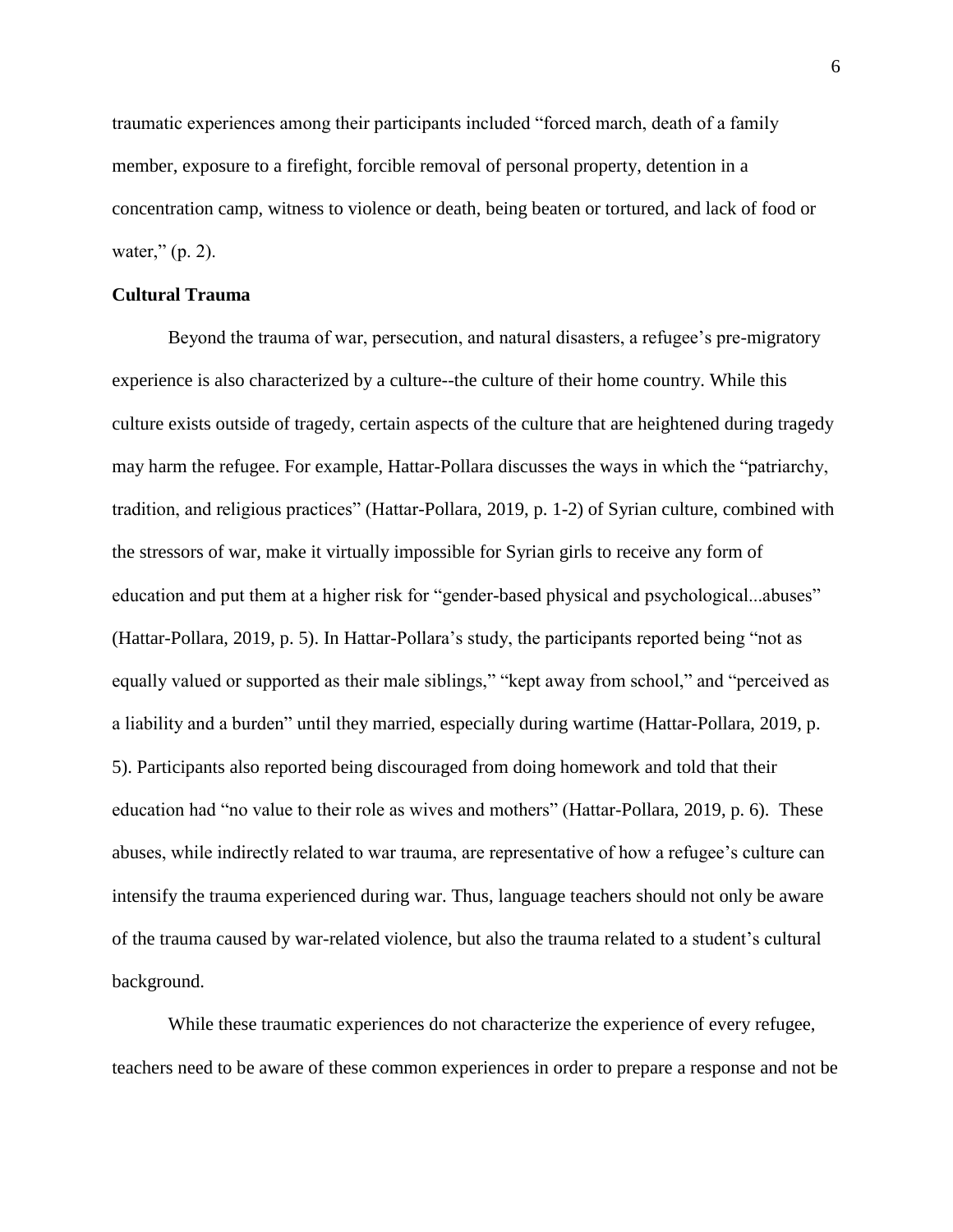traumatic experiences among their participants included "forced march, death of a family member, exposure to a firefight, forcible removal of personal property, detention in a concentration camp, witness to violence or death, being beaten or tortured, and lack of food or water," (p. 2).

## Cultural Trauma

Beyond the trauma of war, persecution, and natural disasters, a refugee's pre-migratory experience is also characterized by a culture--the culture of their home country. While this culture exists outside of tragedy, certain aspects of the culture that are heightened during tragedy may harm the refugee. For example, Hattar-Pollara discusses the ways in which the "patriarchy, tradition, and religious practices" (Hattar-Pollara, 2019, p. 1-2) of Syrian culture, combined with the stressors of war, make it virtually impossible for Syrian girls to receive any form of education and put them at a higher risk for "gender-based physical and psychological...abuses" (Hattar-Pollara, 2019, p. 5). In Hattar-Pollara's study, the participants reported being "not as equally valued or supported as their male siblings," "kept away from school," and "perceived as a liability and a burden" until they married, especially during wartime (Hattar-Pollara, 2019, p. 5). Participants also reported being discouraged from doing homework and told that their education had "no value to their role as wives and mothers" (Hattar-Pollara, 2019, p. 6). These abuses, while indirectly related to war trauma, are representative of how a refugee's culture can intensify the trauma experienced during war. Thus, language teachers should not only be aware of the trauma caused by war-related violence, but also the trauma related to a student's cultural background.

While these traumatic experiences do not characterize the experience of every refugee, teachers need to be aware of these common experiences in order to prepare a response and not be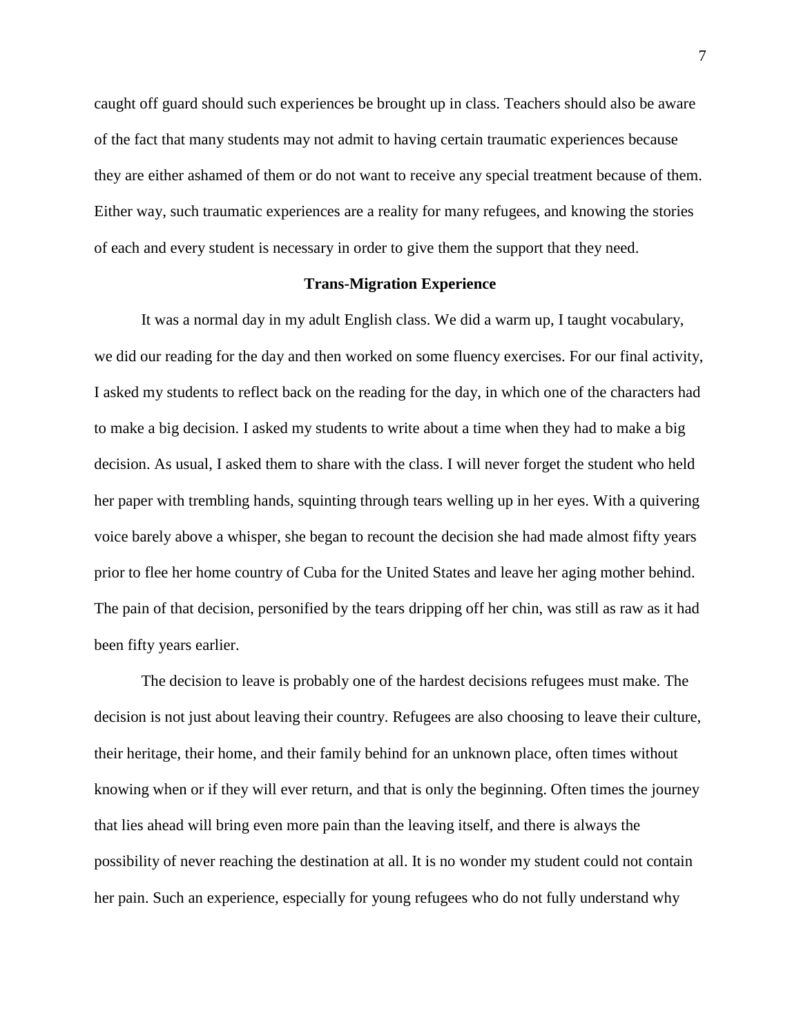caught off guard should such experiences be brought up in class. Teachers should also be aware of the fact that many students may not admit to having certain traumatic experiences because they are either ashamed of them or do not want to receive any special treatment because of them. Either way, such traumatic experiences are a reality for many refugees, and knowing the stories of each and every student is necessary in order to give them the support that they need.

## Trans-Migration Experience

It was a normal day in my adult English class. We did a warm up, I taught vocabulary, we did our reading for the day and then worked on some fluency exercises. For our final activity, I asked my students to reflect back on the reading for the day, in which one of the characters had to make a big decision. I asked my students to write about a time when they had to make a big decision. As usual, I asked them to share with the class. I will never forget the student who held her paper with trembling hands, squinting through tears welling up in her eyes. With a quivering voice barely above a whisper, she began to recount the decision she had made almost fifty years prior to flee her home country of Cuba for the United States and leave her aging mother behind. The pain of that decision, personified by the tears dripping off her chin, was still as raw as it had been fifty years earlier.

The decision to leave is probably one of the hardest decisions refugees must make. The decision is not just about leaving their country. Refugees are also choosing to leave their culture, their heritage, their home, and their family behind for an unknown place, often times without knowing when or if they will ever return, and that is only the beginning. Often times the journey that lies ahead will bring even more pain than the leaving itself, and there is always the possibility of never reaching the destination at all. It is no wonder my student could not contain her pain. Such an experience, especially for young refugees who do not fully understand why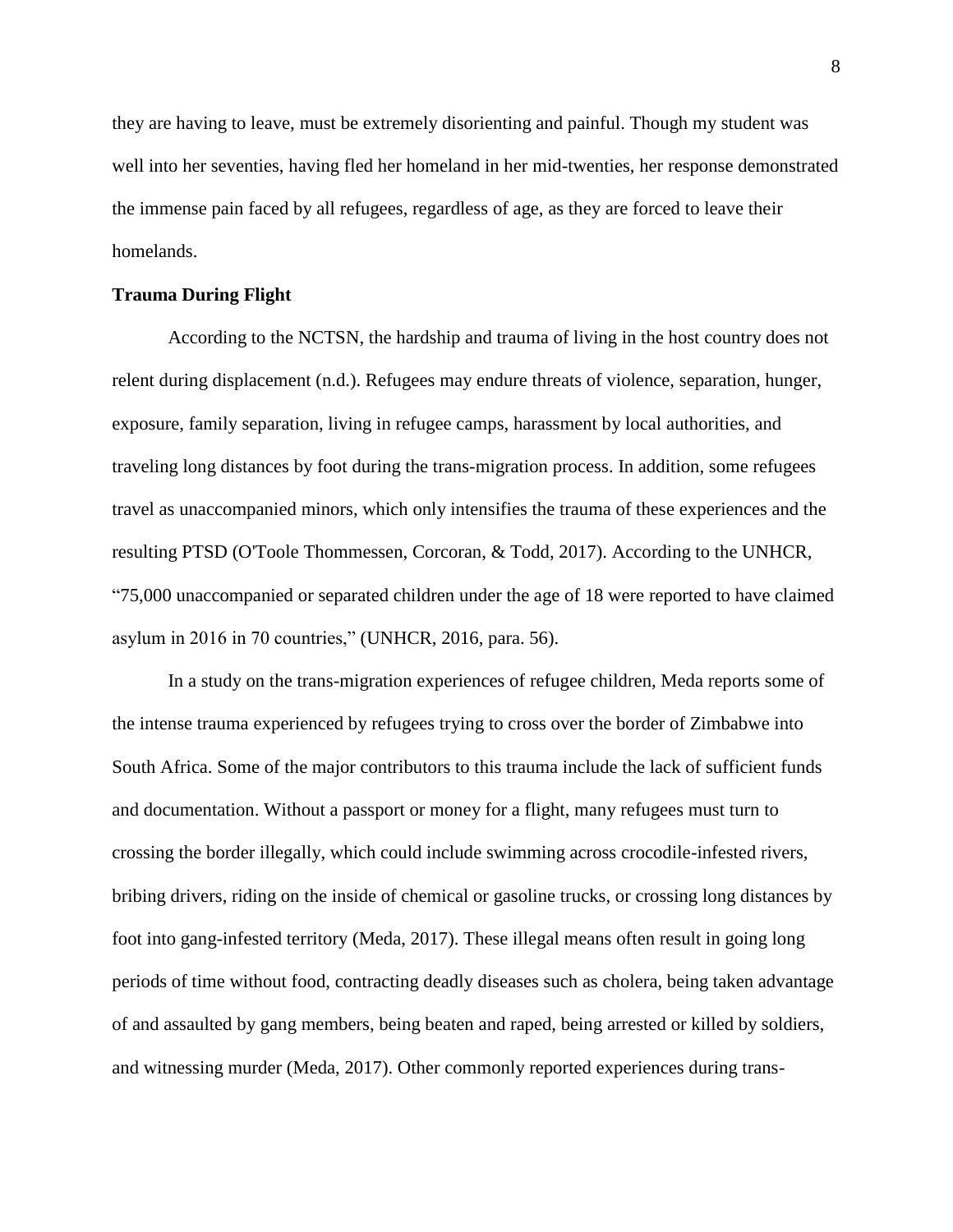they are having to leave, must be extremely disorienting and painful. Though my student was well into her seventies, having fled her homeland in her mid-twenties, her response demonstrated the immense pain faced by all refugees, regardless of age, as they are forced to leave their homelands.

**Trauma During Flight**

According to the NCTSN, the hardship and trauma of living in the host country does not relent during displacement (n.d.). Refugees may endure threats of violence, separation, hunger, exposure, family separation, living in refugee camps, harassment by local authorities, and traveling long distances by foot during the trans-migration process. In addition, some refugees travel as unaccompanied minors, which only intensifies the trauma of these experiences and the resulting PTSD (O'Toole Thommessen, Corcoran, & Todd, 2017). According to the UNHCR, "75,000 unaccompanied or separated children under the age of 18 were reported to have claimed asylum in 2016 in 70 countries," (UNHCR, 2016, para. 56).

In a study on the trans-migration experiences of refugee children, Meda reports some of the intense trauma experienced by refugees trying to cross over the border of Zimbabwe into South Africa. Some of the major contributors to this trauma include the lack of sufficient funds and documentation. Without a passport or money for a flight, many refugees must turn to crossing the border illegally, which could include swimming across crocodile-infested rivers, bribing drivers, riding on the inside of chemical or gasoline trucks, or crossing long distances by foot into gang-infested territory (Meda, 2017). These illegal means often result in going long periods of time without food, contracting deadly diseases such as cholera, being taken advantage of and assaulted by gang members, being beaten and raped, being arrested or killed by soldiers, and witnessing murder (Meda, 2017). Other commonly reported experiences during trans-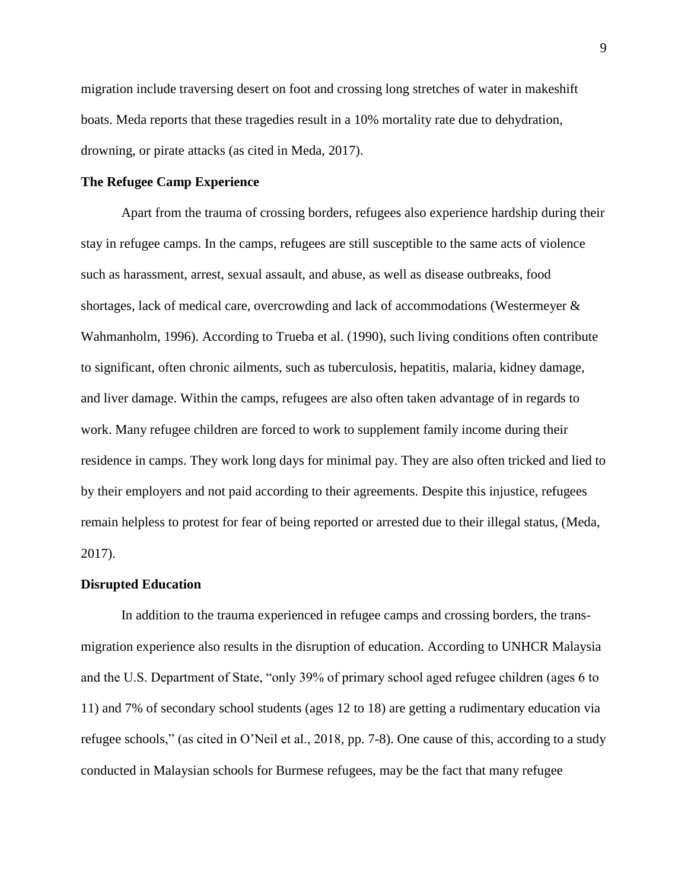migration include traversing desert on foot and crossing long stretches of water in makeshift boats. Meda reports that these tragedies result in a 10% mortality rate due to dehydration, drowning, or pirate attacks (as cited in Meda, 2017).

### The Refugee Camp Experience

Apart from the trauma of crossing borders, refugees also experience hardship during their stay in refugee camps. In the camps, refugees are still susceptible to the same acts of violence such as harassment, arrest, sexual assault, and abuse, as well as disease outbreaks, food shortages, lack of medical care, overcrowding and lack of accommodations (Westermeyer & Wahmanholm, 1996). According to Trueba et al. (1990), such living conditions often contribute to significant, often chronic ailments, such as tuberculosis, hepatitis, malaria, kidney damage, and liver damage. Within the camps, refugees are also often taken advantage of in regards to work. Many refugee children are forced to work to supplement family income during their residence in camps. They work long days for minimal pay. They are also often tricked and lied to by their employers and not paid according to their agreements. Despite this injustice, refugees remain helpless to protest for fear of being reported or arrested due to their illegal status, (Meda, 2017).

### Disrupted Education

In addition to the trauma experienced in refugee camps and crossing borders, the trans-migration experience also results in the disruption of education. According to UNHCR Malaysia and the U.S. Department of State, "only 39% of primary school aged refugee children (ages 6 to 11) and 7% of secondary school students (ages 12 to 18) are getting a rudimentary education via refugee schools," (as cited in O'Neil et al., 2018, pp. 7-8). One cause of this, according to a study conducted in Malaysian schools for Burmese refugees, may be the fact that many refugee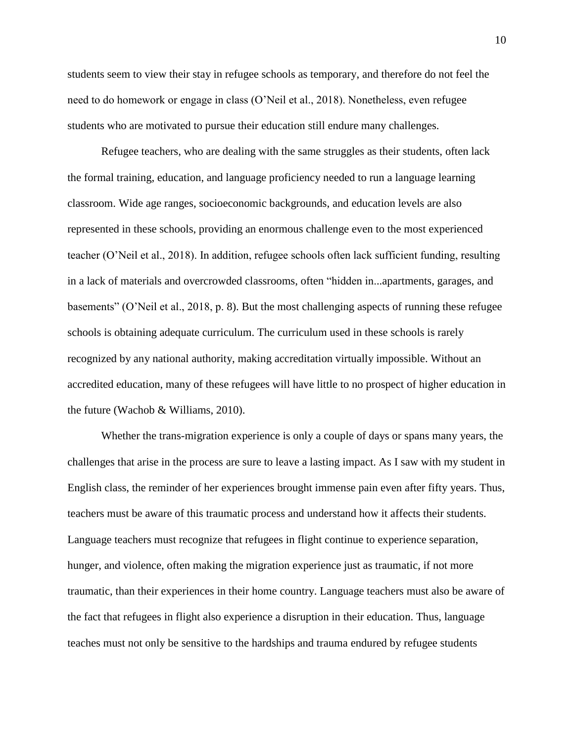students seem to view their stay in refugee schools as temporary, and therefore do not feel the need to do homework or engage in class (O'Neil et al., 2018). Nonetheless, even refugee students who are motivated to pursue their education still endure many challenges.

Refugee teachers, who are dealing with the same struggles as their students, often lack the formal training, education, and language proficiency needed to run a language learning classroom. Wide age ranges, socioeconomic backgrounds, and education levels are also represented in these schools, providing an enormous challenge even to the most experienced teacher (O'Neil et al., 2018). In addition, refugee schools often lack sufficient funding, resulting in a lack of materials and overcrowded classrooms, often "hidden in...apartments, garages, and basements" (O'Neil et al., 2018, p. 8). But the most challenging aspects of running these refugee schools is obtaining adequate curriculum. The curriculum used in these schools is rarely recognized by any national authority, making accreditation virtually impossible. Without an accredited education, many of these refugees will have little to no prospect of higher education in the future (Wachob & Williams, 2010).

Whether the trans-migration experience is only a couple of days or spans many years, the challenges that arise in the process are sure to leave a lasting impact. As I saw with my student in English class, the reminder of her experiences brought immense pain even after fifty years. Thus, teachers must be aware of this traumatic process and understand how it affects their students. Language teachers must recognize that refugees in flight continue to experience separation, hunger, and violence, often making the migration experience just as traumatic, if not more traumatic, than their experiences in their home country. Language teachers must also be aware of the fact that refugees in flight also experience a disruption in their education. Thus, language teaches must not only be sensitive to the hardships and trauma endured by refugee students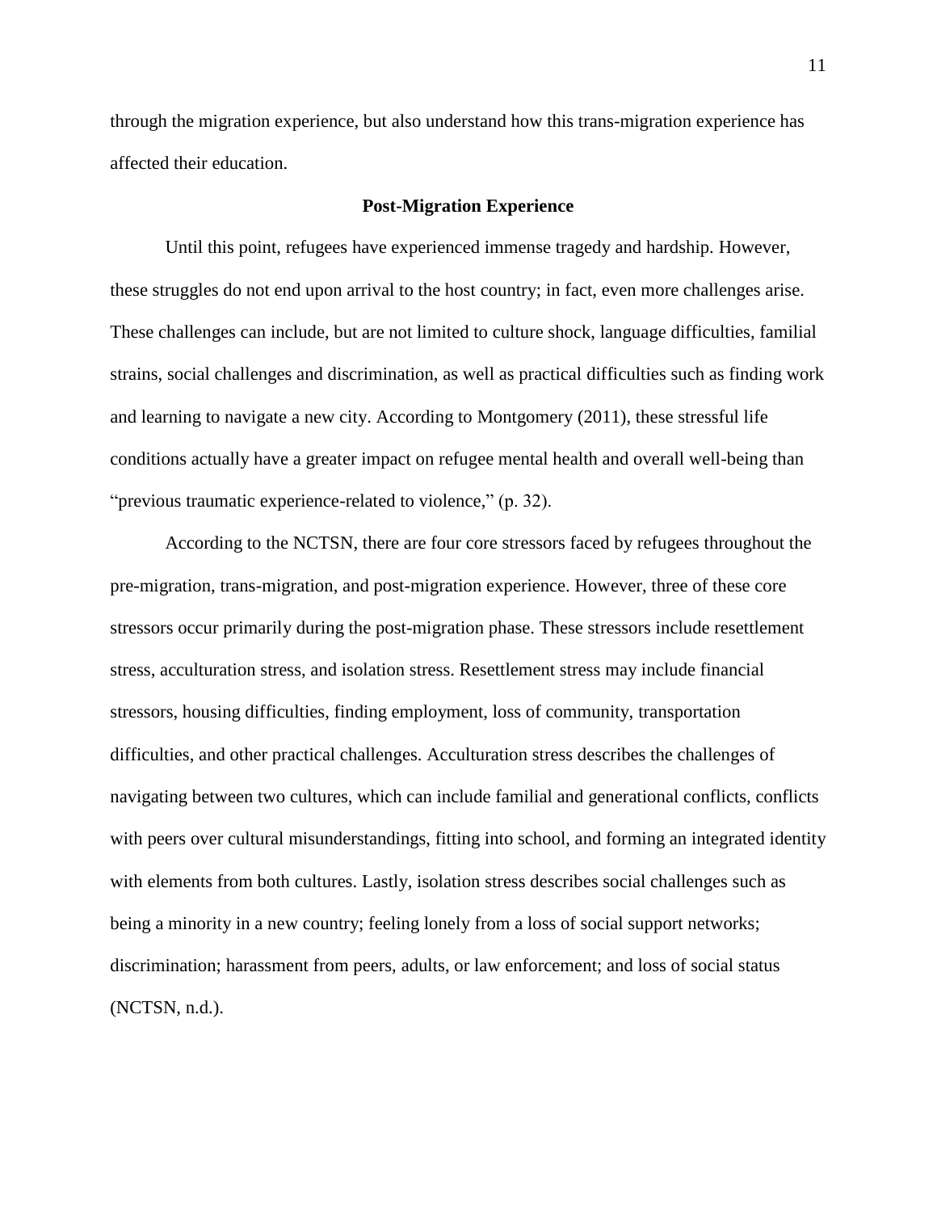through the migration experience, but also understand how this trans-migration experience has affected their education.

## Post-Migration Experience

Until this point, refugees have experienced immense tragedy and hardship. However, these struggles do not end upon arrival to the host country; in fact, even more challenges arise. These challenges can include, but are not limited to culture shock, language difficulties, familial strains, social challenges and discrimination, as well as practical difficulties such as finding work and learning to navigate a new city. According to Montgomery (2011), these stressful life conditions actually have a greater impact on refugee mental health and overall well-being than "previous traumatic experience-related to violence," (p. 32).

According to the NCTSN, there are four core stressors faced by refugees throughout the pre-migration, trans-migration, and post-migration experience. However, three of these core stressors occur primarily during the post-migration phase. These stressors include resettlement stress, acculturation stress, and isolation stress. Resettlement stress may include financial stressors, housing difficulties, finding employment, loss of community, transportation difficulties, and other practical challenges. Acculturation stress describes the challenges of navigating between two cultures, which can include familial and generational conflicts, conflicts with peers over cultural misunderstandings, fitting into school, and forming an integrated identity with elements from both cultures. Lastly, isolation stress describes social challenges such as being a minority in a new country; feeling lonely from a loss of social support networks; discrimination; harassment from peers, adults, or law enforcement; and loss of social status (NCTSN, n.d.).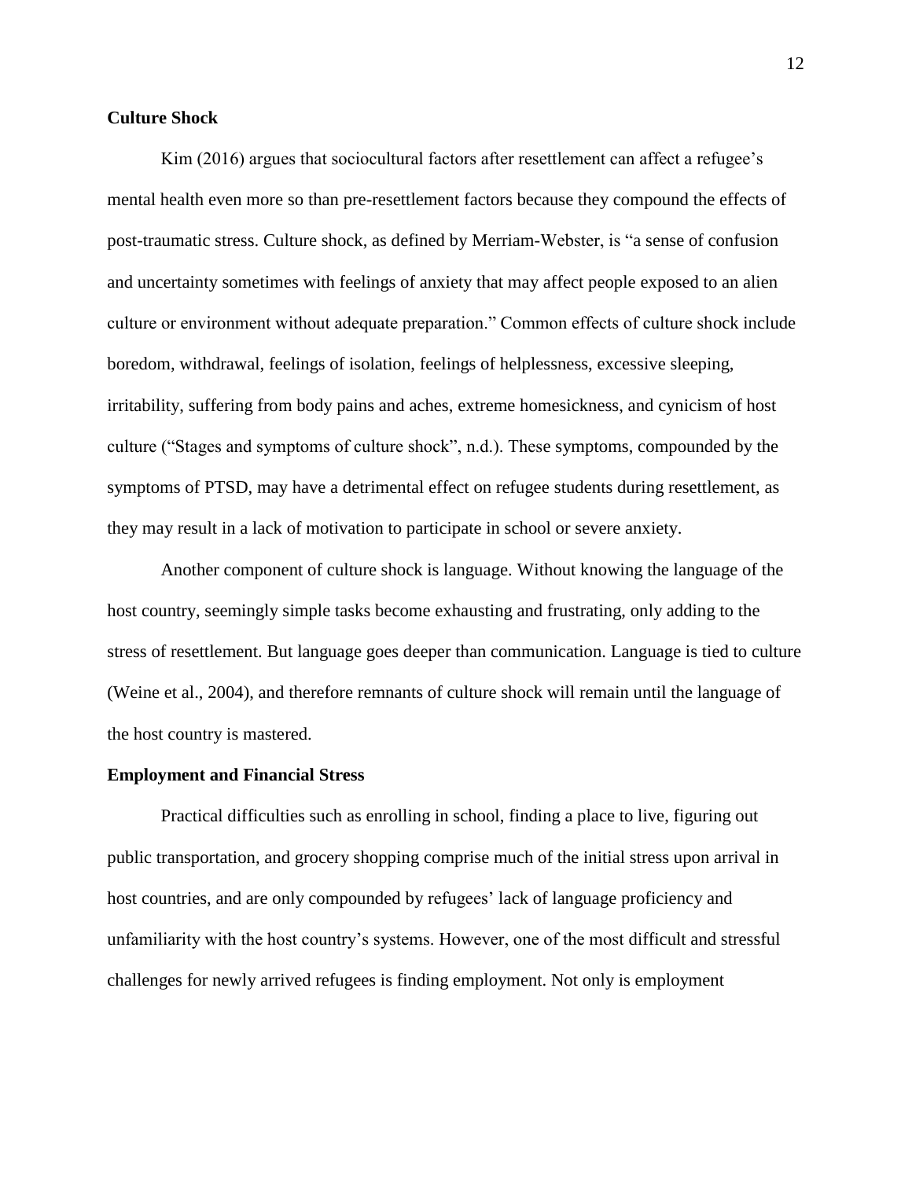## Culture Shock

Kim (2016) argues that sociocultural factors after resettlement can affect a refugee's mental health even more so than pre-resettlement factors because they compound the effects of post-traumatic stress. Culture shock, as defined by Merriam-Webster, is "a sense of confusion and uncertainty sometimes with feelings of anxiety that may affect people exposed to an alien culture or environment without adequate preparation." Common effects of culture shock include boredom, withdrawal, feelings of isolation, feelings of helplessness, excessive sleeping, irritability, suffering from body pains and aches, extreme homesickness, and cynicism of host culture ("Stages and symptoms of culture shock", n.d.). These symptoms, compounded by the symptoms of PTSD, may have a detrimental effect on refugee students during resettlement, as they may result in a lack of motivation to participate in school or severe anxiety.

Another component of culture shock is language. Without knowing the language of the host country, seemingly simple tasks become exhausting and frustrating, only adding to the stress of resettlement. But language goes deeper than communication. Language is tied to culture (Weine et al., 2004), and therefore remnants of culture shock will remain until the language of the host country is mastered.

## Employment and Financial Stress

Practical difficulties such as enrolling in school, finding a place to live, figuring out public transportation, and grocery shopping comprise much of the initial stress upon arrival in host countries, and are only compounded by refugees' lack of language proficiency and unfamiliarity with the host country's systems. However, one of the most difficult and stressful challenges for newly arrived refugees is finding employment. Not only is employment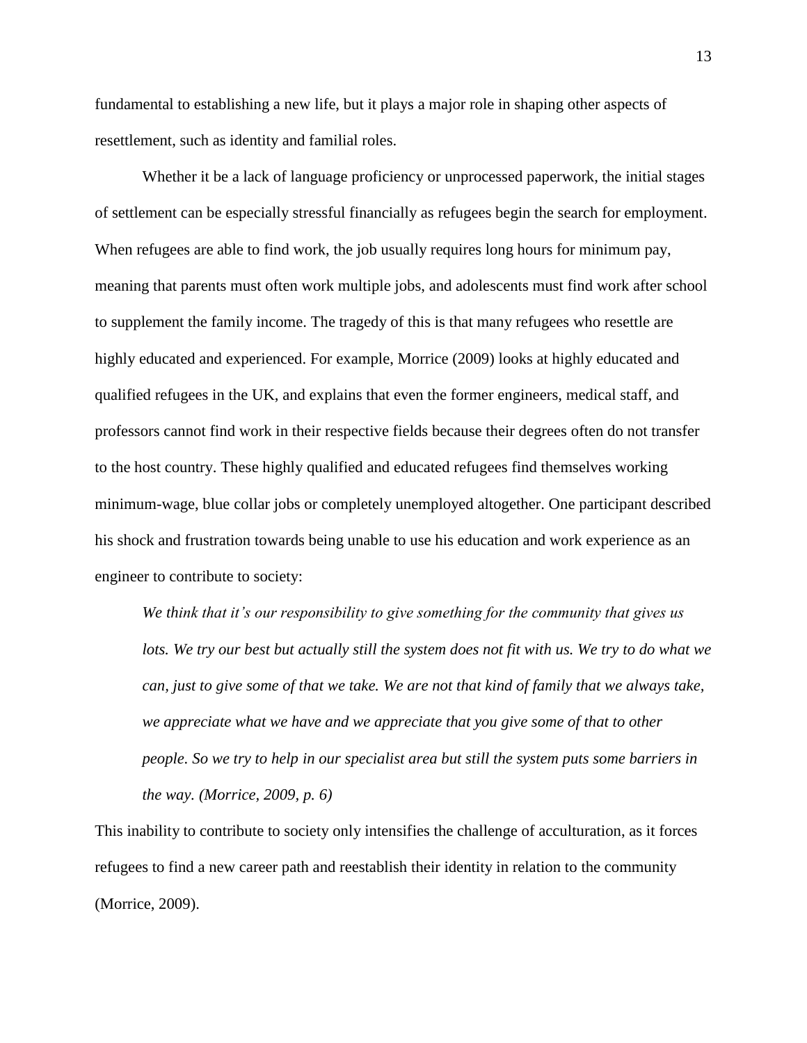fundamental to establishing a new life, but it plays a major role in shaping other aspects of resettlement, such as identity and familial roles.

Whether it be a lack of language proficiency or unprocessed paperwork, the initial stages of settlement can be especially stressful financially as refugees begin the search for employment. When refugees are able to find work, the job usually requires long hours for minimum pay, meaning that parents must often work multiple jobs, and adolescents must find work after school to supplement the family income. The tragedy of this is that many refugees who resettle are highly educated and experienced. For example, Morrice (2009) looks at highly educated and qualified refugees in the UK, and explains that even the former engineers, medical staff, and professors cannot find work in their respective fields because their degrees often do not transfer to the host country. These highly qualified and educated refugees find themselves working minimum-wage, blue collar jobs or completely unemployed altogether. One participant described his shock and frustration towards being unable to use his education and work experience as an engineer to contribute to society:

> *We think that it's our responsibility to give something for the community that gives us lots. We try our best but actually still the system does not fit with us. We try to do what we can, just to give some of that we take. We are not that kind of family that we always take, we appreciate what we have and we appreciate that you give some of that to other people. So we try to help in our specialist area but still the system puts some barriers in the way. (Morrice, 2009, p. 6)*

This inability to contribute to society only intensifies the challenge of acculturation, as it forces refugees to find a new career path and reestablish their identity in relation to the community (Morrice, 2009).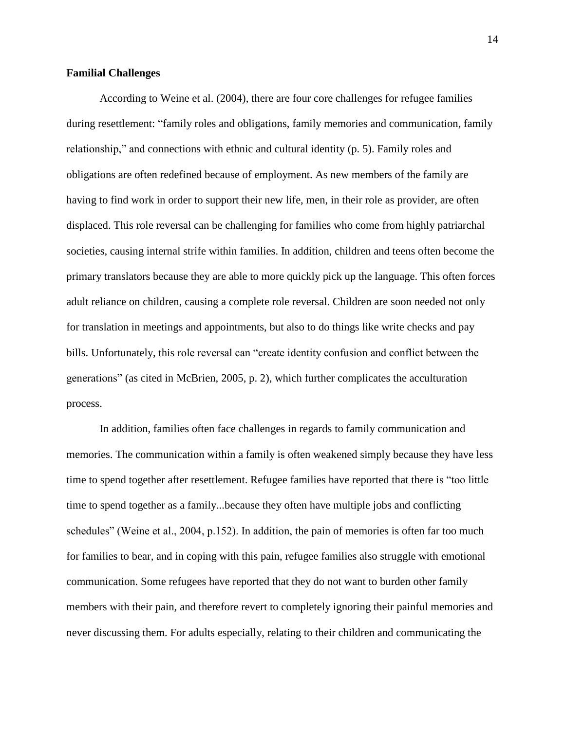**Familial Challenges**

According to Weine et al. (2004), there are four core challenges for refugee families during resettlement: "family roles and obligations, family memories and communication, family relationship," and connections with ethnic and cultural identity (p. 5). Family roles and obligations are often redefined because of employment. As new members of the family are having to find work in order to support their new life, men, in their role as provider, are often displaced. This role reversal can be challenging for families who come from highly patriarchal societies, causing internal strife within families. In addition, children and teens often become the primary translators because they are able to more quickly pick up the language. This often forces adult reliance on children, causing a complete role reversal. Children are soon needed not only for translation in meetings and appointments, but also to do things like write checks and pay bills. Unfortunately, this role reversal can "create identity confusion and conflict between the generations" (as cited in McBrien, 2005, p. 2), which further complicates the acculturation process.

In addition, families often face challenges in regards to family communication and memories. The communication within a family is often weakened simply because they have less time to spend together after resettlement. Refugee families have reported that there is "too little time to spend together as a family...because they often have multiple jobs and conflicting schedules" (Weine et al., 2004, p.152). In addition, the pain of memories is often far too much for families to bear, and in coping with this pain, refugee families also struggle with emotional communication. Some refugees have reported that they do not want to burden other family members with their pain, and therefore revert to completely ignoring their painful memories and never discussing them. For adults especially, relating to their children and communicating the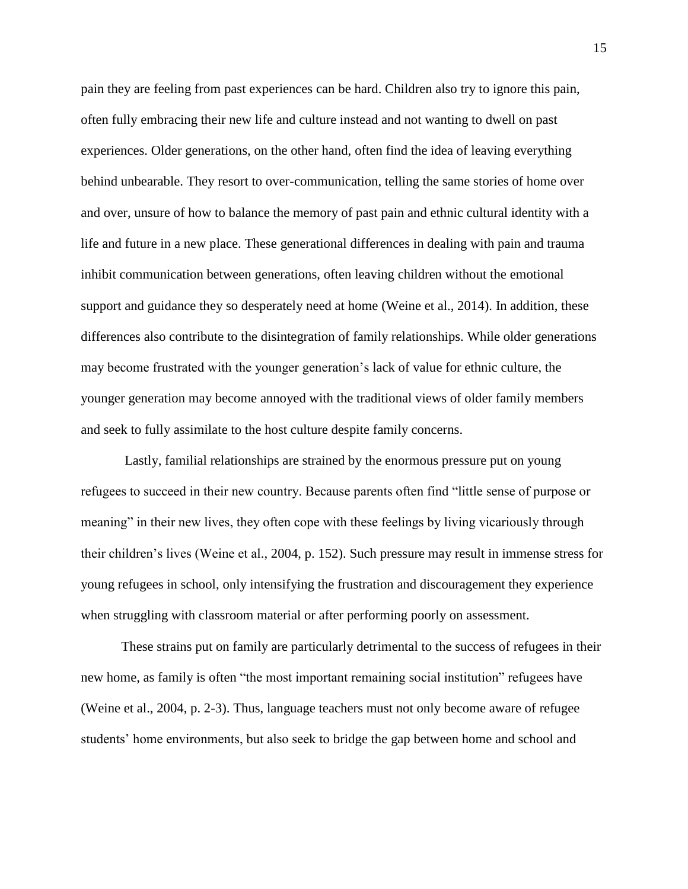pain they are feeling from past experiences can be hard. Children also try to ignore this pain, often fully embracing their new life and culture instead and not wanting to dwell on past experiences. Older generations, on the other hand, often find the idea of leaving everything behind unbearable. They resort to over-communication, telling the same stories of home over and over, unsure of how to balance the memory of past pain and ethnic cultural identity with a life and future in a new place. These generational differences in dealing with pain and trauma inhibit communication between generations, often leaving children without the emotional support and guidance they so desperately need at home (Weine et al., 2014). In addition, these differences also contribute to the disintegration of family relationships. While older generations may become frustrated with the younger generation's lack of value for ethnic culture, the younger generation may become annoyed with the traditional views of older family members and seek to fully assimilate to the host culture despite family concerns.

Lastly, familial relationships are strained by the enormous pressure put on young refugees to succeed in their new country. Because parents often find "little sense of purpose or meaning" in their new lives, they often cope with these feelings by living vicariously through their children's lives (Weine et al., 2004, p. 152). Such pressure may result in immense stress for young refugees in school, only intensifying the frustration and discouragement they experience when struggling with classroom material or after performing poorly on assessment.

These strains put on family are particularly detrimental to the success of refugees in their new home, as family is often "the most important remaining social institution" refugees have (Weine et al., 2004, p. 2-3). Thus, language teachers must not only become aware of refugee students' home environments, but also seek to bridge the gap between home and school and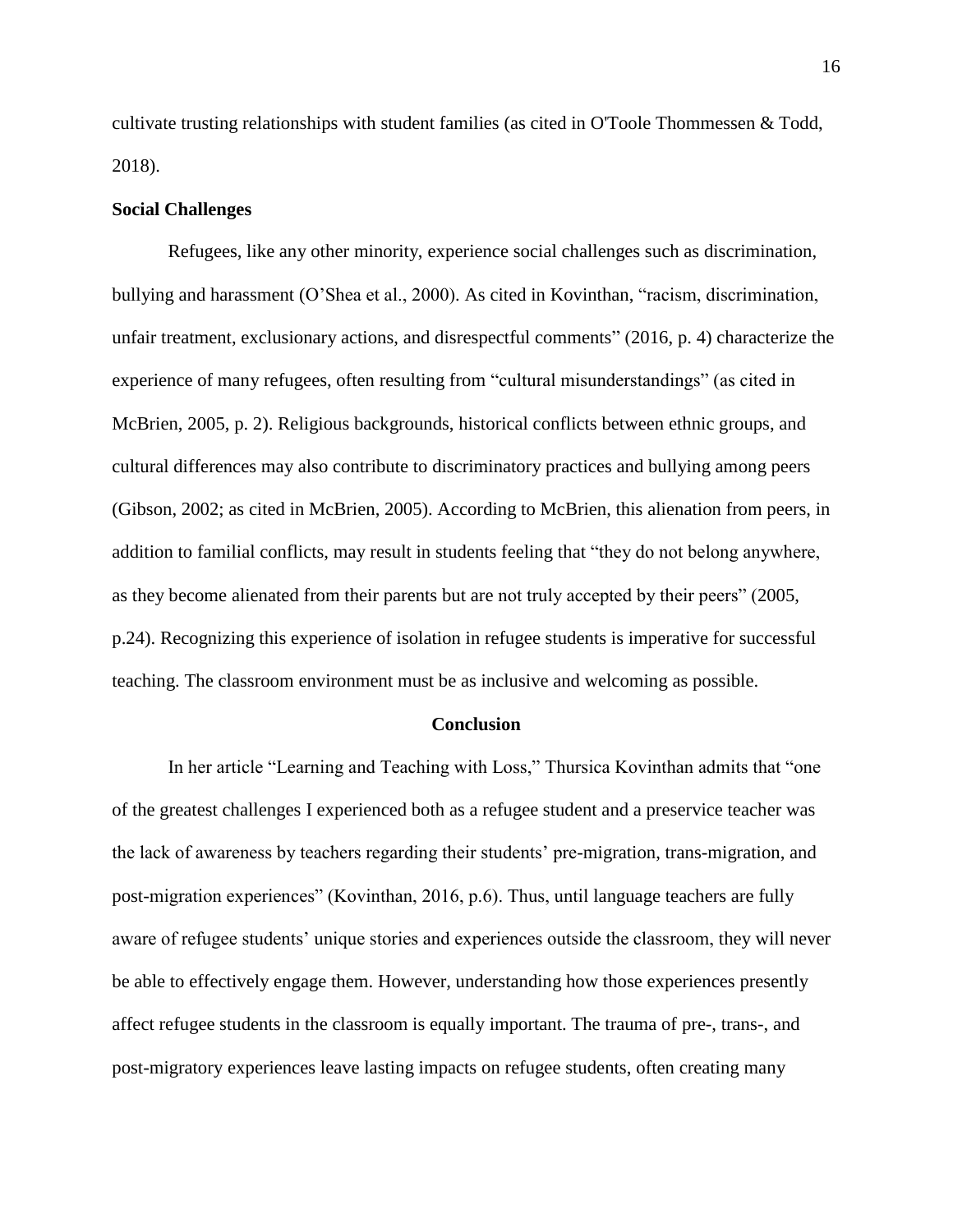cultivate trusting relationships with student families (as cited in O'Toole Thommessen & Todd, 2018).

**Social Challenges**

Refugees, like any other minority, experience social challenges such as discrimination, bullying and harassment (O'Shea et al., 2000). As cited in Kovinthan, "racism, discrimination, unfair treatment, exclusionary actions, and disrespectful comments" (2016, p. 4) characterize the experience of many refugees, often resulting from "cultural misunderstandings" (as cited in McBrien, 2005, p. 2). Religious backgrounds, historical conflicts between ethnic groups, and cultural differences may also contribute to discriminatory practices and bullying among peers (Gibson, 2002; as cited in McBrien, 2005). According to McBrien, this alienation from peers, in addition to familial conflicts, may result in students feeling that "they do not belong anywhere, as they become alienated from their parents but are not truly accepted by their peers" (2005, p.24). Recognizing this experience of isolation in refugee students is imperative for successful teaching. The classroom environment must be as inclusive and welcoming as possible.

## Conclusion

In her article "Learning and Teaching with Loss," Thursica Kovinthan admits that "one of the greatest challenges I experienced both as a refugee student and a preservice teacher was the lack of awareness by teachers regarding their students' pre-migration, trans-migration, and post-migration experiences" (Kovinthan, 2016, p.6). Thus, until language teachers are fully aware of refugee students' unique stories and experiences outside the classroom, they will never be able to effectively engage them. However, understanding how those experiences presently affect refugee students in the classroom is equally important. The trauma of pre-, trans-, and post-migratory experiences leave lasting impacts on refugee students, often creating many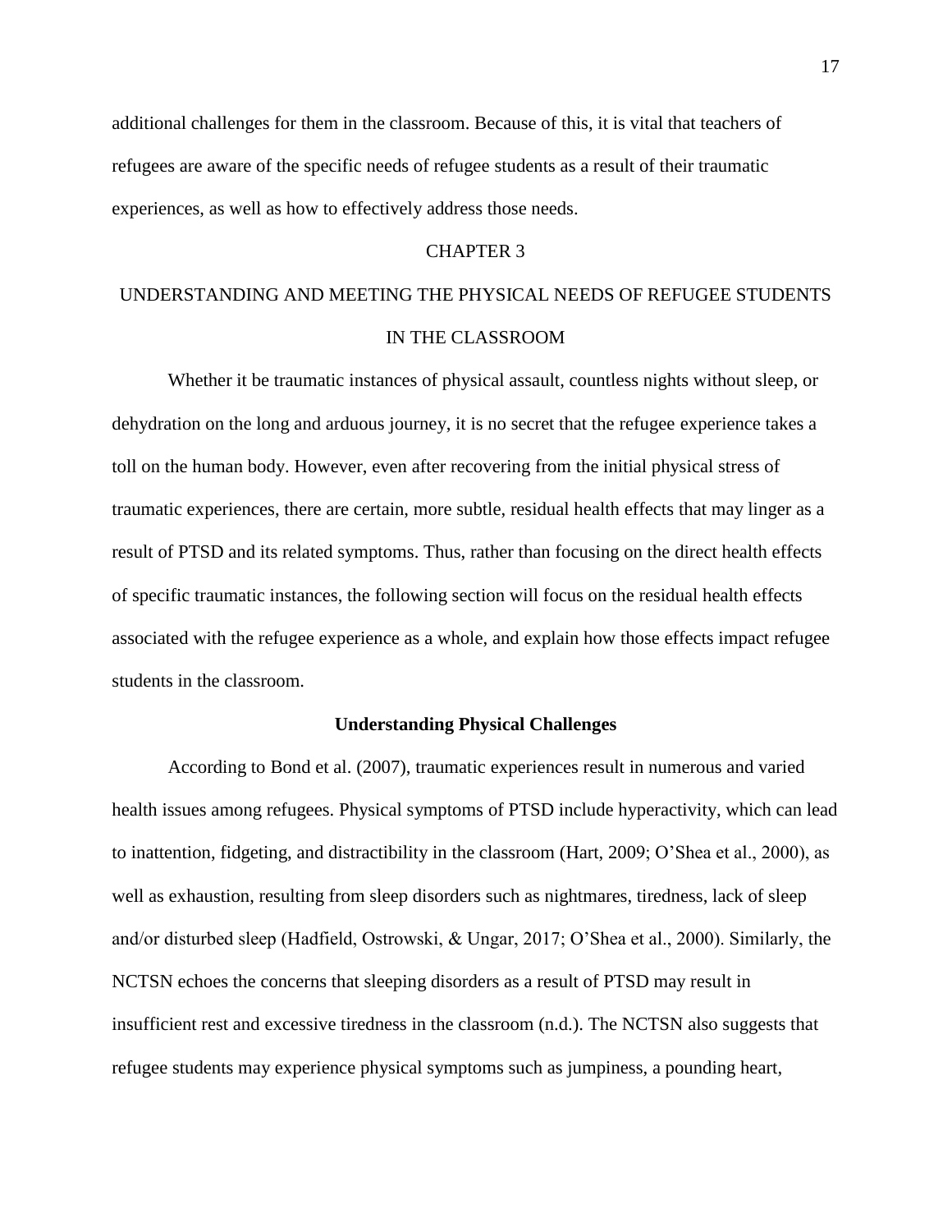additional challenges for them in the classroom. Because of this, it is vital that teachers of refugees are aware of the specific needs of refugee students as a result of their traumatic experiences, as well as how to effectively address those needs.

# CHAPTER 3

# UNDERSTANDING AND MEETING THE PHYSICAL NEEDS OF REFUGEE STUDENTS IN THE CLASSROOM

Whether it be traumatic instances of physical assault, countless nights without sleep, or dehydration on the long and arduous journey, it is no secret that the refugee experience takes a toll on the human body. However, even after recovering from the initial physical stress of traumatic experiences, there are certain, more subtle, residual health effects that may linger as a result of PTSD and its related symptoms. Thus, rather than focusing on the direct health effects of specific traumatic instances, the following section will focus on the residual health effects associated with the refugee experience as a whole, and explain how those effects impact refugee students in the classroom.

## Understanding Physical Challenges

According to Bond et al. (2007), traumatic experiences result in numerous and varied health issues among refugees. Physical symptoms of PTSD include hyperactivity, which can lead to inattention, fidgeting, and distractibility in the classroom (Hart, 2009; O'Shea et al., 2000), as well as exhaustion, resulting from sleep disorders such as nightmares, tiredness, lack of sleep and/or disturbed sleep (Hadfield, Ostrowski, & Ungar, 2017; O'Shea et al., 2000). Similarly, the NCTSN echoes the concerns that sleeping disorders as a result of PTSD may result in insufficient rest and excessive tiredness in the classroom (n.d.). The NCTSN also suggests that refugee students may experience physical symptoms such as jumpiness, a pounding heart,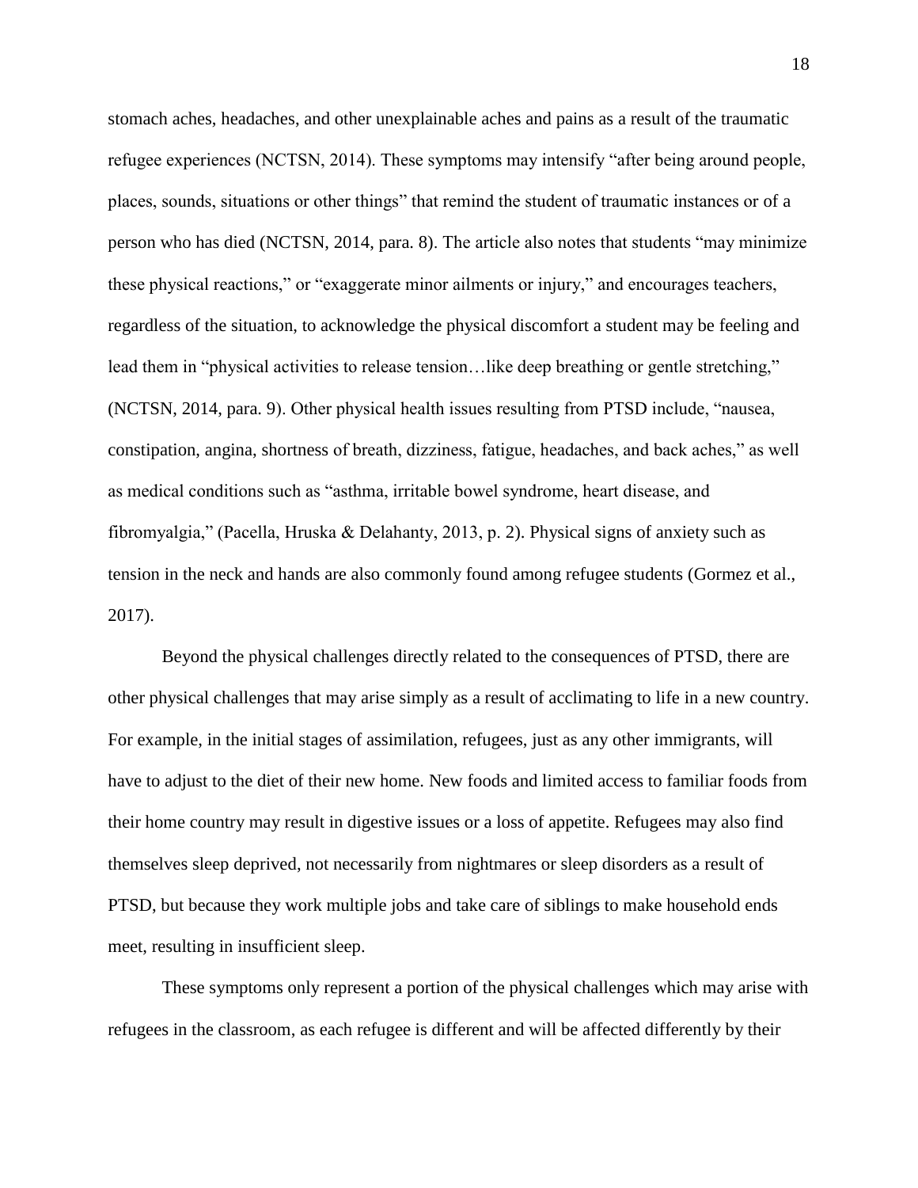stomach aches, headaches, and other unexplainable aches and pains as a result of the traumatic refugee experiences (NCTSN, 2014). These symptoms may intensify "after being around people, places, sounds, situations or other things" that remind the student of traumatic instances or of a person who has died (NCTSN, 2014, para. 8). The article also notes that students "may minimize these physical reactions," or "exaggerate minor ailments or injury," and encourages teachers, regardless of the situation, to acknowledge the physical discomfort a student may be feeling and lead them in "physical activities to release tension…like deep breathing or gentle stretching," (NCTSN, 2014, para. 9). Other physical health issues resulting from PTSD include, "nausea, constipation, angina, shortness of breath, dizziness, fatigue, headaches, and back aches," as well as medical conditions such as "asthma, irritable bowel syndrome, heart disease, and fibromyalgia," (Pacella, Hruska & Delahanty, 2013, p. 2). Physical signs of anxiety such as tension in the neck and hands are also commonly found among refugee students (Gormez et al., 2017).

Beyond the physical challenges directly related to the consequences of PTSD, there are other physical challenges that may arise simply as a result of acclimating to life in a new country. For example, in the initial stages of assimilation, refugees, just as any other immigrants, will have to adjust to the diet of their new home. New foods and limited access to familiar foods from their home country may result in digestive issues or a loss of appetite. Refugees may also find themselves sleep deprived, not necessarily from nightmares or sleep disorders as a result of PTSD, but because they work multiple jobs and take care of siblings to make household ends meet, resulting in insufficient sleep.

These symptoms only represent a portion of the physical challenges which may arise with refugees in the classroom, as each refugee is different and will be affected differently by their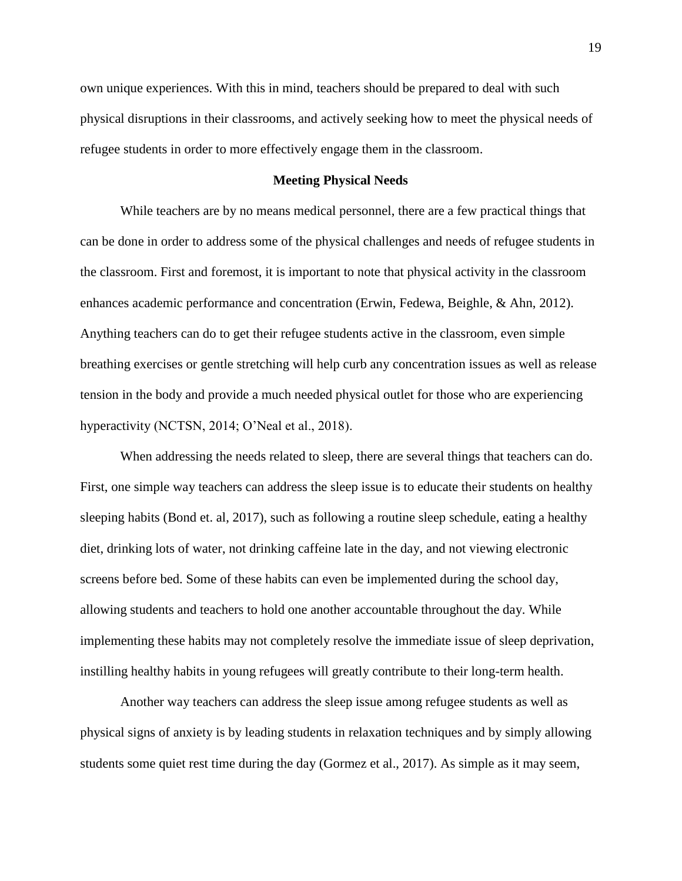own unique experiences. With this in mind, teachers should be prepared to deal with such physical disruptions in their classrooms, and actively seeking how to meet the physical needs of refugee students in order to more effectively engage them in the classroom.

## Meeting Physical Needs

While teachers are by no means medical personnel, there are a few practical things that can be done in order to address some of the physical challenges and needs of refugee students in the classroom. First and foremost, it is important to note that physical activity in the classroom enhances academic performance and concentration (Erwin, Fedewa, Beighle, & Ahn, 2012). Anything teachers can do to get their refugee students active in the classroom, even simple breathing exercises or gentle stretching will help curb any concentration issues as well as release tension in the body and provide a much needed physical outlet for those who are experiencing hyperactivity (NCTSN, 2014; O'Neal et al., 2018).

When addressing the needs related to sleep, there are several things that teachers can do. First, one simple way teachers can address the sleep issue is to educate their students on healthy sleeping habits (Bond et. al, 2017), such as following a routine sleep schedule, eating a healthy diet, drinking lots of water, not drinking caffeine late in the day, and not viewing electronic screens before bed. Some of these habits can even be implemented during the school day, allowing students and teachers to hold one another accountable throughout the day. While implementing these habits may not completely resolve the immediate issue of sleep deprivation, instilling healthy habits in young refugees will greatly contribute to their long-term health.

Another way teachers can address the sleep issue among refugee students as well as physical signs of anxiety is by leading students in relaxation techniques and by simply allowing students some quiet rest time during the day (Gormez et al., 2017). As simple as it may seem,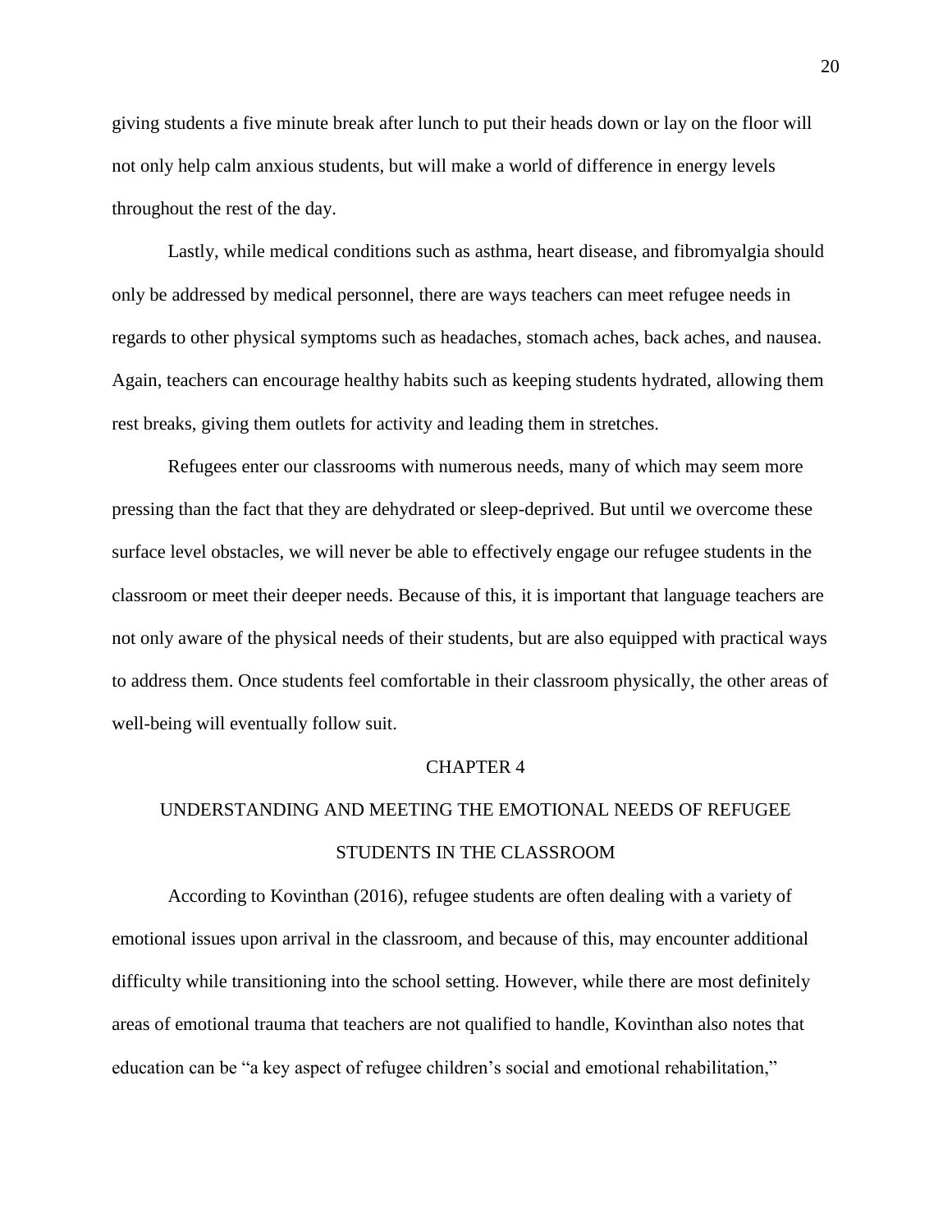giving students a five minute break after lunch to put their heads down or lay on the floor will not only help calm anxious students, but will make a world of difference in energy levels throughout the rest of the day.

Lastly, while medical conditions such as asthma, heart disease, and fibromyalgia should only be addressed by medical personnel, there are ways teachers can meet refugee needs in regards to other physical symptoms such as headaches, stomach aches, back aches, and nausea. Again, teachers can encourage healthy habits such as keeping students hydrated, allowing them rest breaks, giving them outlets for activity and leading them in stretches.

Refugees enter our classrooms with numerous needs, many of which may seem more pressing than the fact that they are dehydrated or sleep-deprived. But until we overcome these surface level obstacles, we will never be able to effectively engage our refugee students in the classroom or meet their deeper needs. Because of this, it is important that language teachers are not only aware of the physical needs of their students, but are also equipped with practical ways to address them. Once students feel comfortable in their classroom physically, the other areas of well-being will eventually follow suit.

# CHAPTER 4

# UNDERSTANDING AND MEETING THE EMOTIONAL NEEDS OF REFUGEE STUDENTS IN THE CLASSROOM

According to Kovinthan (2016), refugee students are often dealing with a variety of emotional issues upon arrival in the classroom, and because of this, may encounter additional difficulty while transitioning into the school setting. However, while there are most definitely areas of emotional trauma that teachers are not qualified to handle, Kovinthan also notes that education can be "a key aspect of refugee children's social and emotional rehabilitation,"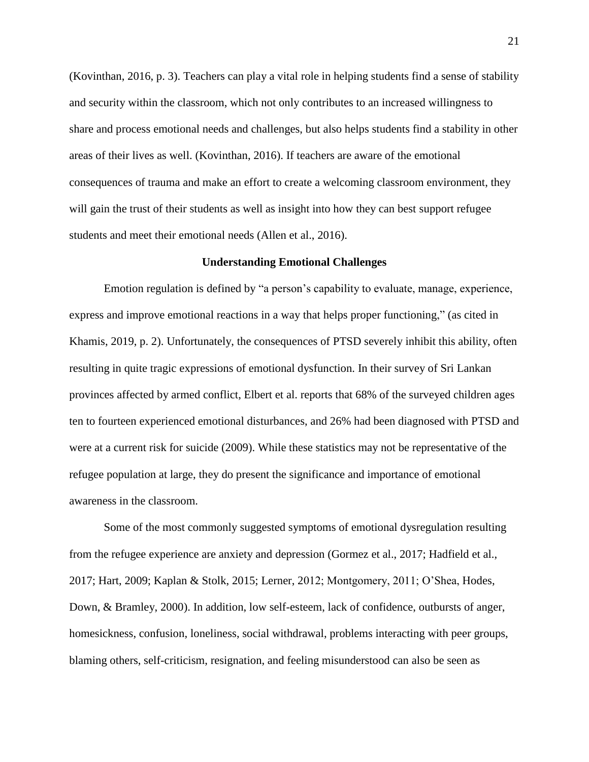(Kovinthan, 2016, p. 3). Teachers can play a vital role in helping students find a sense of stability and security within the classroom, which not only contributes to an increased willingness to share and process emotional needs and challenges, but also helps students find a stability in other areas of their lives as well. (Kovinthan, 2016). If teachers are aware of the emotional consequences of trauma and make an effort to create a welcoming classroom environment, they will gain the trust of their students as well as insight into how they can best support refugee students and meet their emotional needs (Allen et al., 2016).

### Understanding Emotional Challenges

Emotion regulation is defined by "a person's capability to evaluate, manage, experience, express and improve emotional reactions in a way that helps proper functioning," (as cited in Khamis, 2019, p. 2). Unfortunately, the consequences of PTSD severely inhibit this ability, often resulting in quite tragic expressions of emotional dysfunction. In their survey of Sri Lankan provinces affected by armed conflict, Elbert et al. reports that 68% of the surveyed children ages ten to fourteen experienced emotional disturbances, and 26% had been diagnosed with PTSD and were at a current risk for suicide (2009). While these statistics may not be representative of the refugee population at large, they do present the significance and importance of emotional awareness in the classroom.

Some of the most commonly suggested symptoms of emotional dysregulation resulting from the refugee experience are anxiety and depression (Gormez et al., 2017; Hadfield et al., 2017; Hart, 2009; Kaplan & Stolk, 2015; Lerner, 2012; Montgomery, 2011; O'Shea, Hodes, Down, & Bramley, 2000). In addition, low self-esteem, lack of confidence, outbursts of anger, homesickness, confusion, loneliness, social withdrawal, problems interacting with peer groups, blaming others, self-criticism, resignation, and feeling misunderstood can also be seen as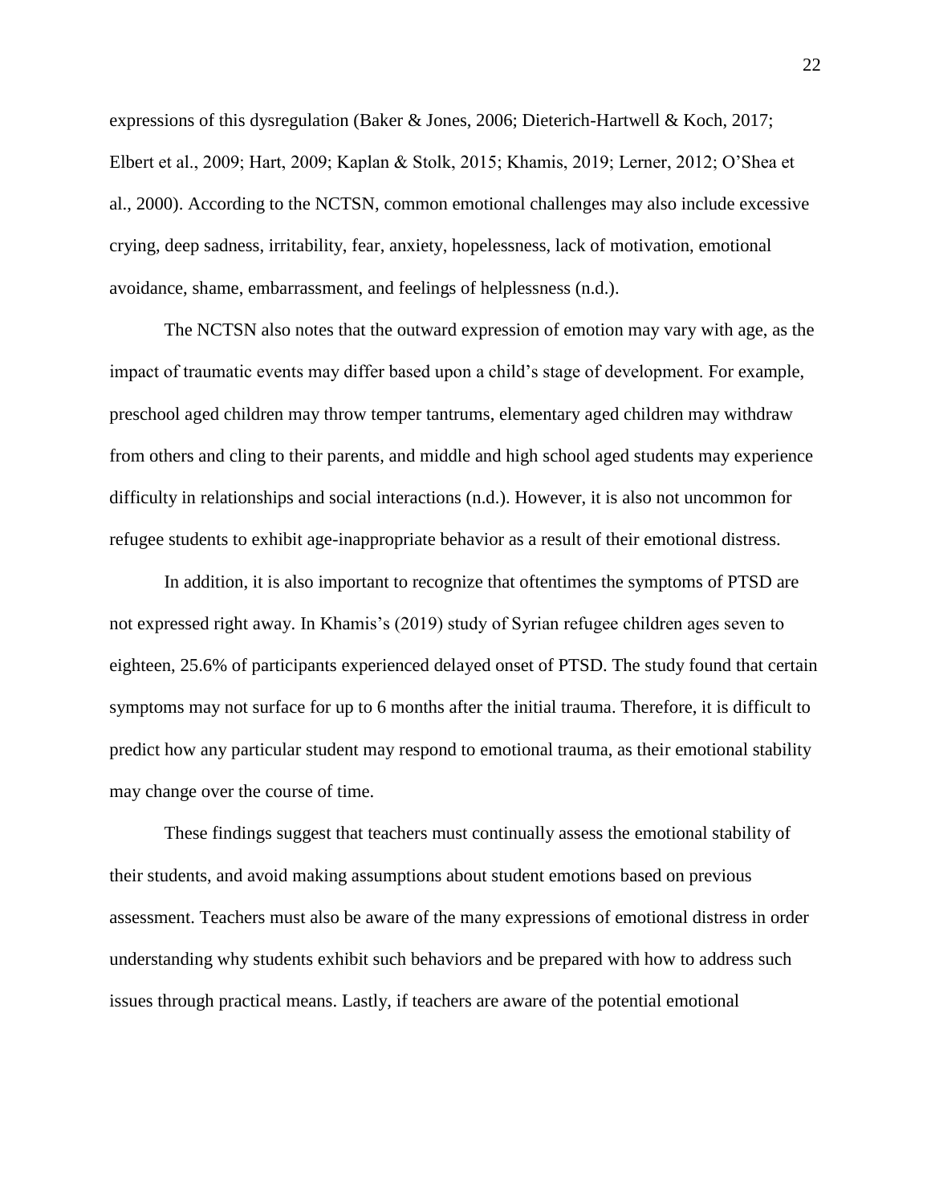expressions of this dysregulation (Baker & Jones, 2006; Dieterich-Hartwell & Koch, 2017; Elbert et al., 2009; Hart, 2009; Kaplan & Stolk, 2015; Khamis, 2019; Lerner, 2012; O'Shea et al., 2000). According to the NCTSN, common emotional challenges may also include excessive crying, deep sadness, irritability, fear, anxiety, hopelessness, lack of motivation, emotional avoidance, shame, embarrassment, and feelings of helplessness (n.d.).

The NCTSN also notes that the outward expression of emotion may vary with age, as the impact of traumatic events may differ based upon a child's stage of development. For example, preschool aged children may throw temper tantrums, elementary aged children may withdraw from others and cling to their parents, and middle and high school aged students may experience difficulty in relationships and social interactions (n.d.). However, it is also not uncommon for refugee students to exhibit age-inappropriate behavior as a result of their emotional distress.

In addition, it is also important to recognize that oftentimes the symptoms of PTSD are not expressed right away. In Khamis's (2019) study of Syrian refugee children ages seven to eighteen, 25.6% of participants experienced delayed onset of PTSD. The study found that certain symptoms may not surface for up to 6 months after the initial trauma. Therefore, it is difficult to predict how any particular student may respond to emotional trauma, as their emotional stability may change over the course of time.

These findings suggest that teachers must continually assess the emotional stability of their students, and avoid making assumptions about student emotions based on previous assessment. Teachers must also be aware of the many expressions of emotional distress in order understanding why students exhibit such behaviors and be prepared with how to address such issues through practical means. Lastly, if teachers are aware of the potential emotional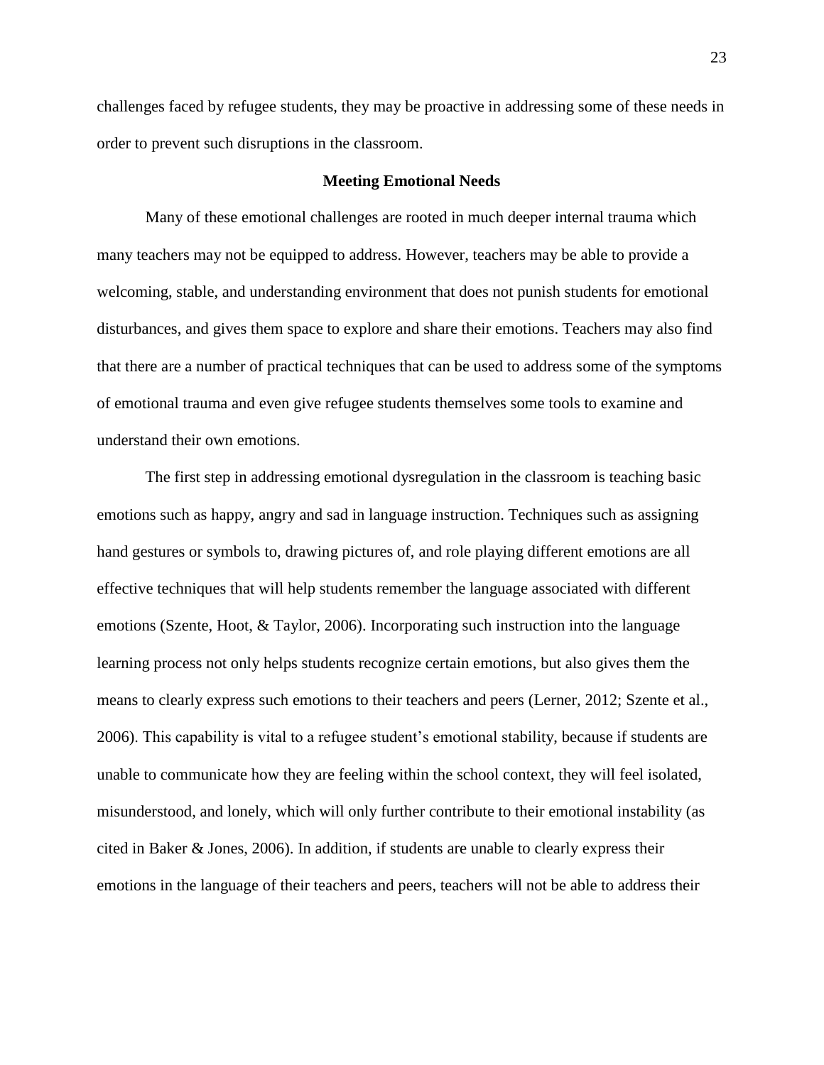challenges faced by refugee students, they may be proactive in addressing some of these needs in order to prevent such disruptions in the classroom.

## Meeting Emotional Needs

Many of these emotional challenges are rooted in much deeper internal trauma which many teachers may not be equipped to address. However, teachers may be able to provide a welcoming, stable, and understanding environment that does not punish students for emotional disturbances, and gives them space to explore and share their emotions. Teachers may also find that there are a number of practical techniques that can be used to address some of the symptoms of emotional trauma and even give refugee students themselves some tools to examine and understand their own emotions.

The first step in addressing emotional dysregulation in the classroom is teaching basic emotions such as happy, angry and sad in language instruction. Techniques such as assigning hand gestures or symbols to, drawing pictures of, and role playing different emotions are all effective techniques that will help students remember the language associated with different emotions (Szente, Hoot, & Taylor, 2006). Incorporating such instruction into the language learning process not only helps students recognize certain emotions, but also gives them the means to clearly express such emotions to their teachers and peers (Lerner, 2012; Szente et al., 2006). This capability is vital to a refugee student's emotional stability, because if students are unable to communicate how they are feeling within the school context, they will feel isolated, misunderstood, and lonely, which will only further contribute to their emotional instability (as cited in Baker & Jones, 2006). In addition, if students are unable to clearly express their emotions in the language of their teachers and peers, teachers will not be able to address their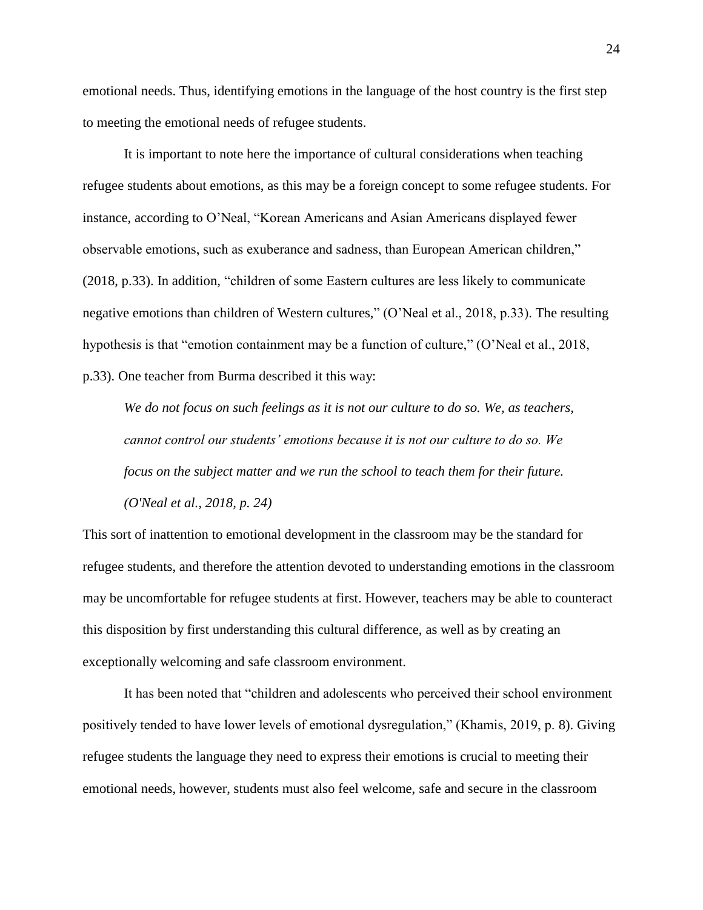emotional needs. Thus, identifying emotions in the language of the host country is the first step to meeting the emotional needs of refugee students.

It is important to note here the importance of cultural considerations when teaching refugee students about emotions, as this may be a foreign concept to some refugee students. For instance, according to O'Neal, "Korean Americans and Asian Americans displayed fewer observable emotions, such as exuberance and sadness, than European American children," (2018, p.33). In addition, "children of some Eastern cultures are less likely to communicate negative emotions than children of Western cultures," (O'Neal et al., 2018, p.33). The resulting hypothesis is that "emotion containment may be a function of culture," (O'Neal et al., 2018, p.33). One teacher from Burma described it this way:

> *We do not focus on such feelings as it is not our culture to do so. We, as teachers, cannot control our students' emotions because it is not our culture to do so. We focus on the subject matter and we run the school to teach them for their future. (O'Neal et al., 2018, p. 24)*

This sort of inattention to emotional development in the classroom may be the standard for refugee students, and therefore the attention devoted to understanding emotions in the classroom may be uncomfortable for refugee students at first. However, teachers may be able to counteract this disposition by first understanding this cultural difference, as well as by creating an exceptionally welcoming and safe classroom environment.

It has been noted that "children and adolescents who perceived their school environment positively tended to have lower levels of emotional dysregulation," (Khamis, 2019, p. 8). Giving refugee students the language they need to express their emotions is crucial to meeting their emotional needs, however, students must also feel welcome, safe and secure in the classroom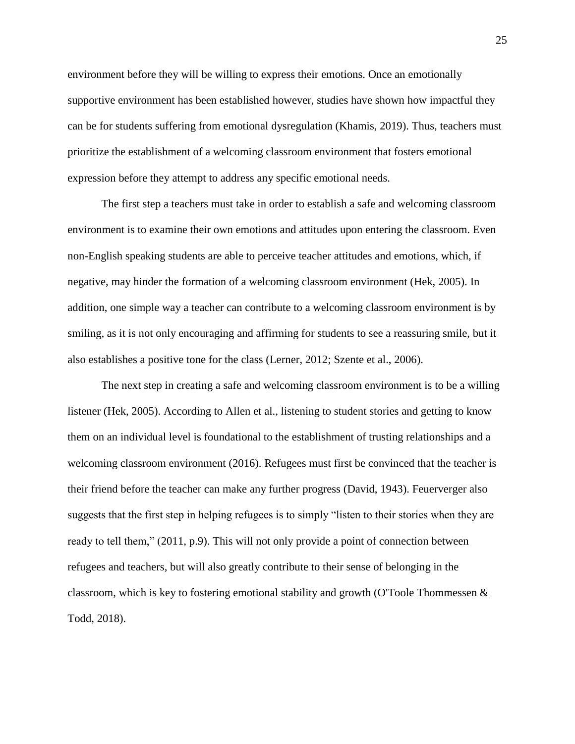environment before they will be willing to express their emotions. Once an emotionally supportive environment has been established however, studies have shown how impactful they can be for students suffering from emotional dysregulation (Khamis, 2019). Thus, teachers must prioritize the establishment of a welcoming classroom environment that fosters emotional expression before they attempt to address any specific emotional needs.

The first step a teachers must take in order to establish a safe and welcoming classroom environment is to examine their own emotions and attitudes upon entering the classroom. Even non-English speaking students are able to perceive teacher attitudes and emotions, which, if negative, may hinder the formation of a welcoming classroom environment (Hek, 2005). In addition, one simple way a teacher can contribute to a welcoming classroom environment is by smiling, as it is not only encouraging and affirming for students to see a reassuring smile, but it also establishes a positive tone for the class (Lerner, 2012; Szente et al., 2006).

The next step in creating a safe and welcoming classroom environment is to be a willing listener (Hek, 2005). According to Allen et al., listening to student stories and getting to know them on an individual level is foundational to the establishment of trusting relationships and a welcoming classroom environment (2016). Refugees must first be convinced that the teacher is their friend before the teacher can make any further progress (David, 1943). Feuerverger also suggests that the first step in helping refugees is to simply "listen to their stories when they are ready to tell them," (2011, p.9). This will not only provide a point of connection between refugees and teachers, but will also greatly contribute to their sense of belonging in the classroom, which is key to fostering emotional stability and growth (O'Toole Thommessen & Todd, 2018).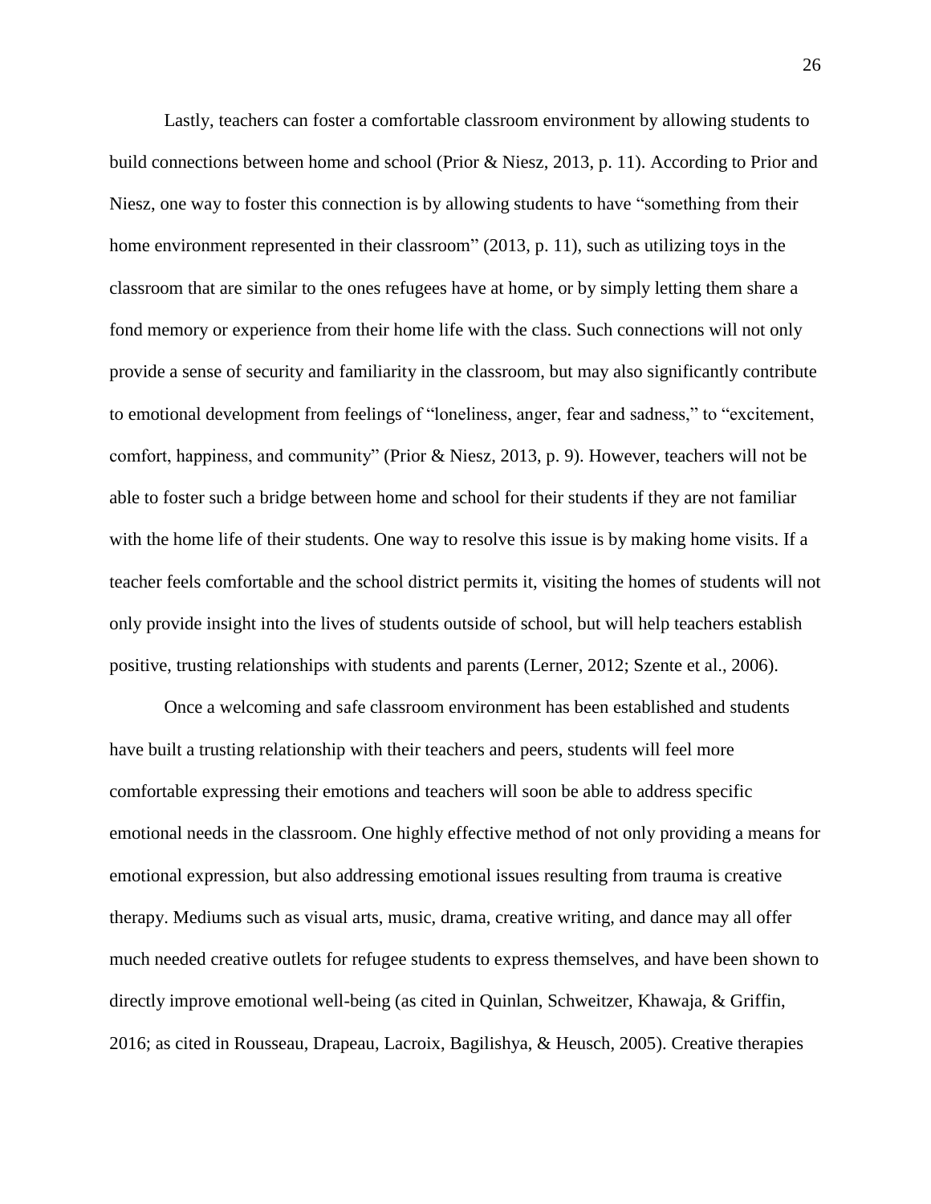Lastly, teachers can foster a comfortable classroom environment by allowing students to build connections between home and school (Prior & Niesz, 2013, p. 11). According to Prior and Niesz, one way to foster this connection is by allowing students to have "something from their home environment represented in their classroom" (2013, p. 11), such as utilizing toys in the classroom that are similar to the ones refugees have at home, or by simply letting them share a fond memory or experience from their home life with the class. Such connections will not only provide a sense of security and familiarity in the classroom, but may also significantly contribute to emotional development from feelings of "loneliness, anger, fear and sadness," to "excitement, comfort, happiness, and community" (Prior & Niesz, 2013, p. 9). However, teachers will not be able to foster such a bridge between home and school for their students if they are not familiar with the home life of their students. One way to resolve this issue is by making home visits. If a teacher feels comfortable and the school district permits it, visiting the homes of students will not only provide insight into the lives of students outside of school, but will help teachers establish positive, trusting relationships with students and parents (Lerner, 2012; Szente et al., 2006).

Once a welcoming and safe classroom environment has been established and students have built a trusting relationship with their teachers and peers, students will feel more comfortable expressing their emotions and teachers will soon be able to address specific emotional needs in the classroom. One highly effective method of not only providing a means for emotional expression, but also addressing emotional issues resulting from trauma is creative therapy. Mediums such as visual arts, music, drama, creative writing, and dance may all offer much needed creative outlets for refugee students to express themselves, and have been shown to directly improve emotional well-being (as cited in Quinlan, Schweitzer, Khawaja, & Griffin, 2016; as cited in Rousseau, Drapeau, Lacroix, Bagilishya, & Heusch, 2005). Creative therapies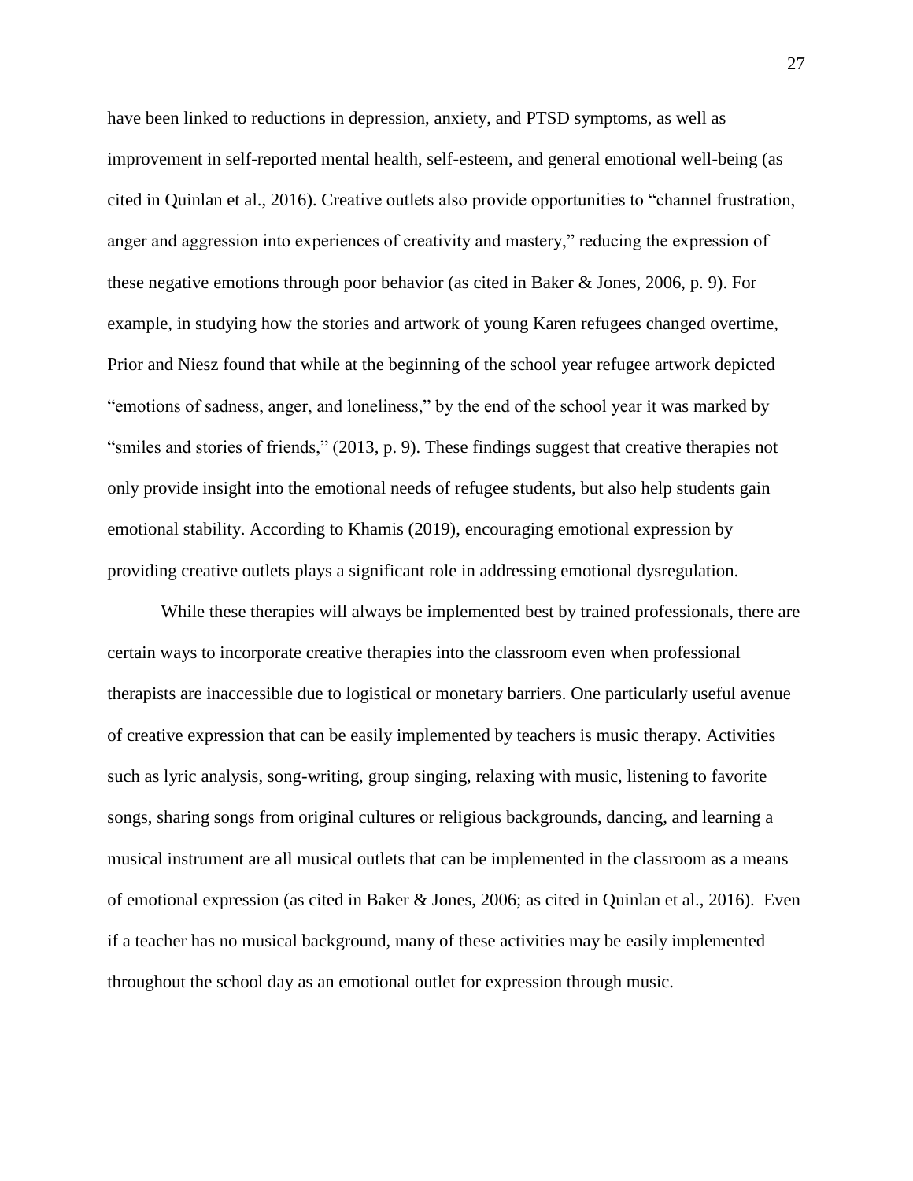have been linked to reductions in depression, anxiety, and PTSD symptoms, as well as improvement in self-reported mental health, self-esteem, and general emotional well-being (as cited in Quinlan et al., 2016). Creative outlets also provide opportunities to "channel frustration, anger and aggression into experiences of creativity and mastery," reducing the expression of these negative emotions through poor behavior (as cited in Baker & Jones, 2006, p. 9). For example, in studying how the stories and artwork of young Karen refugees changed overtime, Prior and Niesz found that while at the beginning of the school year refugee artwork depicted "emotions of sadness, anger, and loneliness," by the end of the school year it was marked by "smiles and stories of friends," (2013, p. 9). These findings suggest that creative therapies not only provide insight into the emotional needs of refugee students, but also help students gain emotional stability. According to Khamis (2019), encouraging emotional expression by providing creative outlets plays a significant role in addressing emotional dysregulation.

While these therapies will always be implemented best by trained professionals, there are certain ways to incorporate creative therapies into the classroom even when professional therapists are inaccessible due to logistical or monetary barriers. One particularly useful avenue of creative expression that can be easily implemented by teachers is music therapy. Activities such as lyric analysis, song-writing, group singing, relaxing with music, listening to favorite songs, sharing songs from original cultures or religious backgrounds, dancing, and learning a musical instrument are all musical outlets that can be implemented in the classroom as a means of emotional expression (as cited in Baker & Jones, 2006; as cited in Quinlan et al., 2016). Even if a teacher has no musical background, many of these activities may be easily implemented throughout the school day as an emotional outlet for expression through music.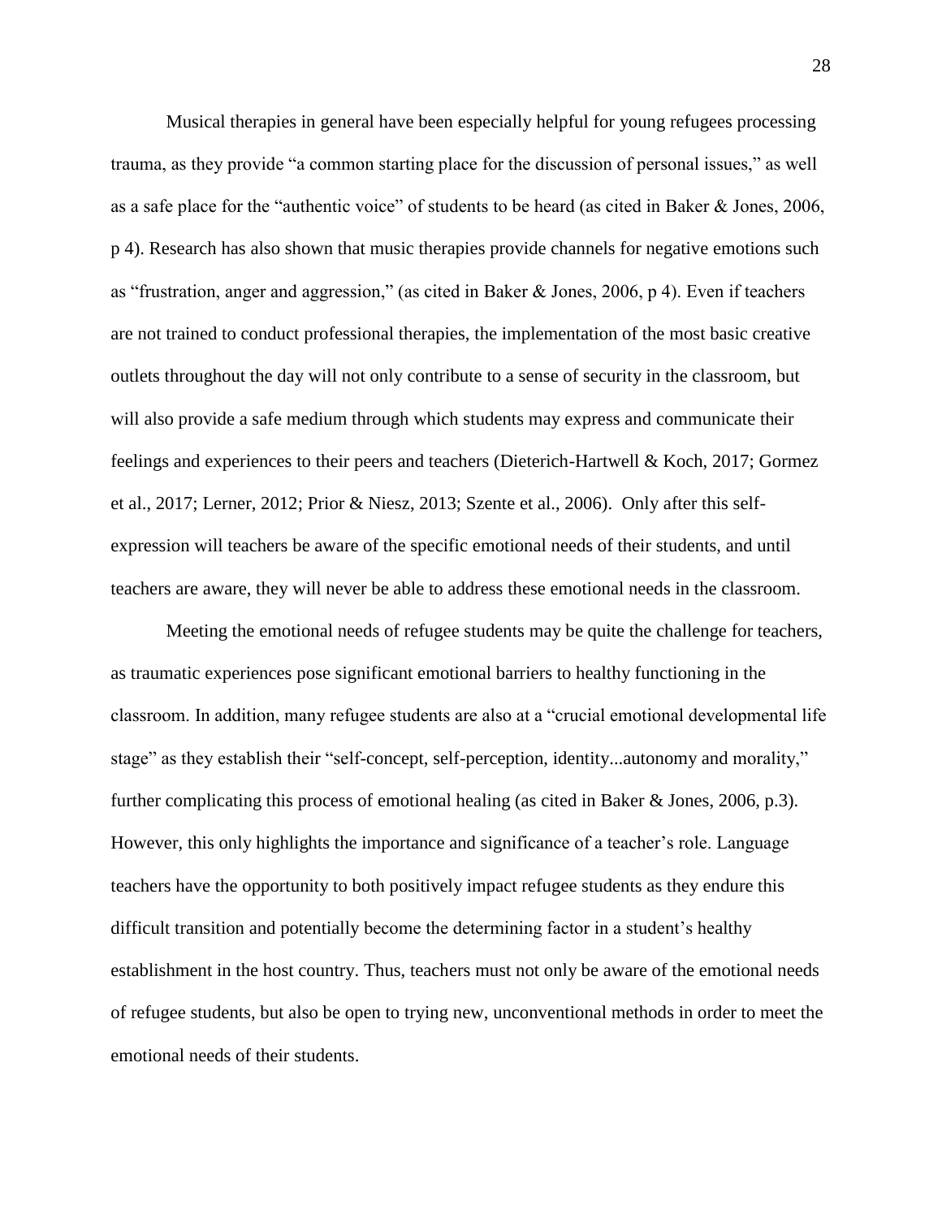Musical therapies in general have been especially helpful for young refugees processing trauma, as they provide "a common starting place for the discussion of personal issues," as well as a safe place for the "authentic voice" of students to be heard (as cited in Baker & Jones, 2006, p 4). Research has also shown that music therapies provide channels for negative emotions such as "frustration, anger and aggression," (as cited in Baker & Jones, 2006, p 4). Even if teachers are not trained to conduct professional therapies, the implementation of the most basic creative outlets throughout the day will not only contribute to a sense of security in the classroom, but will also provide a safe medium through which students may express and communicate their feelings and experiences to their peers and teachers (Dieterich-Hartwell & Koch, 2017; Gormez et al., 2017; Lerner, 2012; Prior & Niesz, 2013; Szente et al., 2006). Only after this self-expression will teachers be aware of the specific emotional needs of their students, and until teachers are aware, they will never be able to address these emotional needs in the classroom.

Meeting the emotional needs of refugee students may be quite the challenge for teachers, as traumatic experiences pose significant emotional barriers to healthy functioning in the classroom. In addition, many refugee students are also at a "crucial emotional developmental life stage" as they establish their "self-concept, self-perception, identity...autonomy and morality," further complicating this process of emotional healing (as cited in Baker & Jones, 2006, p.3). However, this only highlights the importance and significance of a teacher's role. Language teachers have the opportunity to both positively impact refugee students as they endure this difficult transition and potentially become the determining factor in a student's healthy establishment in the host country. Thus, teachers must not only be aware of the emotional needs of refugee students, but also be open to trying new, unconventional methods in order to meet the emotional needs of their students.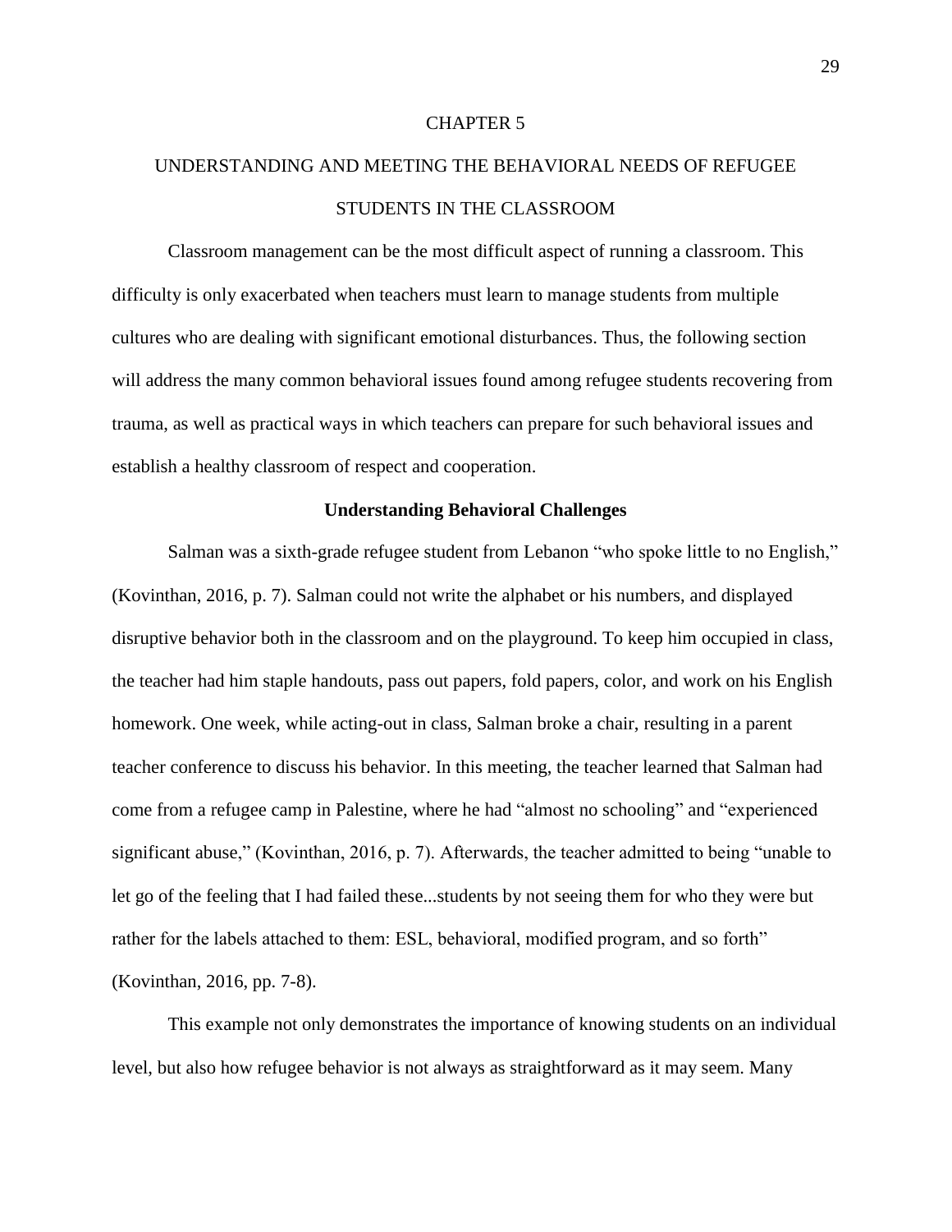# CHAPTER 5

# UNDERSTANDING AND MEETING THE BEHAVIORAL NEEDS OF REFUGEE STUDENTS IN THE CLASSROOM

Classroom management can be the most difficult aspect of running a classroom. This difficulty is only exacerbated when teachers must learn to manage students from multiple cultures who are dealing with significant emotional disturbances. Thus, the following section will address the many common behavioral issues found among refugee students recovering from trauma, as well as practical ways in which teachers can prepare for such behavioral issues and establish a healthy classroom of respect and cooperation.

## Understanding Behavioral Challenges

Salman was a sixth-grade refugee student from Lebanon "who spoke little to no English," (Kovinthan, 2016, p. 7). Salman could not write the alphabet or his numbers, and displayed disruptive behavior both in the classroom and on the playground. To keep him occupied in class, the teacher had him staple handouts, pass out papers, fold papers, color, and work on his English homework. One week, while acting-out in class, Salman broke a chair, resulting in a parent teacher conference to discuss his behavior. In this meeting, the teacher learned that Salman had come from a refugee camp in Palestine, where he had "almost no schooling" and "experienced significant abuse," (Kovinthan, 2016, p. 7). Afterwards, the teacher admitted to being "unable to let go of the feeling that I had failed these...students by not seeing them for who they were but rather for the labels attached to them: ESL, behavioral, modified program, and so forth" (Kovinthan, 2016, pp. 7-8).

This example not only demonstrates the importance of knowing students on an individual level, but also how refugee behavior is not always as straightforward as it may seem. Many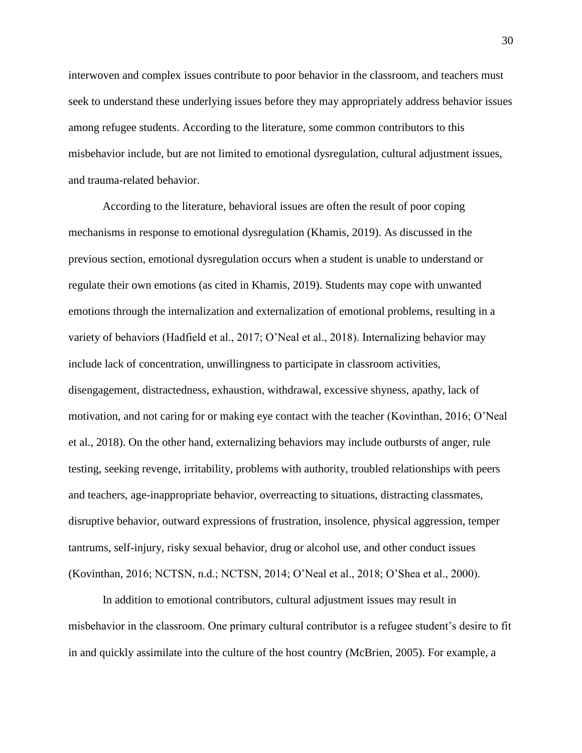interwoven and complex issues contribute to poor behavior in the classroom, and teachers must seek to understand these underlying issues before they may appropriately address behavior issues among refugee students. According to the literature, some common contributors to this misbehavior include, but are not limited to emotional dysregulation, cultural adjustment issues, and trauma-related behavior.

According to the literature, behavioral issues are often the result of poor coping mechanisms in response to emotional dysregulation (Khamis, 2019). As discussed in the previous section, emotional dysregulation occurs when a student is unable to understand or regulate their own emotions (as cited in Khamis, 2019). Students may cope with unwanted emotions through the internalization and externalization of emotional problems, resulting in a variety of behaviors (Hadfield et al., 2017; O'Neal et al., 2018). Internalizing behavior may include lack of concentration, unwillingness to participate in classroom activities, disengagement, distractedness, exhaustion, withdrawal, excessive shyness, apathy, lack of motivation, and not caring for or making eye contact with the teacher (Kovinthan, 2016; O'Neal et al., 2018). On the other hand, externalizing behaviors may include outbursts of anger, rule testing, seeking revenge, irritability, problems with authority, troubled relationships with peers and teachers, age-inappropriate behavior, overreacting to situations, distracting classmates, disruptive behavior, outward expressions of frustration, insolence, physical aggression, temper tantrums, self-injury, risky sexual behavior, drug or alcohol use, and other conduct issues (Kovinthan, 2016; NCTSN, n.d.; NCTSN, 2014; O'Neal et al., 2018; O'Shea et al., 2000).

In addition to emotional contributors, cultural adjustment issues may result in misbehavior in the classroom. One primary cultural contributor is a refugee student's desire to fit in and quickly assimilate into the culture of the host country (McBrien, 2005). For example, a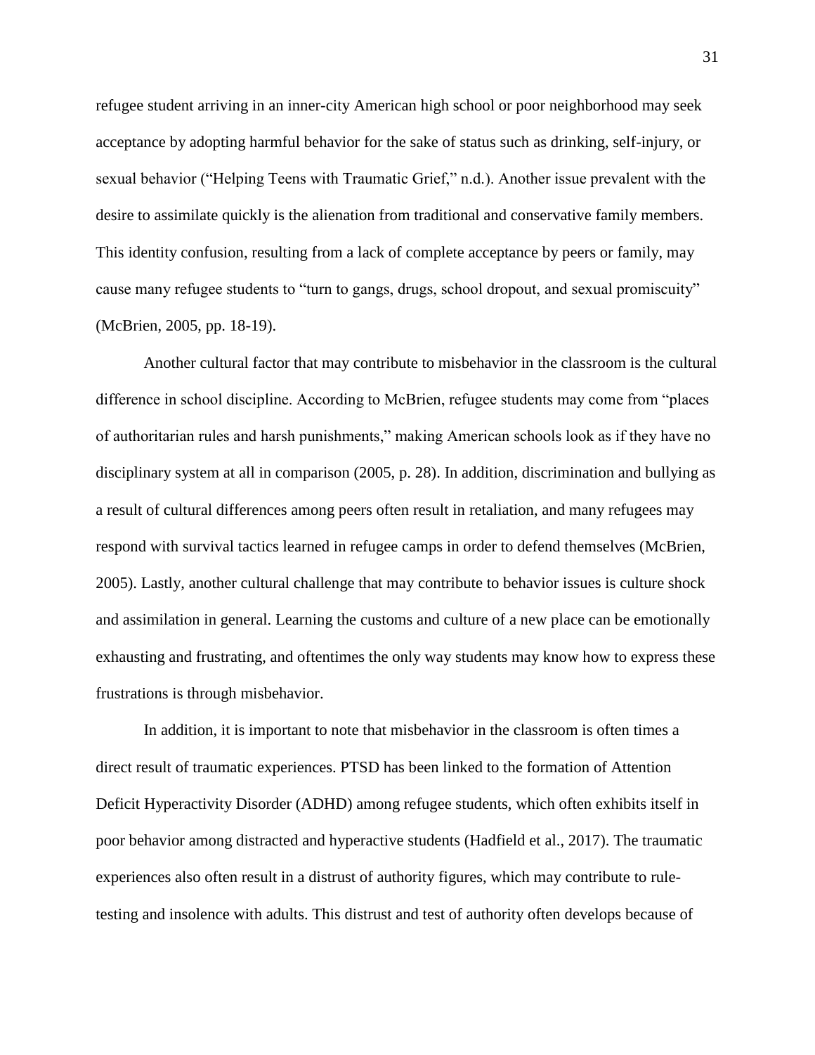refugee student arriving in an inner-city American high school or poor neighborhood may seek acceptance by adopting harmful behavior for the sake of status such as drinking, self-injury, or sexual behavior ("Helping Teens with Traumatic Grief," n.d.). Another issue prevalent with the desire to assimilate quickly is the alienation from traditional and conservative family members. This identity confusion, resulting from a lack of complete acceptance by peers or family, may cause many refugee students to "turn to gangs, drugs, school dropout, and sexual promiscuity" (McBrien, 2005, pp. 18-19).

Another cultural factor that may contribute to misbehavior in the classroom is the cultural difference in school discipline. According to McBrien, refugee students may come from "places of authoritarian rules and harsh punishments," making American schools look as if they have no disciplinary system at all in comparison (2005, p. 28). In addition, discrimination and bullying as a result of cultural differences among peers often result in retaliation, and many refugees may respond with survival tactics learned in refugee camps in order to defend themselves (McBrien, 2005). Lastly, another cultural challenge that may contribute to behavior issues is culture shock and assimilation in general. Learning the customs and culture of a new place can be emotionally exhausting and frustrating, and oftentimes the only way students may know how to express these frustrations is through misbehavior.

In addition, it is important to note that misbehavior in the classroom is often times a direct result of traumatic experiences. PTSD has been linked to the formation of Attention Deficit Hyperactivity Disorder (ADHD) among refugee students, which often exhibits itself in poor behavior among distracted and hyperactive students (Hadfield et al., 2017). The traumatic experiences also often result in a distrust of authority figures, which may contribute to rule-testing and insolence with adults. This distrust and test of authority often develops because of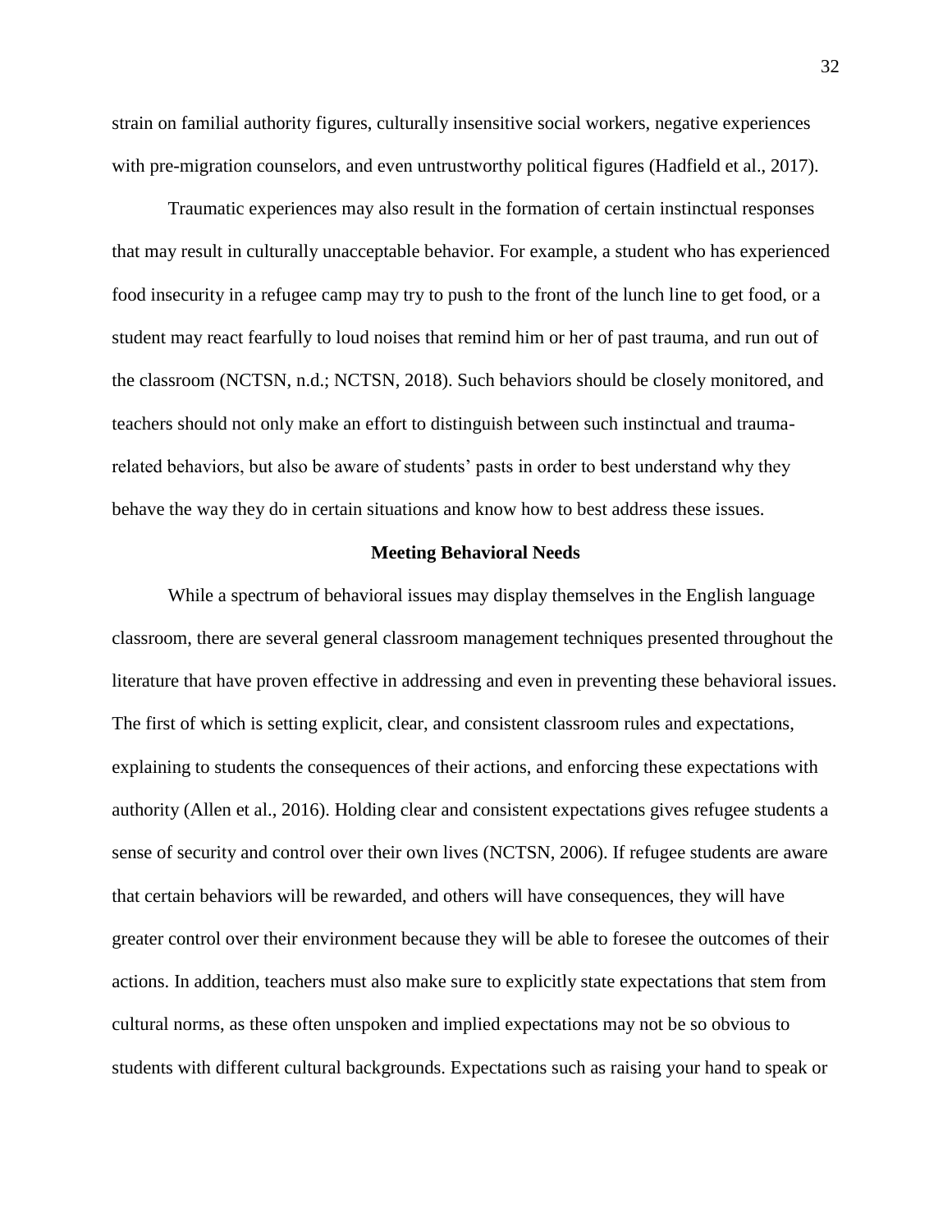strain on familial authority figures, culturally insensitive social workers, negative experiences with pre-migration counselors, and even untrustworthy political figures (Hadfield et al., 2017).

Traumatic experiences may also result in the formation of certain instinctual responses that may result in culturally unacceptable behavior. For example, a student who has experienced food insecurity in a refugee camp may try to push to the front of the lunch line to get food, or a student may react fearfully to loud noises that remind him or her of past trauma, and run out of the classroom (NCTSN, n.d.; NCTSN, 2018). Such behaviors should be closely monitored, and teachers should not only make an effort to distinguish between such instinctual and trauma-related behaviors, but also be aware of students' pasts in order to best understand why they behave the way they do in certain situations and know how to best address these issues.

## Meeting Behavioral Needs

While a spectrum of behavioral issues may display themselves in the English language classroom, there are several general classroom management techniques presented throughout the literature that have proven effective in addressing and even in preventing these behavioral issues. The first of which is setting explicit, clear, and consistent classroom rules and expectations, explaining to students the consequences of their actions, and enforcing these expectations with authority (Allen et al., 2016). Holding clear and consistent expectations gives refugee students a sense of security and control over their own lives (NCTSN, 2006). If refugee students are aware that certain behaviors will be rewarded, and others will have consequences, they will have greater control over their environment because they will be able to foresee the outcomes of their actions. In addition, teachers must also make sure to explicitly state expectations that stem from cultural norms, as these often unspoken and implied expectations may not be so obvious to students with different cultural backgrounds. Expectations such as raising your hand to speak or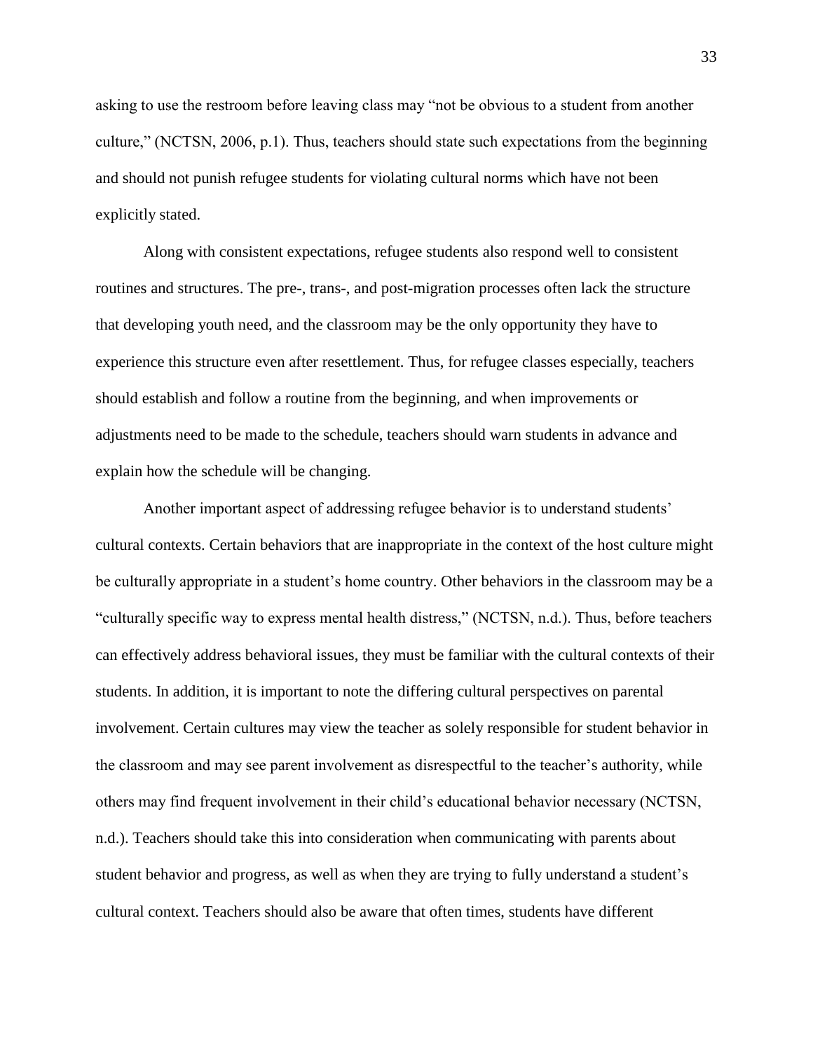asking to use the restroom before leaving class may "not be obvious to a student from another culture," (NCTSN, 2006, p.1). Thus, teachers should state such expectations from the beginning and should not punish refugee students for violating cultural norms which have not been explicitly stated.

Along with consistent expectations, refugee students also respond well to consistent routines and structures. The pre-, trans-, and post-migration processes often lack the structure that developing youth need, and the classroom may be the only opportunity they have to experience this structure even after resettlement. Thus, for refugee classes especially, teachers should establish and follow a routine from the beginning, and when improvements or adjustments need to be made to the schedule, teachers should warn students in advance and explain how the schedule will be changing.

Another important aspect of addressing refugee behavior is to understand students' cultural contexts. Certain behaviors that are inappropriate in the context of the host culture might be culturally appropriate in a student's home country. Other behaviors in the classroom may be a "culturally specific way to express mental health distress," (NCTSN, n.d.). Thus, before teachers can effectively address behavioral issues, they must be familiar with the cultural contexts of their students. In addition, it is important to note the differing cultural perspectives on parental involvement. Certain cultures may view the teacher as solely responsible for student behavior in the classroom and may see parent involvement as disrespectful to the teacher's authority, while others may find frequent involvement in their child's educational behavior necessary (NCTSN, n.d.). Teachers should take this into consideration when communicating with parents about student behavior and progress, as well as when they are trying to fully understand a student's cultural context. Teachers should also be aware that often times, students have different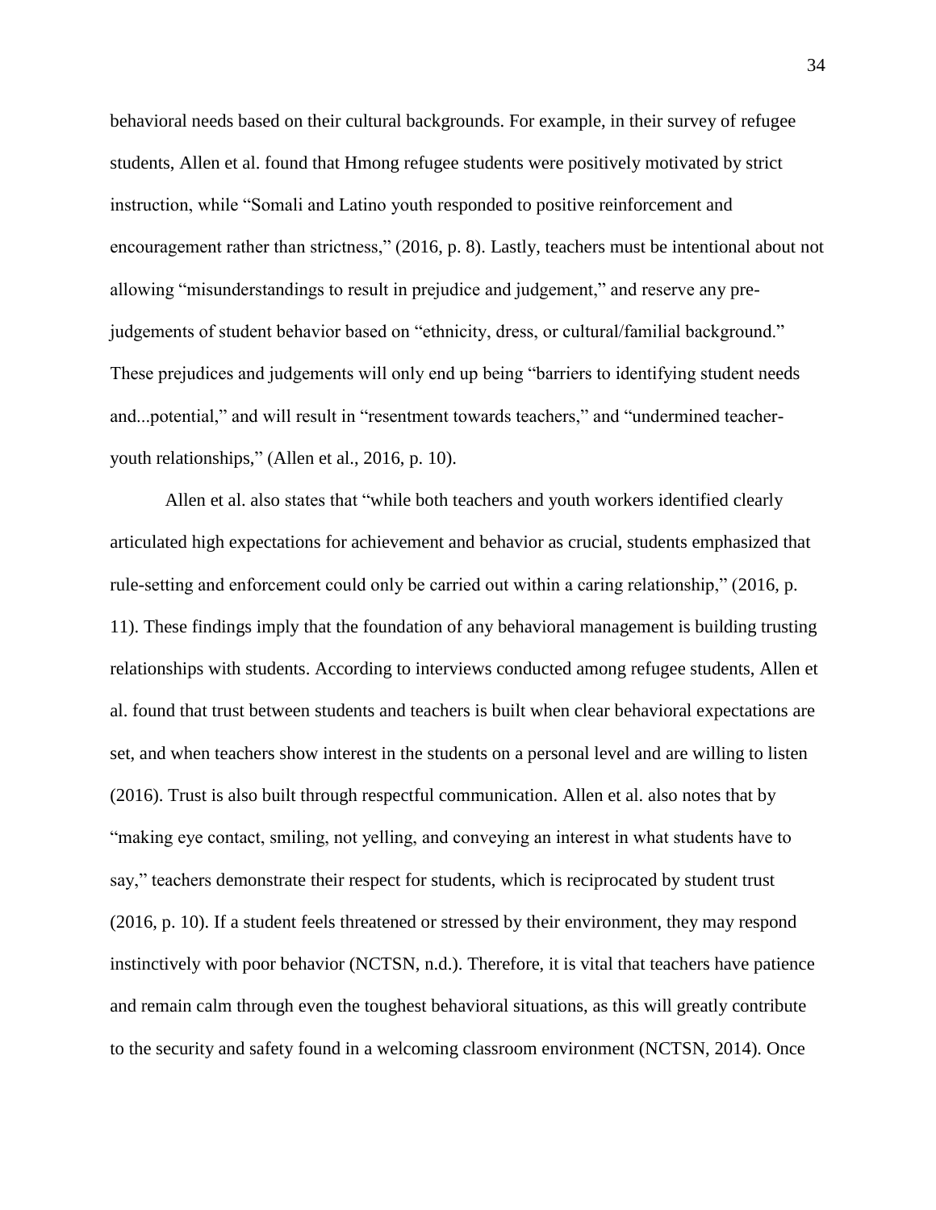behavioral needs based on their cultural backgrounds. For example, in their survey of refugee students, Allen et al. found that Hmong refugee students were positively motivated by strict instruction, while "Somali and Latino youth responded to positive reinforcement and encouragement rather than strictness," (2016, p. 8). Lastly, teachers must be intentional about not allowing "misunderstandings to result in prejudice and judgement," and reserve any pre-judgements of student behavior based on "ethnicity, dress, or cultural/familial background." These prejudices and judgements will only end up being "barriers to identifying student needs and...potential," and will result in "resentment towards teachers," and "undermined teacher-youth relationships," (Allen et al., 2016, p. 10).

Allen et al. also states that "while both teachers and youth workers identified clearly articulated high expectations for achievement and behavior as crucial, students emphasized that rule-setting and enforcement could only be carried out within a caring relationship," (2016, p. 11). These findings imply that the foundation of any behavioral management is building trusting relationships with students. According to interviews conducted among refugee students, Allen et al. found that trust between students and teachers is built when clear behavioral expectations are set, and when teachers show interest in the students on a personal level and are willing to listen (2016). Trust is also built through respectful communication. Allen et al. also notes that by "making eye contact, smiling, not yelling, and conveying an interest in what students have to say," teachers demonstrate their respect for students, which is reciprocated by student trust (2016, p. 10). If a student feels threatened or stressed by their environment, they may respond instinctively with poor behavior (NCTSN, n.d.). Therefore, it is vital that teachers have patience and remain calm through even the toughest behavioral situations, as this will greatly contribute to the security and safety found in a welcoming classroom environment (NCTSN, 2014). Once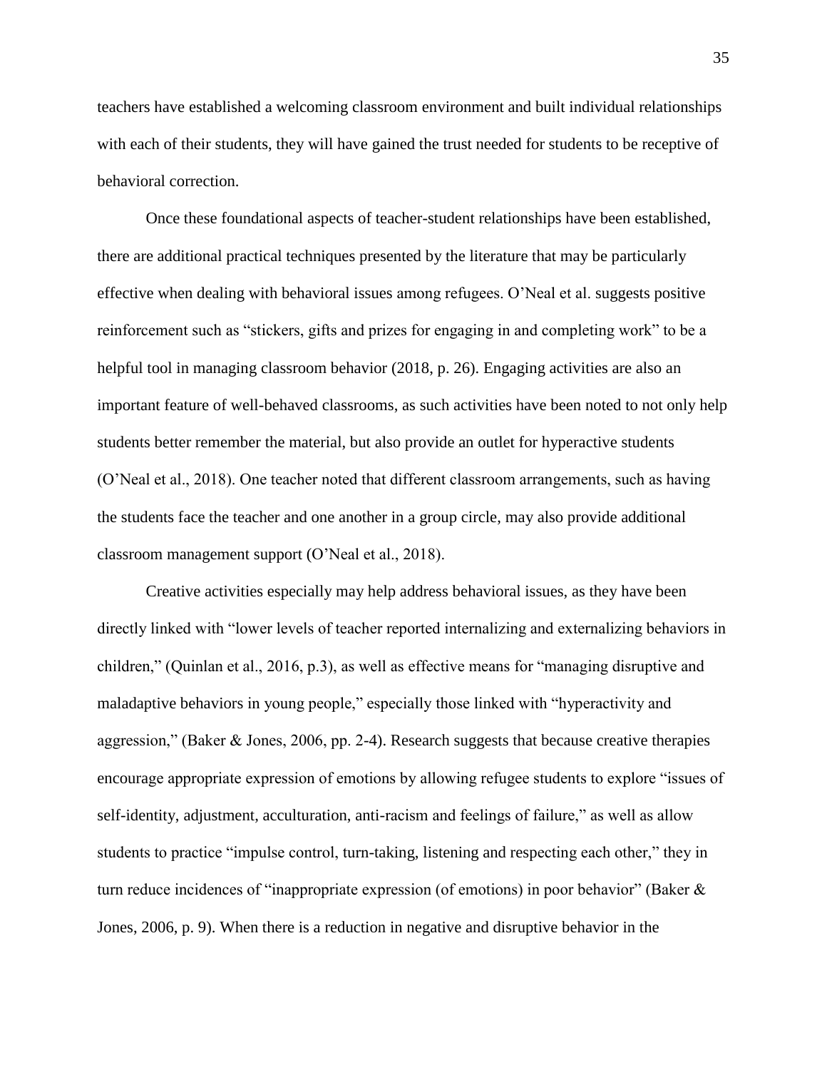teachers have established a welcoming classroom environment and built individual relationships with each of their students, they will have gained the trust needed for students to be receptive of behavioral correction.

Once these foundational aspects of teacher-student relationships have been established, there are additional practical techniques presented by the literature that may be particularly effective when dealing with behavioral issues among refugees. O'Neal et al. suggests positive reinforcement such as "stickers, gifts and prizes for engaging in and completing work" to be a helpful tool in managing classroom behavior (2018, p. 26). Engaging activities are also an important feature of well-behaved classrooms, as such activities have been noted to not only help students better remember the material, but also provide an outlet for hyperactive students (O'Neal et al., 2018). One teacher noted that different classroom arrangements, such as having the students face the teacher and one another in a group circle, may also provide additional classroom management support (O'Neal et al., 2018).

Creative activities especially may help address behavioral issues, as they have been directly linked with "lower levels of teacher reported internalizing and externalizing behaviors in children," (Quinlan et al., 2016, p.3), as well as effective means for "managing disruptive and maladaptive behaviors in young people," especially those linked with "hyperactivity and aggression," (Baker & Jones, 2006, pp. 2-4). Research suggests that because creative therapies encourage appropriate expression of emotions by allowing refugee students to explore "issues of self-identity, adjustment, acculturation, anti-racism and feelings of failure," as well as allow students to practice "impulse control, turn-taking, listening and respecting each other," they in turn reduce incidences of "inappropriate expression (of emotions) in poor behavior" (Baker & Jones, 2006, p. 9). When there is a reduction in negative and disruptive behavior in the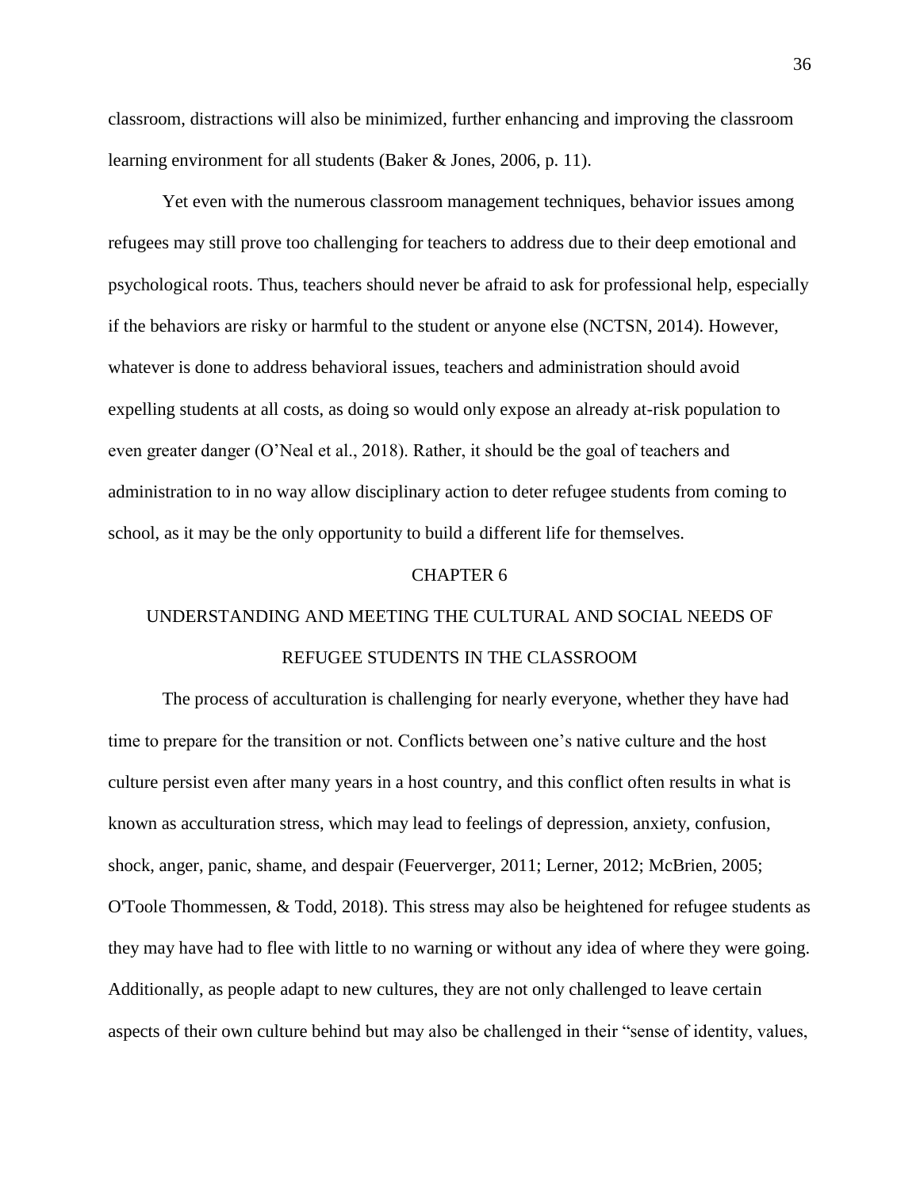classroom, distractions will also be minimized, further enhancing and improving the classroom learning environment for all students (Baker & Jones, 2006, p. 11).

Yet even with the numerous classroom management techniques, behavior issues among refugees may still prove too challenging for teachers to address due to their deep emotional and psychological roots. Thus, teachers should never be afraid to ask for professional help, especially if the behaviors are risky or harmful to the student or anyone else (NCTSN, 2014). However, whatever is done to address behavioral issues, teachers and administration should avoid expelling students at all costs, as doing so would only expose an already at-risk population to even greater danger (O'Neal et al., 2018). Rather, it should be the goal of teachers and administration to in no way allow disciplinary action to deter refugee students from coming to school, as it may be the only opportunity to build a different life for themselves.

# CHAPTER 6

# UNDERSTANDING AND MEETING THE CULTURAL AND SOCIAL NEEDS OF REFUGEE STUDENTS IN THE CLASSROOM

The process of acculturation is challenging for nearly everyone, whether they have had time to prepare for the transition or not. Conflicts between one's native culture and the host culture persist even after many years in a host country, and this conflict often results in what is known as acculturation stress, which may lead to feelings of depression, anxiety, confusion, shock, anger, panic, shame, and despair (Feuerverger, 2011; Lerner, 2012; McBrien, 2005; O'Toole Thommessen, & Todd, 2018). This stress may also be heightened for refugee students as they may have had to flee with little to no warning or without any idea of where they were going. Additionally, as people adapt to new cultures, they are not only challenged to leave certain aspects of their own culture behind but may also be challenged in their "sense of identity, values,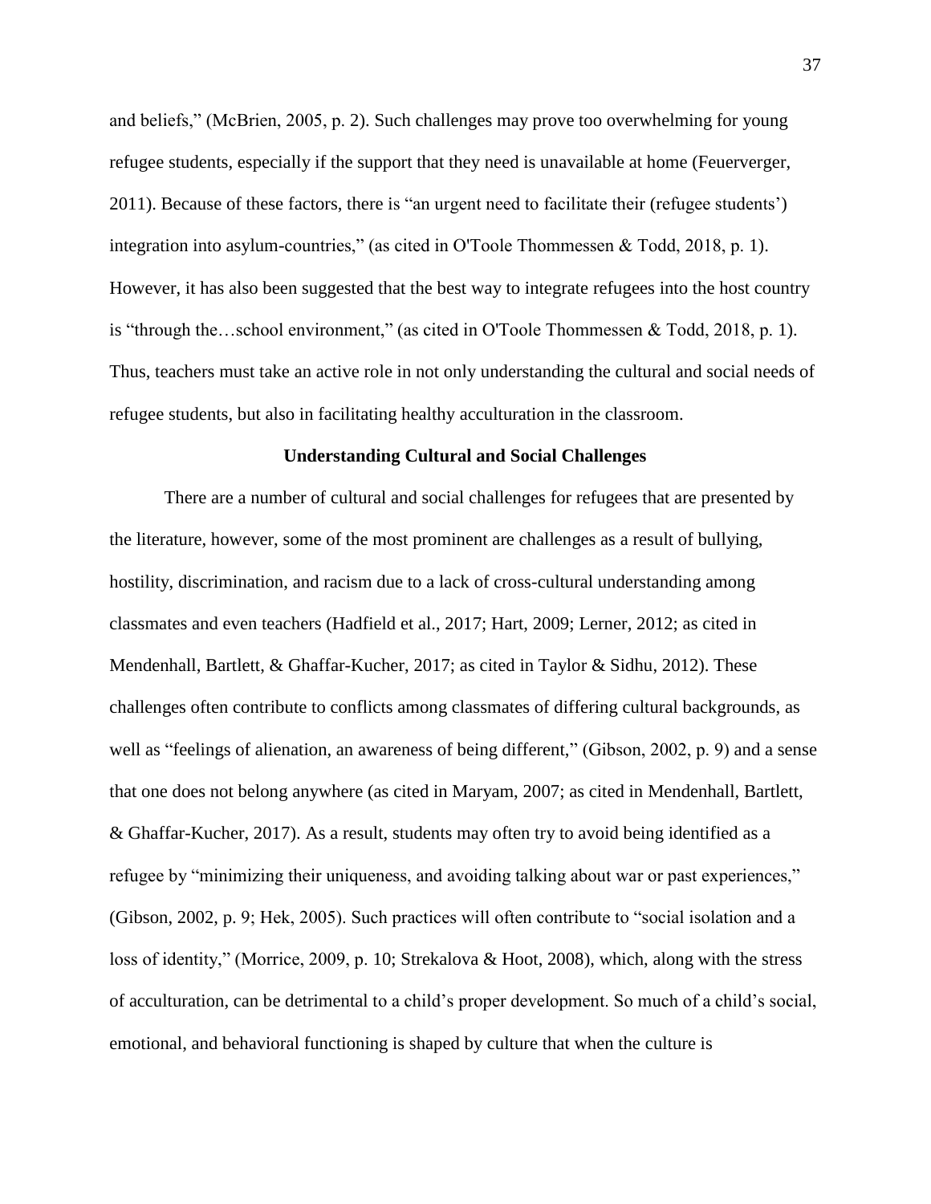and beliefs," (McBrien, 2005, p. 2). Such challenges may prove too overwhelming for young refugee students, especially if the support that they need is unavailable at home (Feuerverger, 2011). Because of these factors, there is "an urgent need to facilitate their (refugee students') integration into asylum-countries," (as cited in O'Toole Thommessen & Todd, 2018, p. 1). However, it has also been suggested that the best way to integrate refugees into the host country is "through the…school environment," (as cited in O'Toole Thommessen & Todd, 2018, p. 1). Thus, teachers must take an active role in not only understanding the cultural and social needs of refugee students, but also in facilitating healthy acculturation in the classroom.

## Understanding Cultural and Social Challenges

There are a number of cultural and social challenges for refugees that are presented by the literature, however, some of the most prominent are challenges as a result of bullying, hostility, discrimination, and racism due to a lack of cross-cultural understanding among classmates and even teachers (Hadfield et al., 2017; Hart, 2009; Lerner, 2012; as cited in Mendenhall, Bartlett, & Ghaffar-Kucher, 2017; as cited in Taylor & Sidhu, 2012). These challenges often contribute to conflicts among classmates of differing cultural backgrounds, as well as "feelings of alienation, an awareness of being different," (Gibson, 2002, p. 9) and a sense that one does not belong anywhere (as cited in Maryam, 2007; as cited in Mendenhall, Bartlett, & Ghaffar-Kucher, 2017). As a result, students may often try to avoid being identified as a refugee by "minimizing their uniqueness, and avoiding talking about war or past experiences," (Gibson, 2002, p. 9; Hek, 2005). Such practices will often contribute to "social isolation and a loss of identity," (Morrice, 2009, p. 10; Strekalova & Hoot, 2008), which, along with the stress of acculturation, can be detrimental to a child's proper development. So much of a child's social, emotional, and behavioral functioning is shaped by culture that when the culture is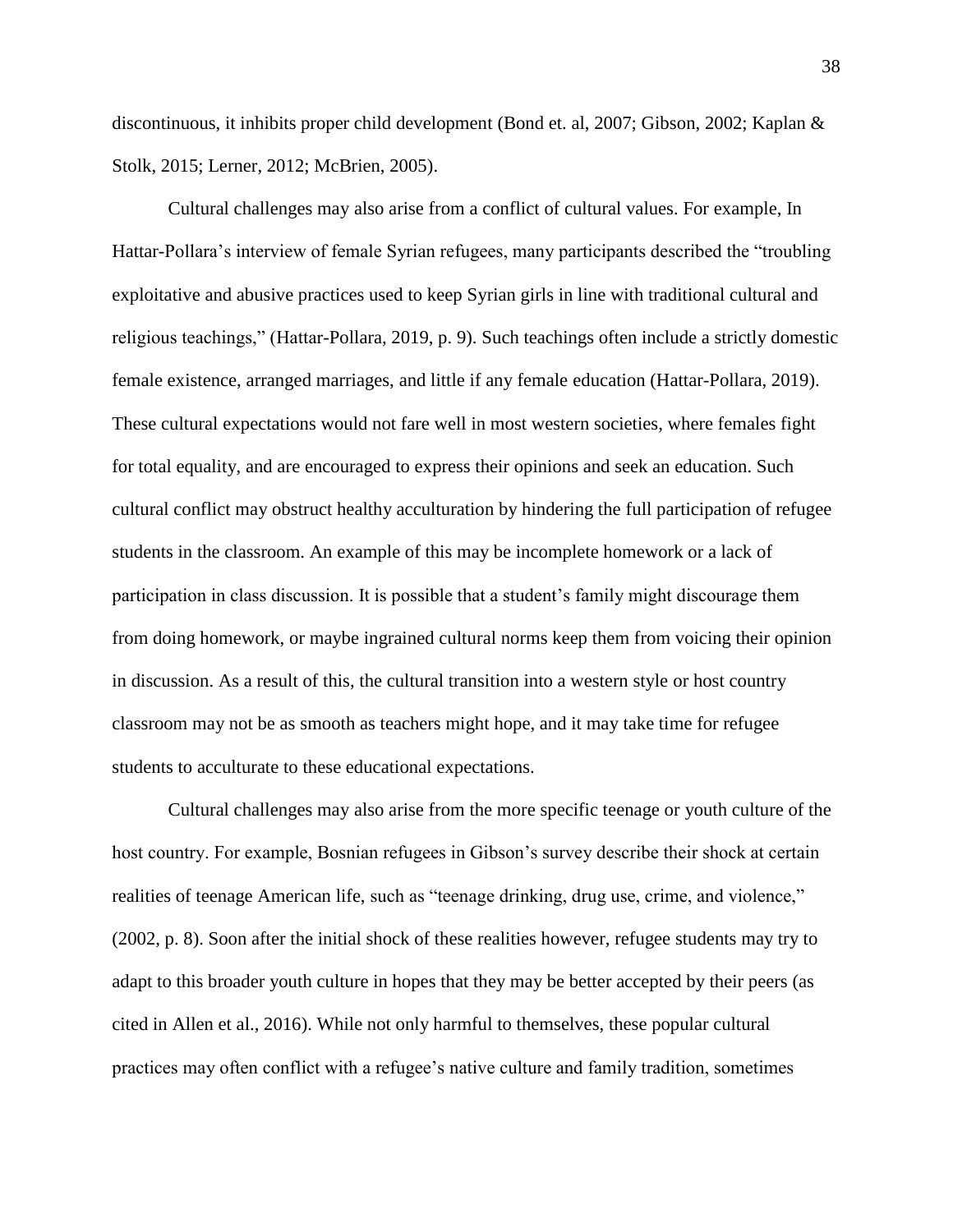discontinuous, it inhibits proper child development (Bond et. al, 2007; Gibson, 2002; Kaplan & Stolk, 2015; Lerner, 2012; McBrien, 2005).

Cultural challenges may also arise from a conflict of cultural values. For example, In Hattar-Pollara's interview of female Syrian refugees, many participants described the "troubling exploitative and abusive practices used to keep Syrian girls in line with traditional cultural and religious teachings," (Hattar-Pollara, 2019, p. 9). Such teachings often include a strictly domestic female existence, arranged marriages, and little if any female education (Hattar-Pollara, 2019). These cultural expectations would not fare well in most western societies, where females fight for total equality, and are encouraged to express their opinions and seek an education. Such cultural conflict may obstruct healthy acculturation by hindering the full participation of refugee students in the classroom. An example of this may be incomplete homework or a lack of participation in class discussion. It is possible that a student's family might discourage them from doing homework, or maybe ingrained cultural norms keep them from voicing their opinion in discussion. As a result of this, the cultural transition into a western style or host country classroom may not be as smooth as teachers might hope, and it may take time for refugee students to acculturate to these educational expectations.

Cultural challenges may also arise from the more specific teenage or youth culture of the host country. For example, Bosnian refugees in Gibson's survey describe their shock at certain realities of teenage American life, such as "teenage drinking, drug use, crime, and violence," (2002, p. 8). Soon after the initial shock of these realities however, refugee students may try to adapt to this broader youth culture in hopes that they may be better accepted by their peers (as cited in Allen et al., 2016). While not only harmful to themselves, these popular cultural practices may often conflict with a refugee's native culture and family tradition, sometimes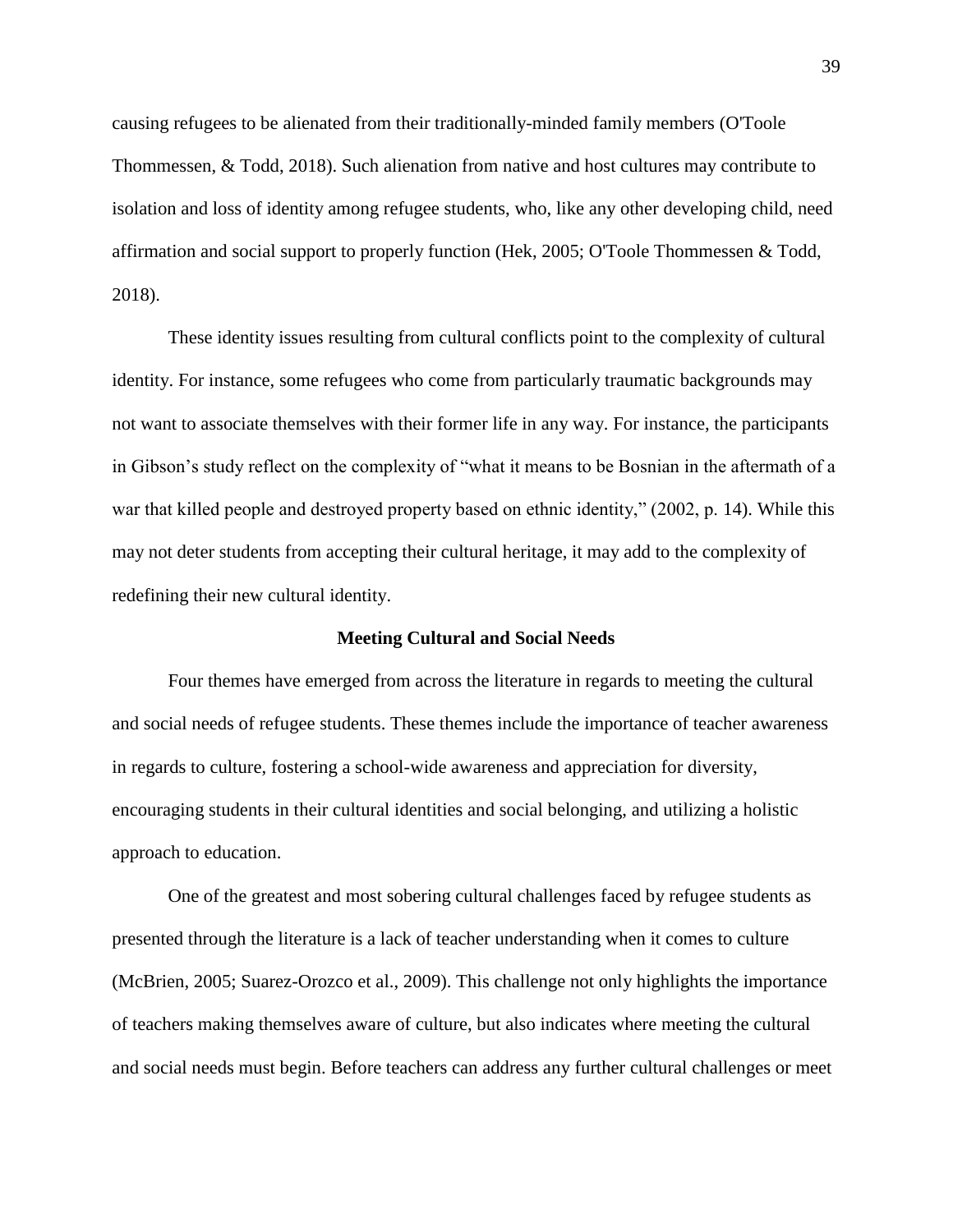causing refugees to be alienated from their traditionally-minded family members (O'Toole Thommessen, & Todd, 2018). Such alienation from native and host cultures may contribute to isolation and loss of identity among refugee students, who, like any other developing child, need affirmation and social support to properly function (Hek, 2005; O'Toole Thommessen & Todd, 2018).

These identity issues resulting from cultural conflicts point to the complexity of cultural identity. For instance, some refugees who come from particularly traumatic backgrounds may not want to associate themselves with their former life in any way. For instance, the participants in Gibson's study reflect on the complexity of "what it means to be Bosnian in the aftermath of a war that killed people and destroyed property based on ethnic identity," (2002, p. 14). While this may not deter students from accepting their cultural heritage, it may add to the complexity of redefining their new cultural identity.

## Meeting Cultural and Social Needs

Four themes have emerged from across the literature in regards to meeting the cultural and social needs of refugee students. These themes include the importance of teacher awareness in regards to culture, fostering a school-wide awareness and appreciation for diversity, encouraging students in their cultural identities and social belonging, and utilizing a holistic approach to education.

One of the greatest and most sobering cultural challenges faced by refugee students as presented through the literature is a lack of teacher understanding when it comes to culture (McBrien, 2005; Suarez-Orozco et al., 2009). This challenge not only highlights the importance of teachers making themselves aware of culture, but also indicates where meeting the cultural and social needs must begin. Before teachers can address any further cultural challenges or meet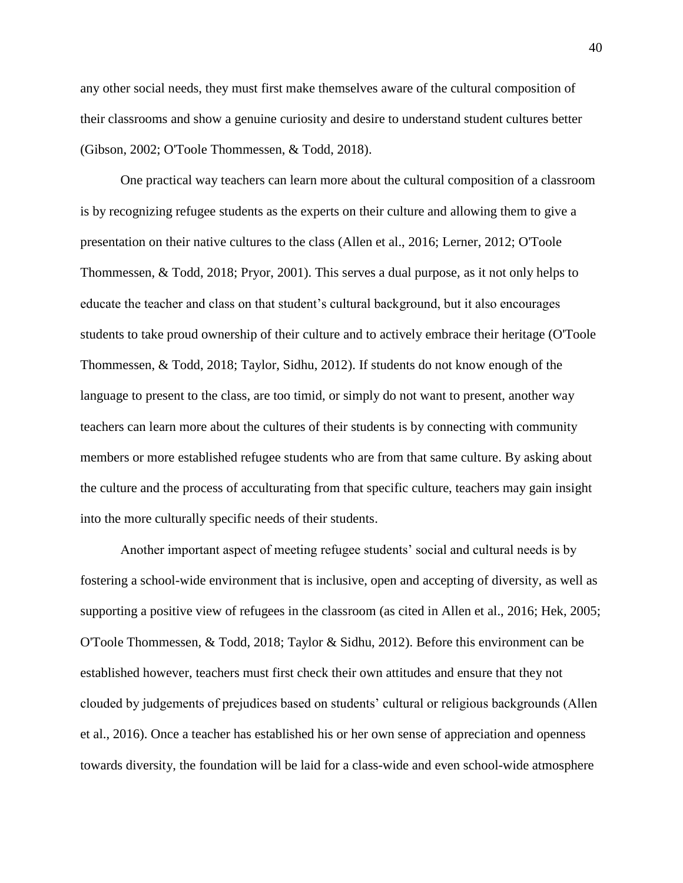any other social needs, they must first make themselves aware of the cultural composition of their classrooms and show a genuine curiosity and desire to understand student cultures better (Gibson, 2002; O'Toole Thommessen, & Todd, 2018).

One practical way teachers can learn more about the cultural composition of a classroom is by recognizing refugee students as the experts on their culture and allowing them to give a presentation on their native cultures to the class (Allen et al., 2016; Lerner, 2012; O'Toole Thommessen, & Todd, 2018; Pryor, 2001). This serves a dual purpose, as it not only helps to educate the teacher and class on that student's cultural background, but it also encourages students to take proud ownership of their culture and to actively embrace their heritage (O'Toole Thommessen, & Todd, 2018; Taylor, Sidhu, 2012). If students do not know enough of the language to present to the class, are too timid, or simply do not want to present, another way teachers can learn more about the cultures of their students is by connecting with community members or more established refugee students who are from that same culture. By asking about the culture and the process of acculturating from that specific culture, teachers may gain insight into the more culturally specific needs of their students.

Another important aspect of meeting refugee students' social and cultural needs is by fostering a school-wide environment that is inclusive, open and accepting of diversity, as well as supporting a positive view of refugees in the classroom (as cited in Allen et al., 2016; Hek, 2005; O'Toole Thommessen, & Todd, 2018; Taylor & Sidhu, 2012). Before this environment can be established however, teachers must first check their own attitudes and ensure that they not clouded by judgements of prejudices based on students' cultural or religious backgrounds (Allen et al., 2016). Once a teacher has established his or her own sense of appreciation and openness towards diversity, the foundation will be laid for a class-wide and even school-wide atmosphere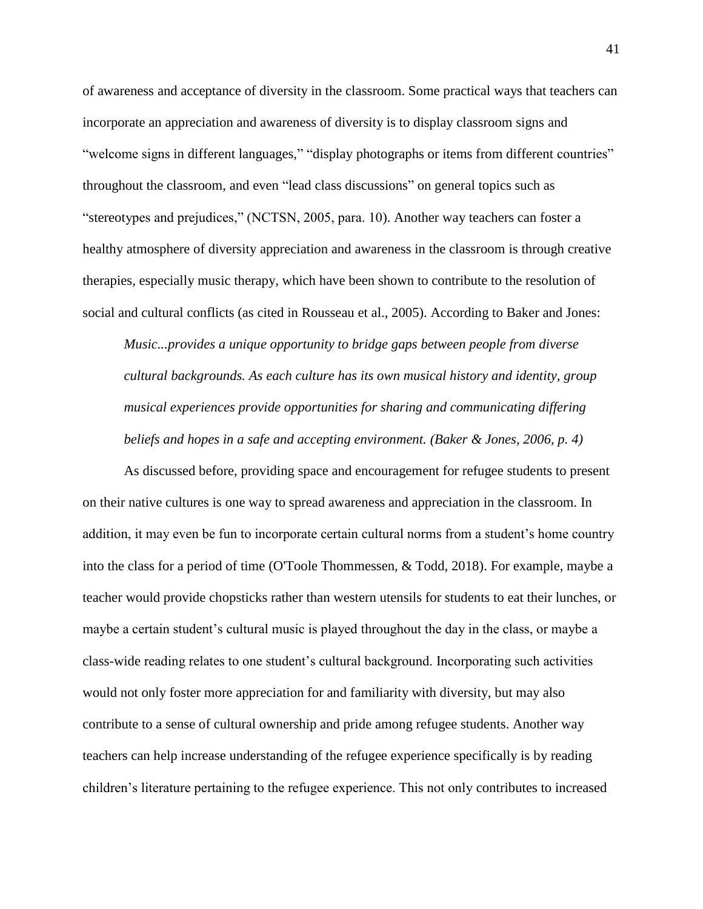of awareness and acceptance of diversity in the classroom. Some practical ways that teachers can incorporate an appreciation and awareness of diversity is to display classroom signs and "welcome signs in different languages," "display photographs or items from different countries" throughout the classroom, and even "lead class discussions" on general topics such as "stereotypes and prejudices," (NCTSN, 2005, para. 10). Another way teachers can foster a healthy atmosphere of diversity appreciation and awareness in the classroom is through creative therapies, especially music therapy, which have been shown to contribute to the resolution of social and cultural conflicts (as cited in Rousseau et al., 2005). According to Baker and Jones:

> *Music...provides a unique opportunity to bridge gaps between people from diverse cultural backgrounds. As each culture has its own musical history and identity, group musical experiences provide opportunities for sharing and communicating differing beliefs and hopes in a safe and accepting environment. (Baker & Jones, 2006, p. 4)*

As discussed before, providing space and encouragement for refugee students to present on their native cultures is one way to spread awareness and appreciation in the classroom. In addition, it may even be fun to incorporate certain cultural norms from a student's home country into the class for a period of time (O'Toole Thommessen, & Todd, 2018). For example, maybe a teacher would provide chopsticks rather than western utensils for students to eat their lunches, or maybe a certain student's cultural music is played throughout the day in the class, or maybe a class-wide reading relates to one student's cultural background. Incorporating such activities would not only foster more appreciation for and familiarity with diversity, but may also contribute to a sense of cultural ownership and pride among refugee students. Another way teachers can help increase understanding of the refugee experience specifically is by reading children's literature pertaining to the refugee experience. This not only contributes to increased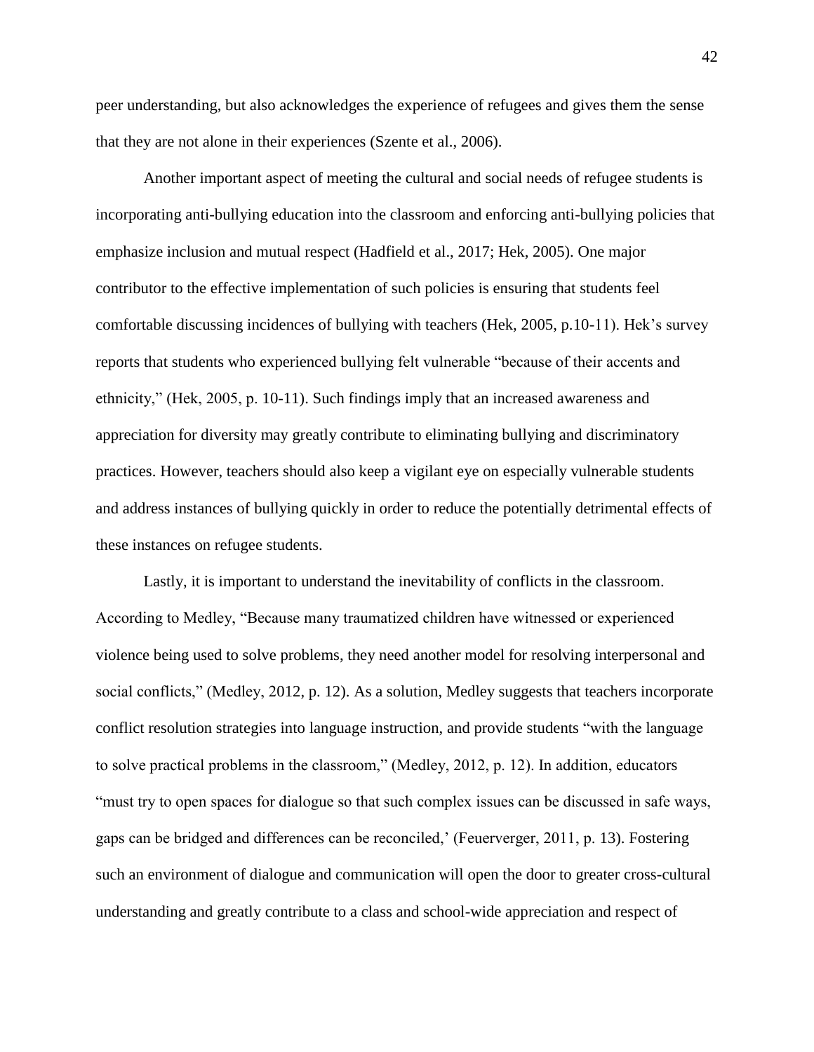peer understanding, but also acknowledges the experience of refugees and gives them the sense that they are not alone in their experiences (Szente et al., 2006).

Another important aspect of meeting the cultural and social needs of refugee students is incorporating anti-bullying education into the classroom and enforcing anti-bullying policies that emphasize inclusion and mutual respect (Hadfield et al., 2017; Hek, 2005). One major contributor to the effective implementation of such policies is ensuring that students feel comfortable discussing incidences of bullying with teachers (Hek, 2005, p.10-11). Hek's survey reports that students who experienced bullying felt vulnerable "because of their accents and ethnicity," (Hek, 2005, p. 10-11). Such findings imply that an increased awareness and appreciation for diversity may greatly contribute to eliminating bullying and discriminatory practices. However, teachers should also keep a vigilant eye on especially vulnerable students and address instances of bullying quickly in order to reduce the potentially detrimental effects of these instances on refugee students.

Lastly, it is important to understand the inevitability of conflicts in the classroom. According to Medley, "Because many traumatized children have witnessed or experienced violence being used to solve problems, they need another model for resolving interpersonal and social conflicts," (Medley, 2012, p. 12). As a solution, Medley suggests that teachers incorporate conflict resolution strategies into language instruction, and provide students "with the language to solve practical problems in the classroom," (Medley, 2012, p. 12). In addition, educators "must try to open spaces for dialogue so that such complex issues can be discussed in safe ways, gaps can be bridged and differences can be reconciled,' (Feuerverger, 2011, p. 13). Fostering such an environment of dialogue and communication will open the door to greater cross-cultural understanding and greatly contribute to a class and school-wide appreciation and respect of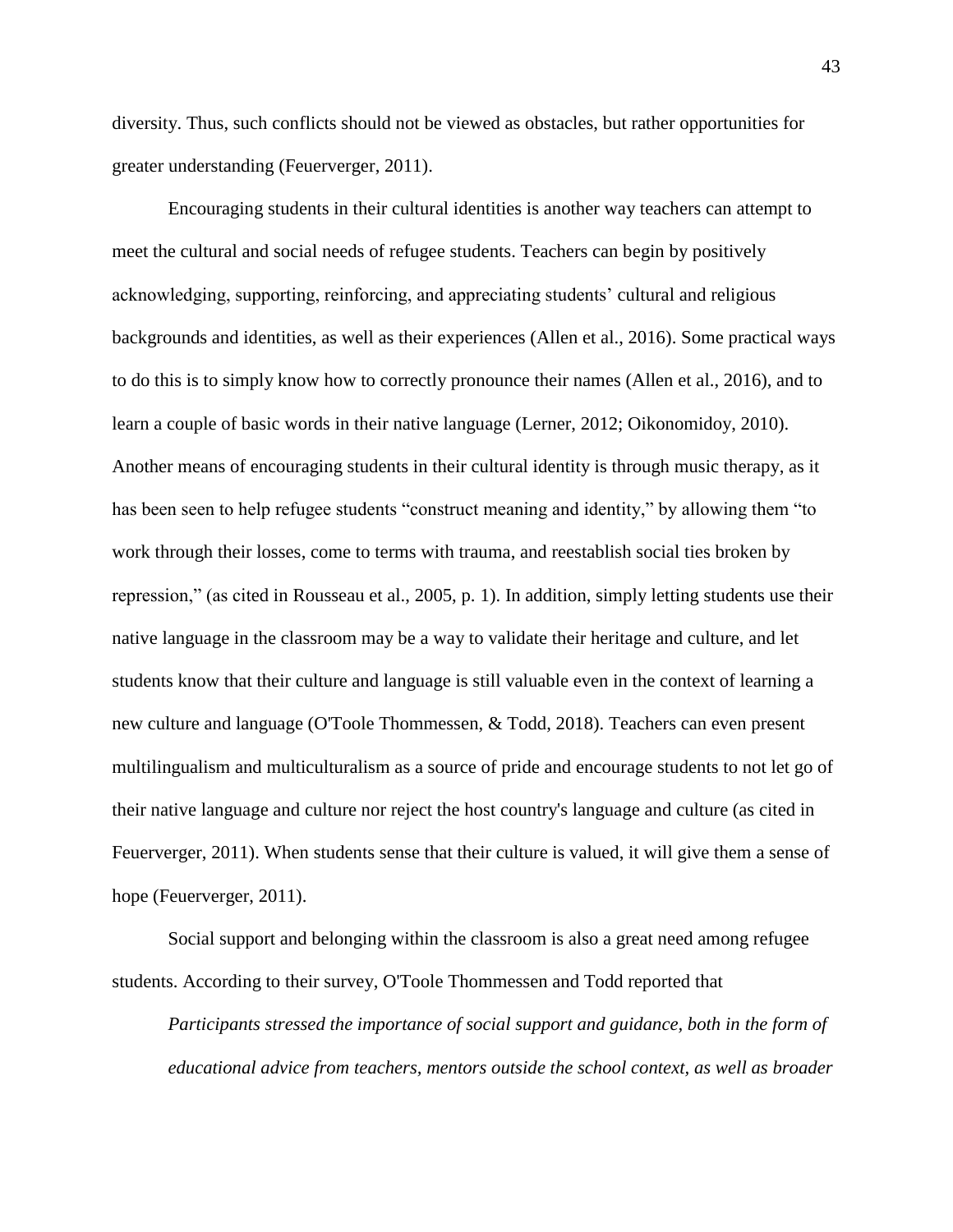diversity. Thus, such conflicts should not be viewed as obstacles, but rather opportunities for greater understanding (Feuerverger, 2011).

Encouraging students in their cultural identities is another way teachers can attempt to meet the cultural and social needs of refugee students. Teachers can begin by positively acknowledging, supporting, reinforcing, and appreciating students' cultural and religious backgrounds and identities, as well as their experiences (Allen et al., 2016). Some practical ways to do this is to simply know how to correctly pronounce their names (Allen et al., 2016), and to learn a couple of basic words in their native language (Lerner, 2012; Oikonomidoy, 2010). Another means of encouraging students in their cultural identity is through music therapy, as it has been seen to help refugee students "construct meaning and identity," by allowing them "to work through their losses, come to terms with trauma, and reestablish social ties broken by repression," (as cited in Rousseau et al., 2005, p. 1). In addition, simply letting students use their native language in the classroom may be a way to validate their heritage and culture, and let students know that their culture and language is still valuable even in the context of learning a new culture and language (O'Toole Thommessen, & Todd, 2018). Teachers can even present multilingualism and multiculturalism as a source of pride and encourage students to not let go of their native language and culture nor reject the host country's language and culture (as cited in Feuerverger, 2011). When students sense that their culture is valued, it will give them a sense of hope (Feuerverger, 2011).

Social support and belonging within the classroom is also a great need among refugee students. According to their survey, O'Toole Thommessen and Todd reported that

> *Participants stressed the importance of social support and guidance, both in the form of educational advice from teachers, mentors outside the school context, as well as broader*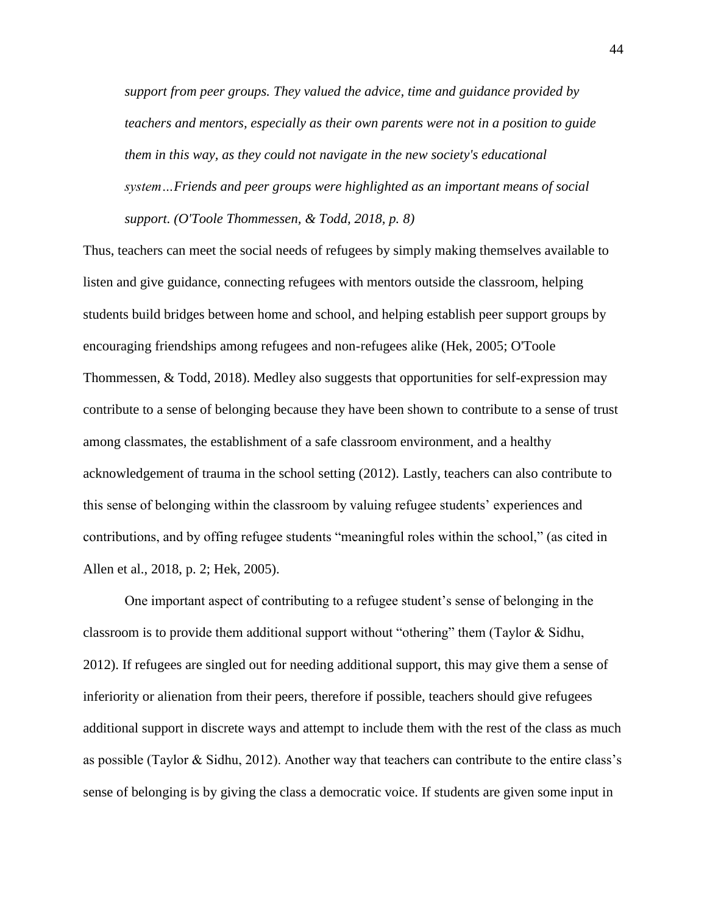*support from peer groups. They valued the advice, time and guidance provided by teachers and mentors, especially as their own parents were not in a position to guide them in this way, as they could not navigate in the new society's educational system…Friends and peer groups were highlighted as an important means of social support. (O'Toole Thommessen, & Todd, 2018, p. 8)*

Thus, teachers can meet the social needs of refugees by simply making themselves available to listen and give guidance, connecting refugees with mentors outside the classroom, helping students build bridges between home and school, and helping establish peer support groups by encouraging friendships among refugees and non-refugees alike (Hek, 2005; O'Toole Thommessen, & Todd, 2018). Medley also suggests that opportunities for self-expression may contribute to a sense of belonging because they have been shown to contribute to a sense of trust among classmates, the establishment of a safe classroom environment, and a healthy acknowledgement of trauma in the school setting (2012). Lastly, teachers can also contribute to this sense of belonging within the classroom by valuing refugee students' experiences and contributions, and by offing refugee students "meaningful roles within the school," (as cited in Allen et al., 2018, p. 2; Hek, 2005).

One important aspect of contributing to a refugee student's sense of belonging in the classroom is to provide them additional support without "othering" them (Taylor & Sidhu, 2012). If refugees are singled out for needing additional support, this may give them a sense of inferiority or alienation from their peers, therefore if possible, teachers should give refugees additional support in discrete ways and attempt to include them with the rest of the class as much as possible (Taylor & Sidhu, 2012). Another way that teachers can contribute to the entire class's sense of belonging is by giving the class a democratic voice. If students are given some input in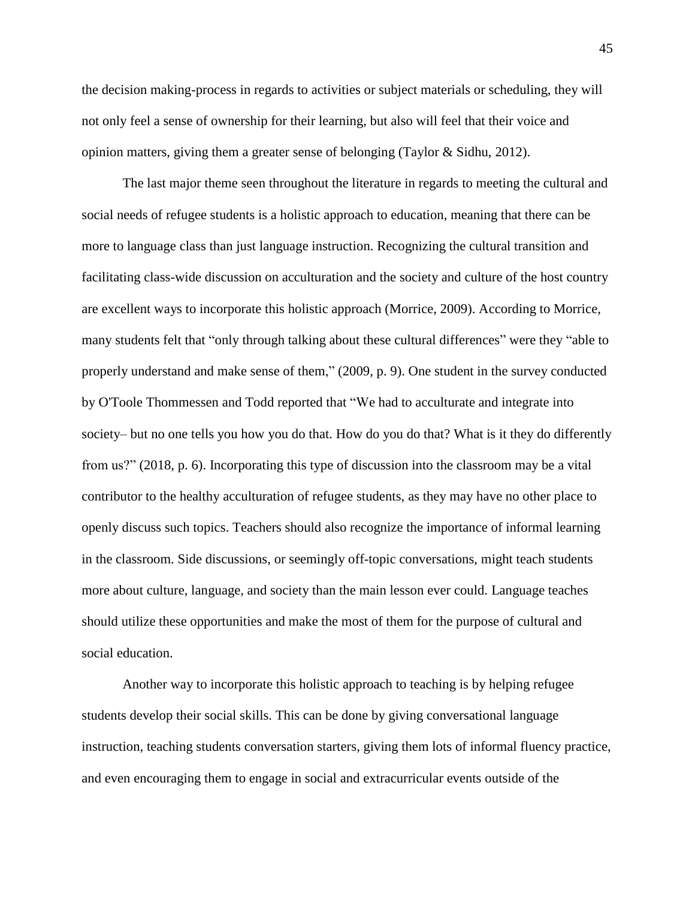the decision making-process in regards to activities or subject materials or scheduling, they will not only feel a sense of ownership for their learning, but also will feel that their voice and opinion matters, giving them a greater sense of belonging (Taylor & Sidhu, 2012).

The last major theme seen throughout the literature in regards to meeting the cultural and social needs of refugee students is a holistic approach to education, meaning that there can be more to language class than just language instruction. Recognizing the cultural transition and facilitating class-wide discussion on acculturation and the society and culture of the host country are excellent ways to incorporate this holistic approach (Morrice, 2009). According to Morrice, many students felt that "only through talking about these cultural differences" were they "able to properly understand and make sense of them," (2009, p. 9). One student in the survey conducted by O'Toole Thommessen and Todd reported that "We had to acculturate and integrate into society– but no one tells you how you do that. How do you do that? What is it they do differently from us?" (2018, p. 6). Incorporating this type of discussion into the classroom may be a vital contributor to the healthy acculturation of refugee students, as they may have no other place to openly discuss such topics. Teachers should also recognize the importance of informal learning in the classroom. Side discussions, or seemingly off-topic conversations, might teach students more about culture, language, and society than the main lesson ever could. Language teaches should utilize these opportunities and make the most of them for the purpose of cultural and social education.

Another way to incorporate this holistic approach to teaching is by helping refugee students develop their social skills. This can be done by giving conversational language instruction, teaching students conversation starters, giving them lots of informal fluency practice, and even encouraging them to engage in social and extracurricular events outside of the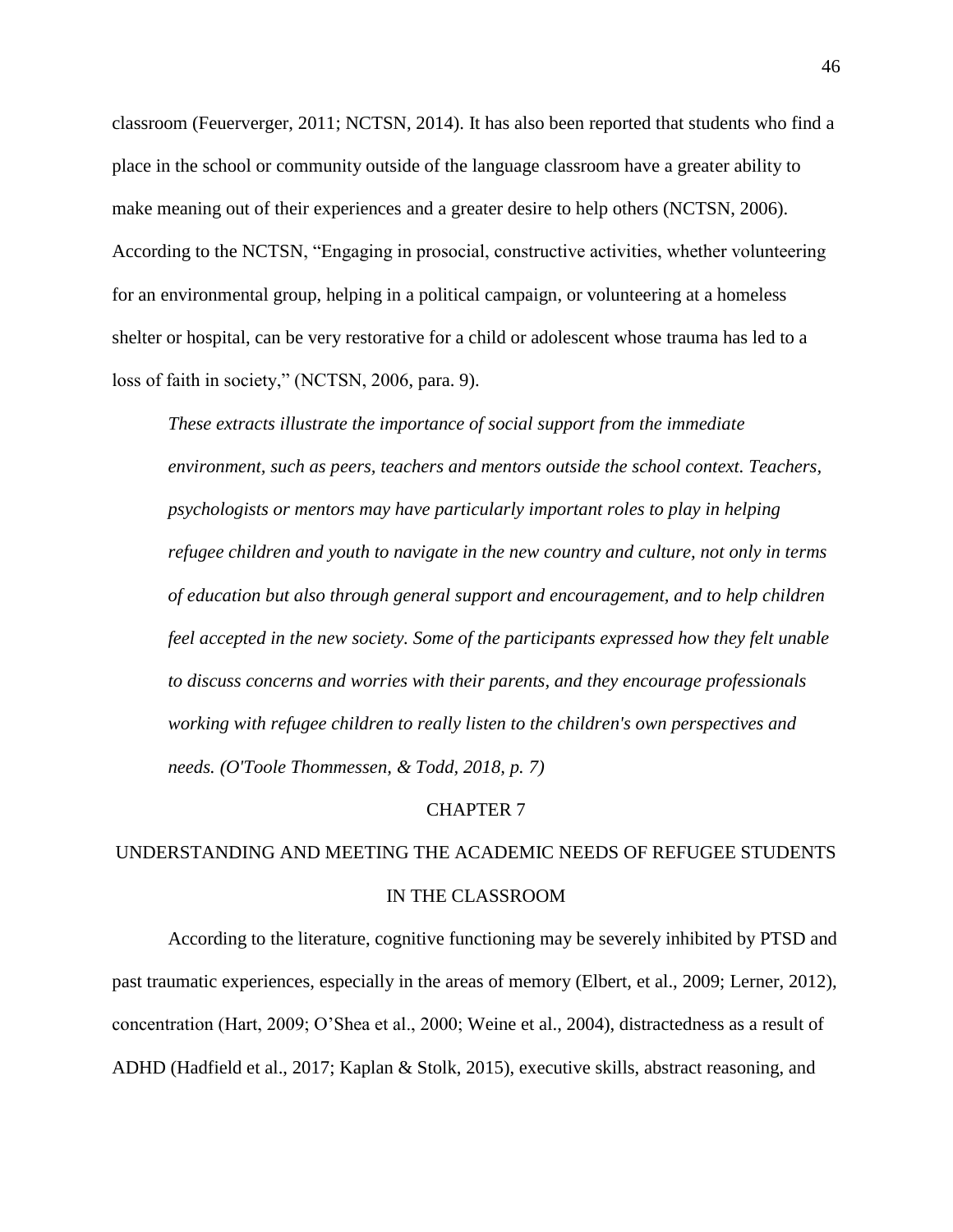classroom (Feuerverger, 2011; NCTSN, 2014). It has also been reported that students who find a place in the school or community outside of the language classroom have a greater ability to make meaning out of their experiences and a greater desire to help others (NCTSN, 2006). According to the NCTSN, "Engaging in prosocial, constructive activities, whether volunteering for an environmental group, helping in a political campaign, or volunteering at a homeless shelter or hospital, can be very restorative for a child or adolescent whose trauma has led to a loss of faith in society," (NCTSN, 2006, para. 9).

> *These extracts illustrate the importance of social support from the immediate environment, such as peers, teachers and mentors outside the school context. Teachers, psychologists or mentors may have particularly important roles to play in helping refugee children and youth to navigate in the new country and culture, not only in terms of education but also through general support and encouragement, and to help children feel accepted in the new society. Some of the participants expressed how they felt unable to discuss concerns and worries with their parents, and they encourage professionals working with refugee children to really listen to the children's own perspectives and needs. (O'Toole Thommessen, & Todd, 2018, p. 7)*

# CHAPTER 7

## UNDERSTANDING AND MEETING THE ACADEMIC NEEDS OF REFUGEE STUDENTS IN THE CLASSROOM

According to the literature, cognitive functioning may be severely inhibited by PTSD and past traumatic experiences, especially in the areas of memory (Elbert, et al., 2009; Lerner, 2012), concentration (Hart, 2009; O'Shea et al., 2000; Weine et al., 2004), distractedness as a result of ADHD (Hadfield et al., 2017; Kaplan & Stolk, 2015), executive skills, abstract reasoning, and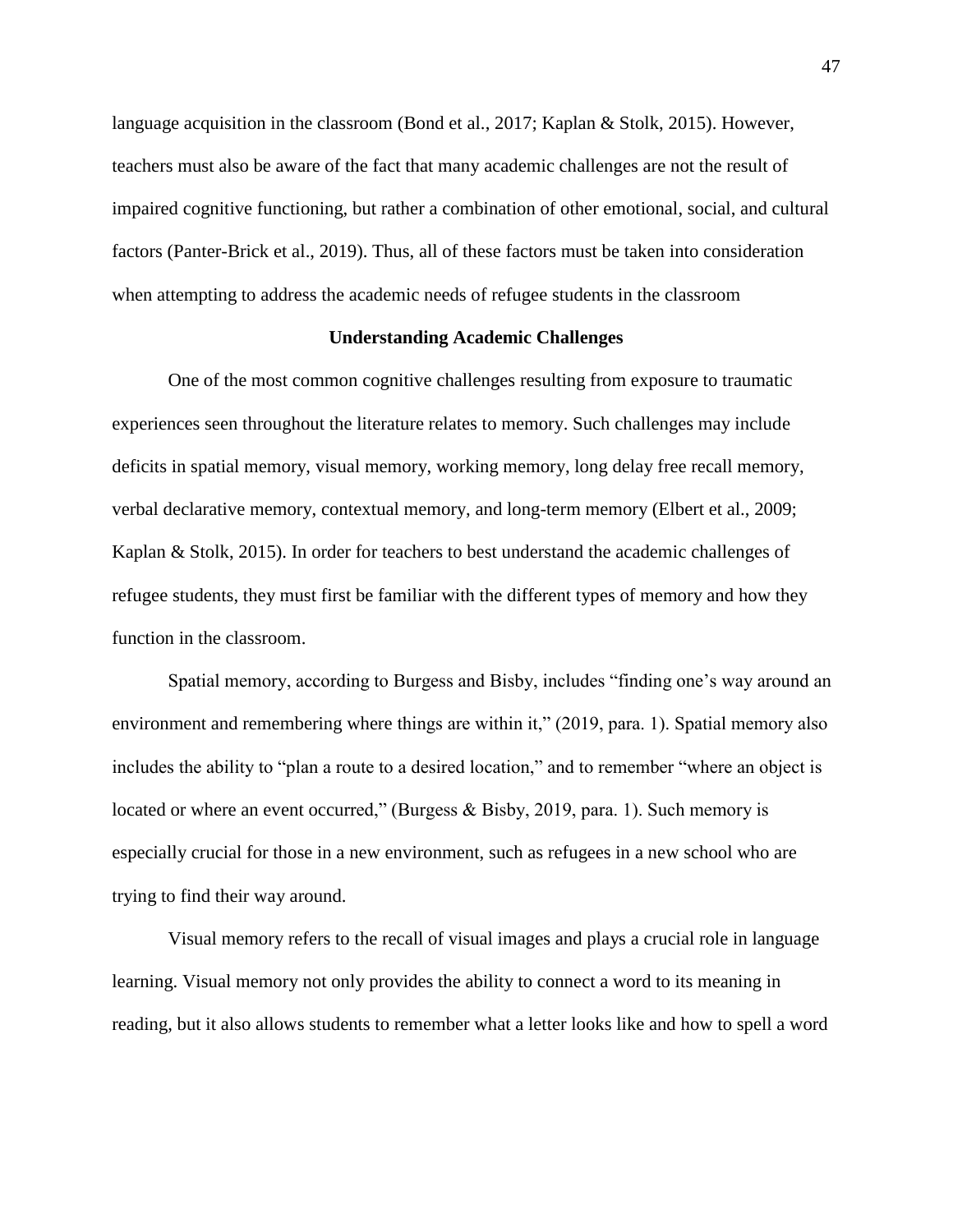language acquisition in the classroom (Bond et al., 2017; Kaplan & Stolk, 2015). However, teachers must also be aware of the fact that many academic challenges are not the result of impaired cognitive functioning, but rather a combination of other emotional, social, and cultural factors (Panter-Brick et al., 2019). Thus, all of these factors must be taken into consideration when attempting to address the academic needs of refugee students in the classroom

### Understanding Academic Challenges

One of the most common cognitive challenges resulting from exposure to traumatic experiences seen throughout the literature relates to memory. Such challenges may include deficits in spatial memory, visual memory, working memory, long delay free recall memory, verbal declarative memory, contextual memory, and long-term memory (Elbert et al., 2009; Kaplan & Stolk, 2015). In order for teachers to best understand the academic challenges of refugee students, they must first be familiar with the different types of memory and how they function in the classroom.

Spatial memory, according to Burgess and Bisby, includes "finding one's way around an environment and remembering where things are within it," (2019, para. 1). Spatial memory also includes the ability to "plan a route to a desired location," and to remember "where an object is located or where an event occurred," (Burgess & Bisby, 2019, para. 1). Such memory is especially crucial for those in a new environment, such as refugees in a new school who are trying to find their way around.

Visual memory refers to the recall of visual images and plays a crucial role in language learning. Visual memory not only provides the ability to connect a word to its meaning in reading, but it also allows students to remember what a letter looks like and how to spell a word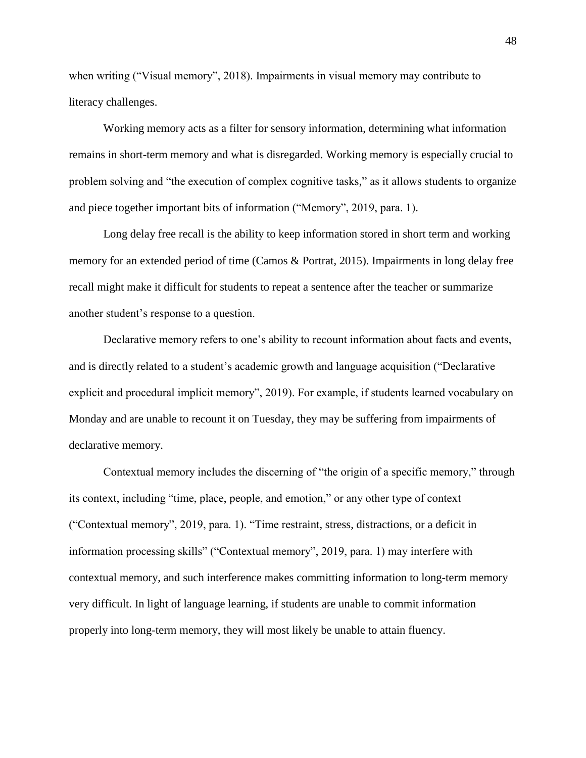when writing (“Visual memory”, 2018). Impairments in visual memory may contribute to literacy challenges.

Working memory acts as a filter for sensory information, determining what information remains in short-term memory and what is disregarded. Working memory is especially crucial to problem solving and “the execution of complex cognitive tasks,” as it allows students to organize and piece together important bits of information (“Memory”, 2019, para. 1).

Long delay free recall is the ability to keep information stored in short term and working memory for an extended period of time (Camos & Portrat, 2015). Impairments in long delay free recall might make it difficult for students to repeat a sentence after the teacher or summarize another student’s response to a question.

Declarative memory refers to one’s ability to recount information about facts and events, and is directly related to a student’s academic growth and language acquisition (“Declarative explicit and procedural implicit memory”, 2019). For example, if students learned vocabulary on Monday and are unable to recount it on Tuesday, they may be suffering from impairments of declarative memory.

Contextual memory includes the discerning of “the origin of a specific memory,” through its context, including “time, place, people, and emotion,” or any other type of context (“Contextual memory”, 2019, para. 1). “Time restraint, stress, distractions, or a deficit in information processing skills” (“Contextual memory”, 2019, para. 1) may interfere with contextual memory, and such interference makes committing information to long-term memory very difficult. In light of language learning, if students are unable to commit information properly into long-term memory, they will most likely be unable to attain fluency.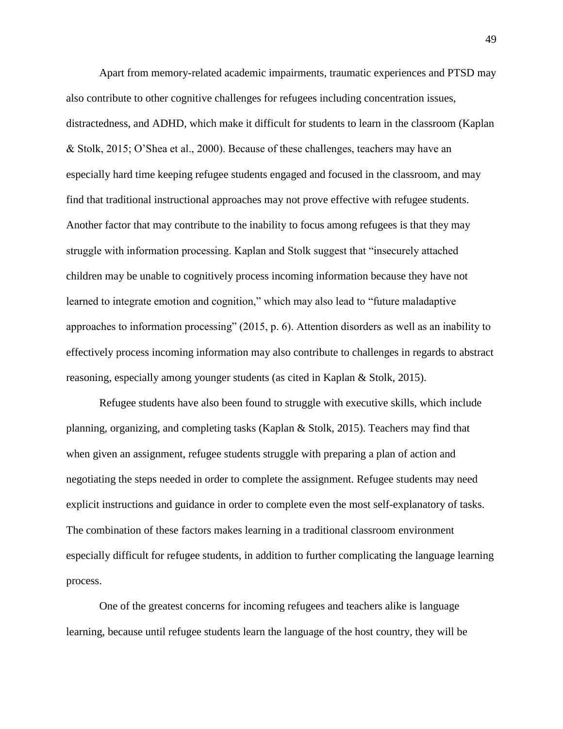Apart from memory-related academic impairments, traumatic experiences and PTSD may also contribute to other cognitive challenges for refugees including concentration issues, distractedness, and ADHD, which make it difficult for students to learn in the classroom (Kaplan & Stolk, 2015; O'Shea et al., 2000). Because of these challenges, teachers may have an especially hard time keeping refugee students engaged and focused in the classroom, and may find that traditional instructional approaches may not prove effective with refugee students. Another factor that may contribute to the inability to focus among refugees is that they may struggle with information processing. Kaplan and Stolk suggest that "insecurely attached children may be unable to cognitively process incoming information because they have not learned to integrate emotion and cognition," which may also lead to "future maladaptive approaches to information processing" (2015, p. 6). Attention disorders as well as an inability to effectively process incoming information may also contribute to challenges in regards to abstract reasoning, especially among younger students (as cited in Kaplan & Stolk, 2015).

Refugee students have also been found to struggle with executive skills, which include planning, organizing, and completing tasks (Kaplan & Stolk, 2015). Teachers may find that when given an assignment, refugee students struggle with preparing a plan of action and negotiating the steps needed in order to complete the assignment. Refugee students may need explicit instructions and guidance in order to complete even the most self-explanatory of tasks. The combination of these factors makes learning in a traditional classroom environment especially difficult for refugee students, in addition to further complicating the language learning process.

One of the greatest concerns for incoming refugees and teachers alike is language learning, because until refugee students learn the language of the host country, they will be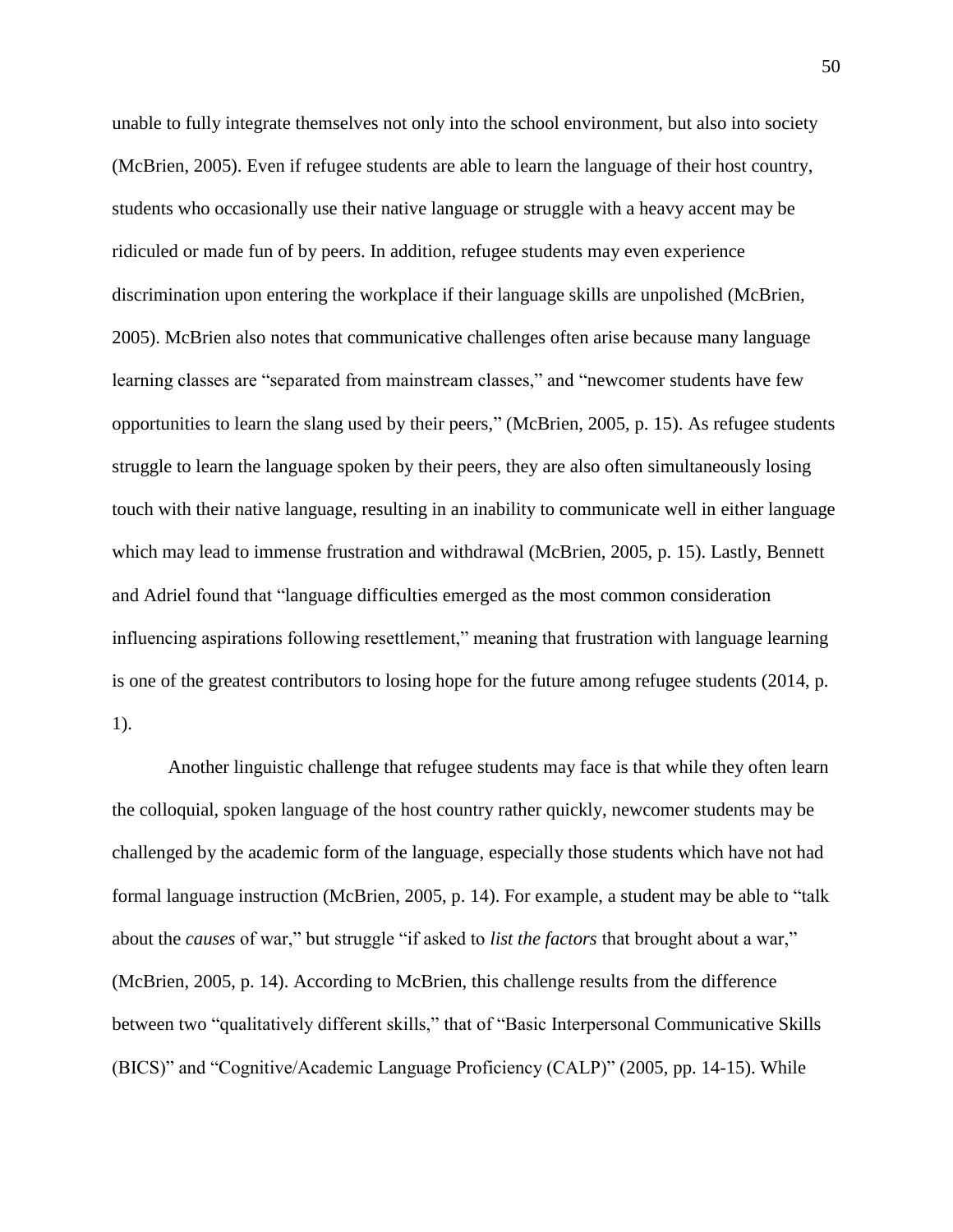unable to fully integrate themselves not only into the school environment, but also into society (McBrien, 2005). Even if refugee students are able to learn the language of their host country, students who occasionally use their native language or struggle with a heavy accent may be ridiculed or made fun of by peers. In addition, refugee students may even experience discrimination upon entering the workplace if their language skills are unpolished (McBrien, 2005). McBrien also notes that communicative challenges often arise because many language learning classes are "separated from mainstream classes," and "newcomer students have few opportunities to learn the slang used by their peers," (McBrien, 2005, p. 15). As refugee students struggle to learn the language spoken by their peers, they are also often simultaneously losing touch with their native language, resulting in an inability to communicate well in either language which may lead to immense frustration and withdrawal (McBrien, 2005, p. 15). Lastly, Bennett and Adriel found that "language difficulties emerged as the most common consideration influencing aspirations following resettlement," meaning that frustration with language learning is one of the greatest contributors to losing hope for the future among refugee students (2014, p. 1).

Another linguistic challenge that refugee students may face is that while they often learn the colloquial, spoken language of the host country rather quickly, newcomer students may be challenged by the academic form of the language, especially those students which have not had formal language instruction (McBrien, 2005, p. 14). For example, a student may be able to "talk about the *causes* of war," but struggle "if asked to *list the factors* that brought about a war," (McBrien, 2005, p. 14). According to McBrien, this challenge results from the difference between two "qualitatively different skills," that of "Basic Interpersonal Communicative Skills (BICS)" and "Cognitive/Academic Language Proficiency (CALP)" (2005, pp. 14-15). While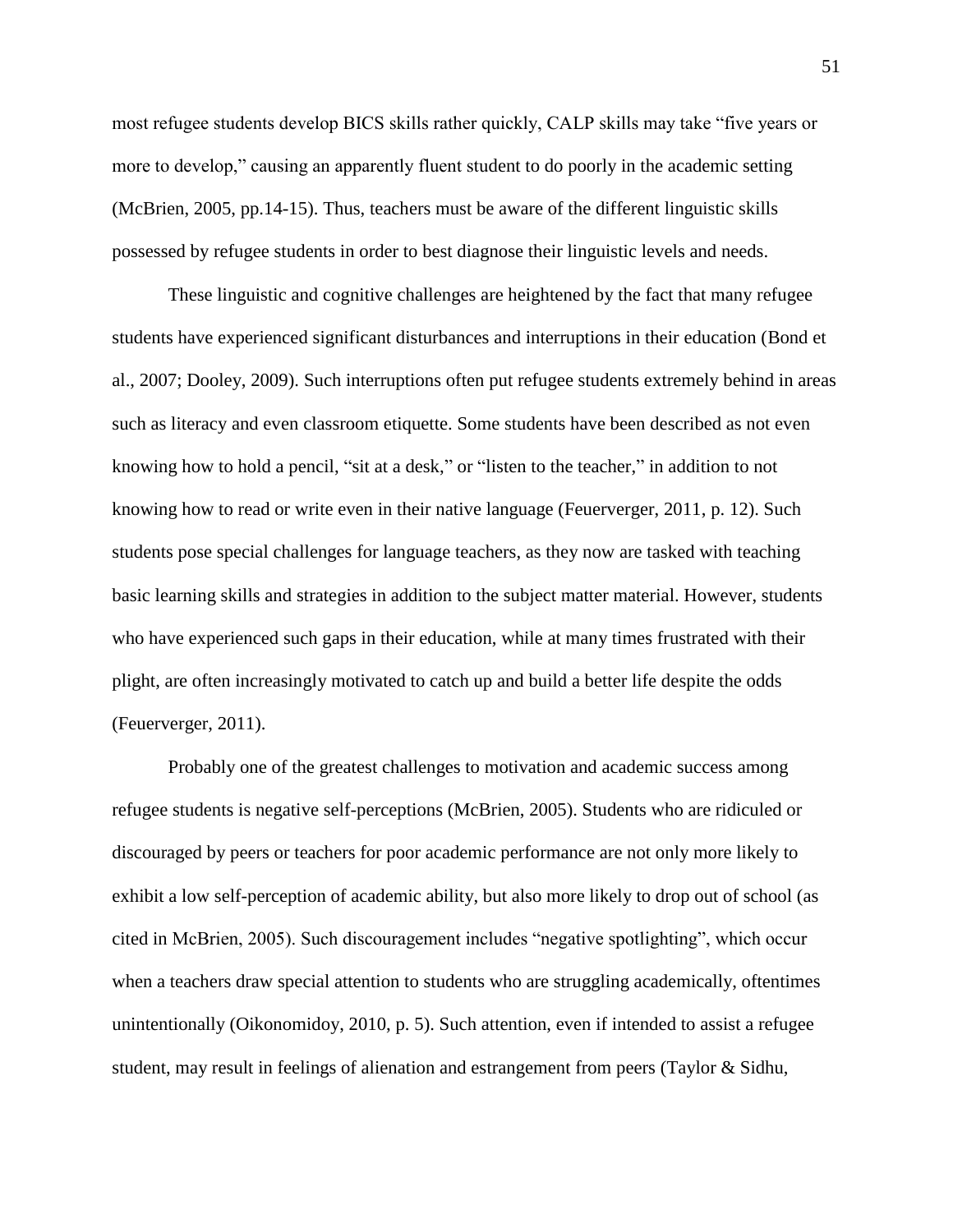most refugee students develop BICS skills rather quickly, CALP skills may take "five years or more to develop," causing an apparently fluent student to do poorly in the academic setting (McBrien, 2005, pp.14-15). Thus, teachers must be aware of the different linguistic skills possessed by refugee students in order to best diagnose their linguistic levels and needs.

These linguistic and cognitive challenges are heightened by the fact that many refugee students have experienced significant disturbances and interruptions in their education (Bond et al., 2007; Dooley, 2009). Such interruptions often put refugee students extremely behind in areas such as literacy and even classroom etiquette. Some students have been described as not even knowing how to hold a pencil, "sit at a desk," or "listen to the teacher," in addition to not knowing how to read or write even in their native language (Feuerverger, 2011, p. 12). Such students pose special challenges for language teachers, as they now are tasked with teaching basic learning skills and strategies in addition to the subject matter material. However, students who have experienced such gaps in their education, while at many times frustrated with their plight, are often increasingly motivated to catch up and build a better life despite the odds (Feuerverger, 2011).

Probably one of the greatest challenges to motivation and academic success among refugee students is negative self-perceptions (McBrien, 2005). Students who are ridiculed or discouraged by peers or teachers for poor academic performance are not only more likely to exhibit a low self-perception of academic ability, but also more likely to drop out of school (as cited in McBrien, 2005). Such discouragement includes "negative spotlighting", which occur when a teachers draw special attention to students who are struggling academically, oftentimes unintentionally (Oikonomidoy, 2010, p. 5). Such attention, even if intended to assist a refugee student, may result in feelings of alienation and estrangement from peers (Taylor & Sidhu,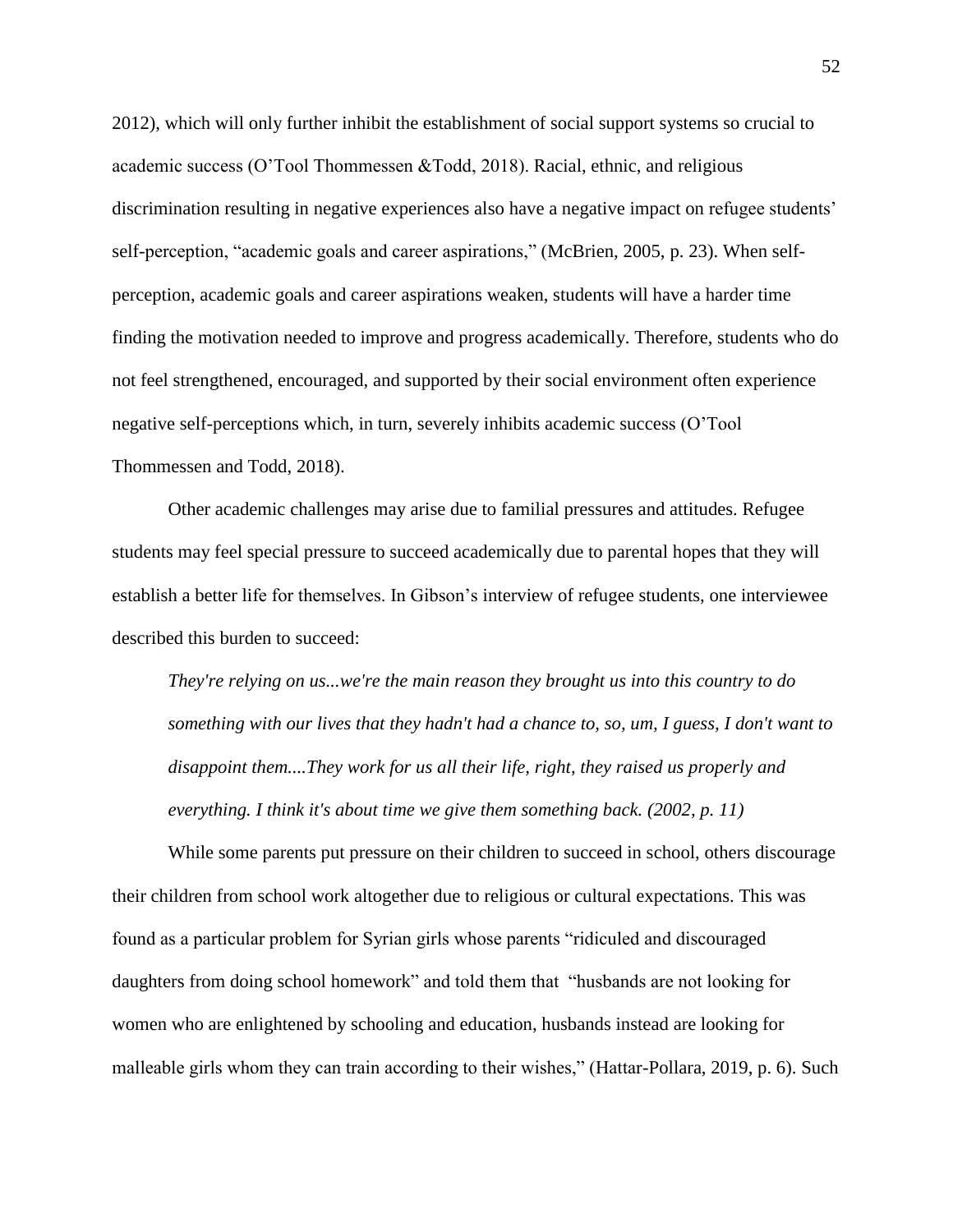2012), which will only further inhibit the establishment of social support systems so crucial to academic success (O'Tool Thommessen &Todd, 2018). Racial, ethnic, and religious discrimination resulting in negative experiences also have a negative impact on refugee students' self-perception, "academic goals and career aspirations," (McBrien, 2005, p. 23). When self-perception, academic goals and career aspirations weaken, students will have a harder time finding the motivation needed to improve and progress academically. Therefore, students who do not feel strengthened, encouraged, and supported by their social environment often experience negative self-perceptions which, in turn, severely inhibits academic success (O'Tool Thommessen and Todd, 2018).

Other academic challenges may arise due to familial pressures and attitudes. Refugee students may feel special pressure to succeed academically due to parental hopes that they will establish a better life for themselves. In Gibson's interview of refugee students, one interviewee described this burden to succeed:

> *They're relying on us...we're the main reason they brought us into this country to do something with our lives that they hadn't had a chance to, so, um, I guess, I don't want to disappoint them....They work for us all their life, right, they raised us properly and everything. I think it's about time we give them something back. (2002, p. 11)*

While some parents put pressure on their children to succeed in school, others discourage their children from school work altogether due to religious or cultural expectations. This was found as a particular problem for Syrian girls whose parents "ridiculed and discouraged daughters from doing school homework" and told them that "husbands are not looking for women who are enlightened by schooling and education, husbands instead are looking for malleable girls whom they can train according to their wishes," (Hattar-Pollara, 2019, p. 6). Such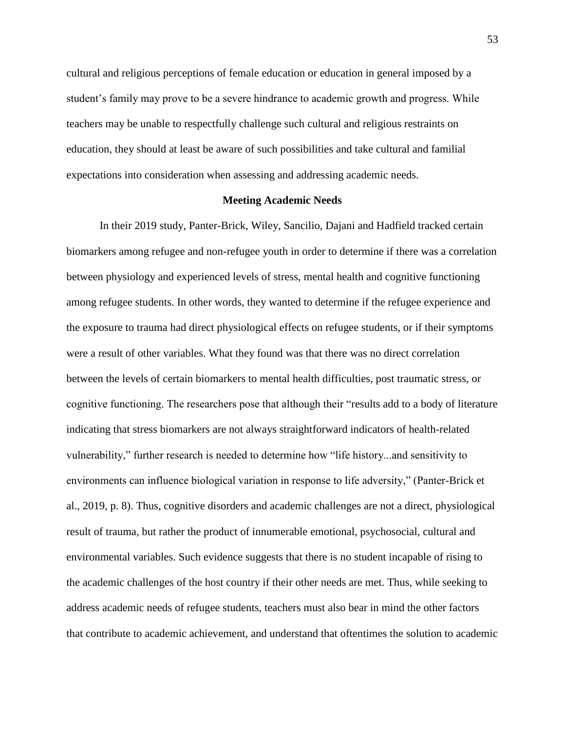cultural and religious perceptions of female education or education in general imposed by a student's family may prove to be a severe hindrance to academic growth and progress. While teachers may be unable to respectfully challenge such cultural and religious restraints on education, they should at least be aware of such possibilities and take cultural and familial expectations into consideration when assessing and addressing academic needs.

## Meeting Academic Needs

In their 2019 study, Panter-Brick, Wiley, Sancilio, Dajani and Hadfield tracked certain biomarkers among refugee and non-refugee youth in order to determine if there was a correlation between physiology and experienced levels of stress, mental health and cognitive functioning among refugee students. In other words, they wanted to determine if the refugee experience and the exposure to trauma had direct physiological effects on refugee students, or if their symptoms were a result of other variables. What they found was that there was no direct correlation between the levels of certain biomarkers to mental health difficulties, post traumatic stress, or cognitive functioning. The researchers pose that although their "results add to a body of literature indicating that stress biomarkers are not always straightforward indicators of health-related vulnerability," further research is needed to determine how "life history...and sensitivity to environments can influence biological variation in response to life adversity," (Panter-Brick et al., 2019, p. 8). Thus, cognitive disorders and academic challenges are not a direct, physiological result of trauma, but rather the product of innumerable emotional, psychosocial, cultural and environmental variables. Such evidence suggests that there is no student incapable of rising to the academic challenges of the host country if their other needs are met. Thus, while seeking to address academic needs of refugee students, teachers must also bear in mind the other factors that contribute to academic achievement, and understand that oftentimes the solution to academic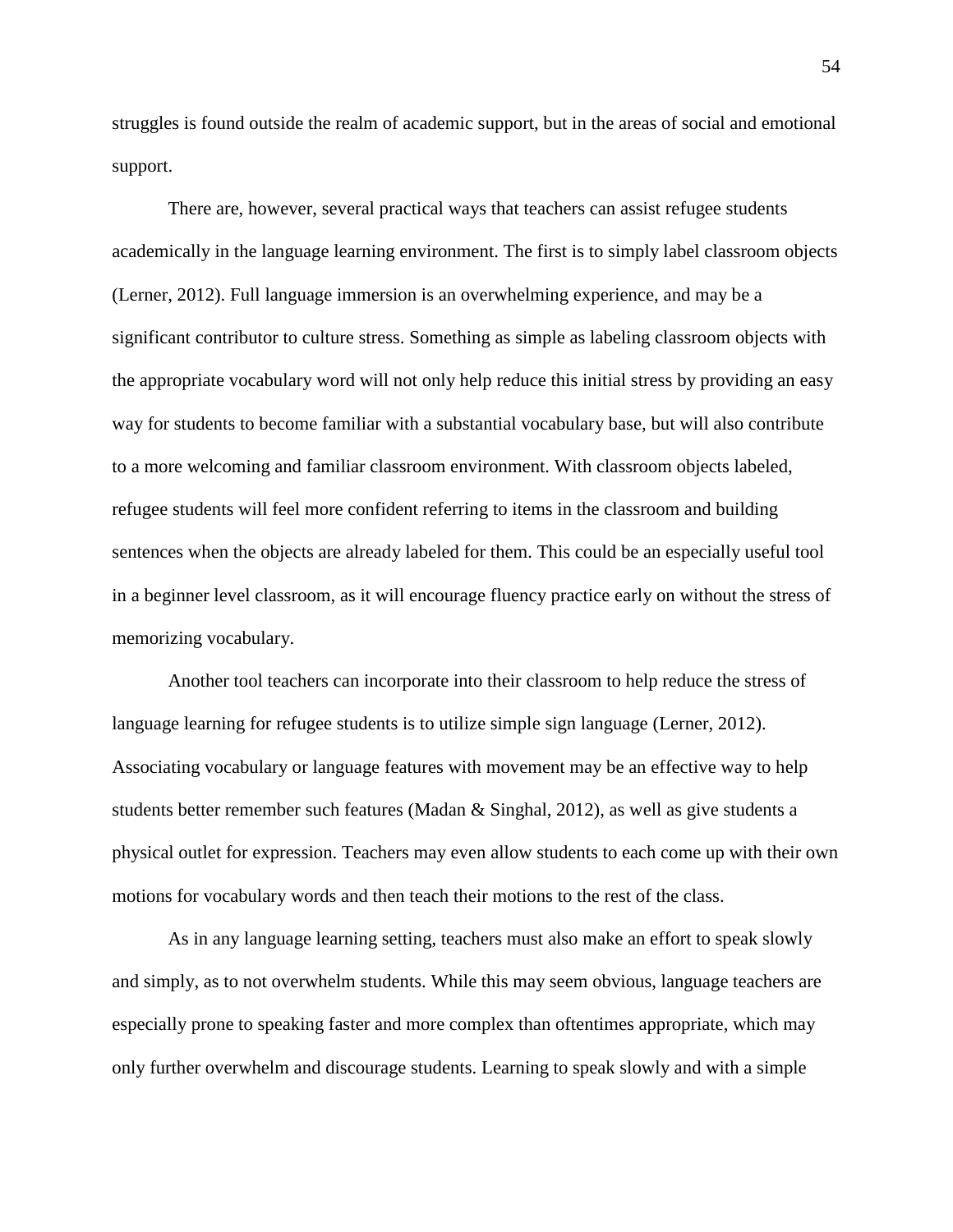struggles is found outside the realm of academic support, but in the areas of social and emotional support.

There are, however, several practical ways that teachers can assist refugee students academically in the language learning environment. The first is to simply label classroom objects (Lerner, 2012). Full language immersion is an overwhelming experience, and may be a significant contributor to culture stress. Something as simple as labeling classroom objects with the appropriate vocabulary word will not only help reduce this initial stress by providing an easy way for students to become familiar with a substantial vocabulary base, but will also contribute to a more welcoming and familiar classroom environment. With classroom objects labeled, refugee students will feel more confident referring to items in the classroom and building sentences when the objects are already labeled for them. This could be an especially useful tool in a beginner level classroom, as it will encourage fluency practice early on without the stress of memorizing vocabulary.

Another tool teachers can incorporate into their classroom to help reduce the stress of language learning for refugee students is to utilize simple sign language (Lerner, 2012). Associating vocabulary or language features with movement may be an effective way to help students better remember such features (Madan & Singhal, 2012), as well as give students a physical outlet for expression. Teachers may even allow students to each come up with their own motions for vocabulary words and then teach their motions to the rest of the class.

As in any language learning setting, teachers must also make an effort to speak slowly and simply, as to not overwhelm students. While this may seem obvious, language teachers are especially prone to speaking faster and more complex than oftentimes appropriate, which may only further overwhelm and discourage students. Learning to speak slowly and with a simple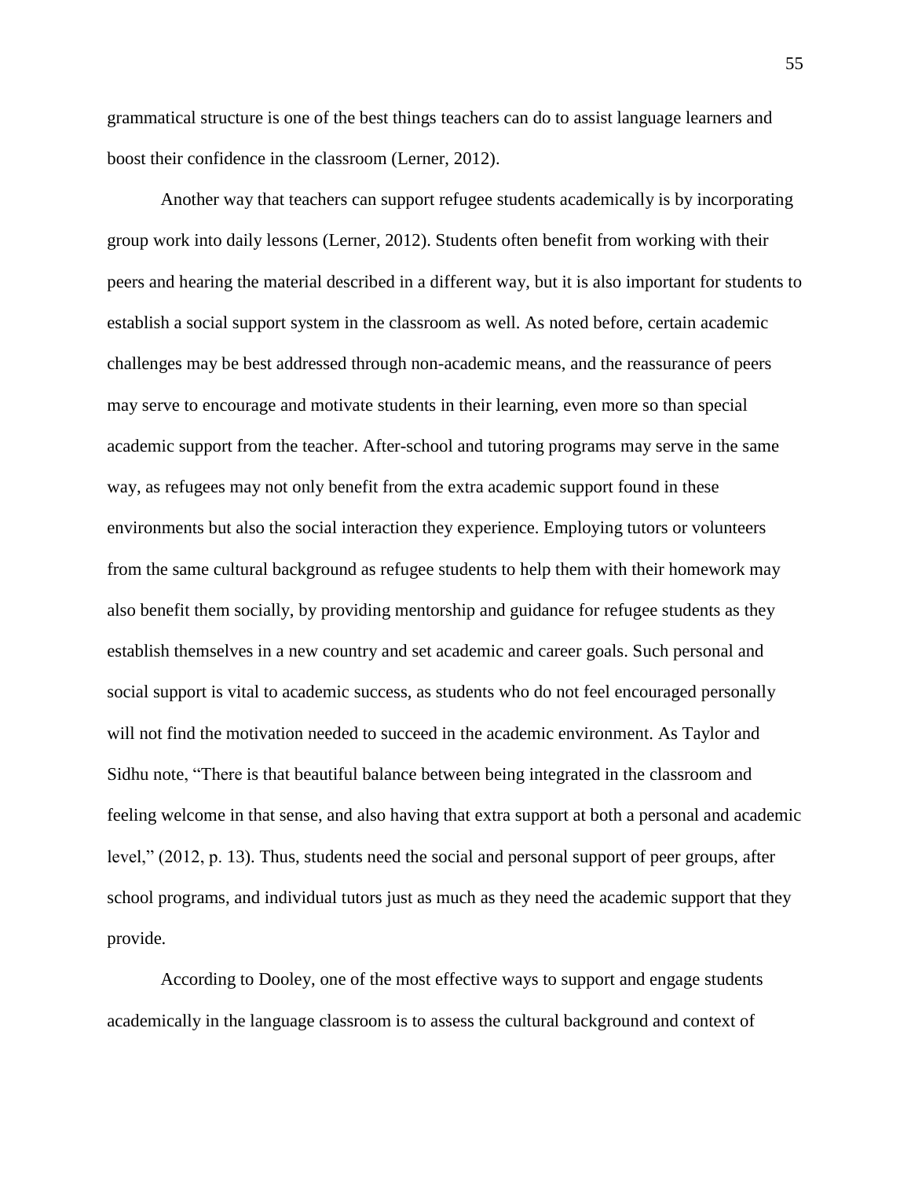grammatical structure is one of the best things teachers can do to assist language learners and boost their confidence in the classroom (Lerner, 2012).

Another way that teachers can support refugee students academically is by incorporating group work into daily lessons (Lerner, 2012). Students often benefit from working with their peers and hearing the material described in a different way, but it is also important for students to establish a social support system in the classroom as well. As noted before, certain academic challenges may be best addressed through non-academic means, and the reassurance of peers may serve to encourage and motivate students in their learning, even more so than special academic support from the teacher. After-school and tutoring programs may serve in the same way, as refugees may not only benefit from the extra academic support found in these environments but also the social interaction they experience. Employing tutors or volunteers from the same cultural background as refugee students to help them with their homework may also benefit them socially, by providing mentorship and guidance for refugee students as they establish themselves in a new country and set academic and career goals. Such personal and social support is vital to academic success, as students who do not feel encouraged personally will not find the motivation needed to succeed in the academic environment. As Taylor and Sidhu note, "There is that beautiful balance between being integrated in the classroom and feeling welcome in that sense, and also having that extra support at both a personal and academic level," (2012, p. 13). Thus, students need the social and personal support of peer groups, after school programs, and individual tutors just as much as they need the academic support that they provide.

According to Dooley, one of the most effective ways to support and engage students academically in the language classroom is to assess the cultural background and context of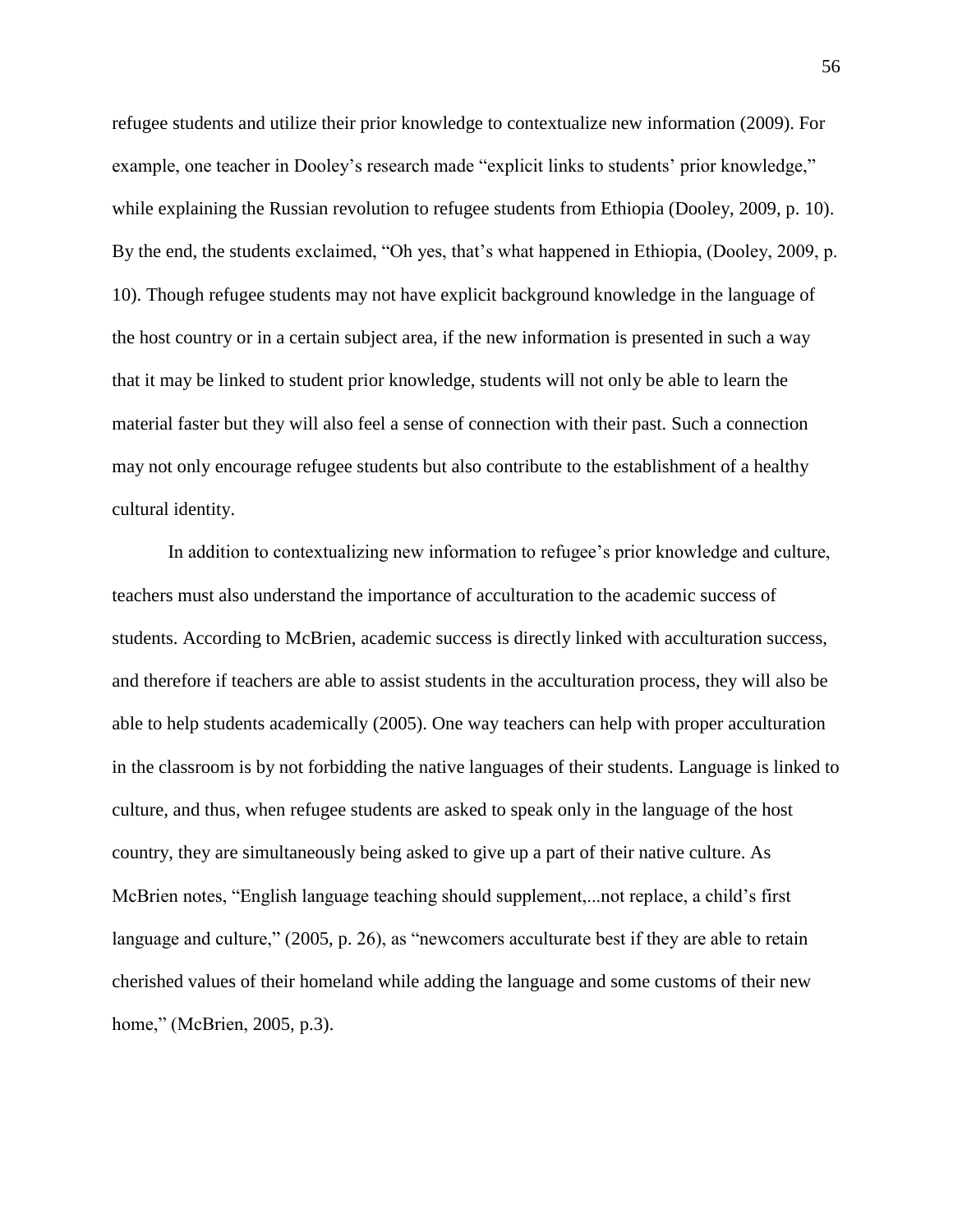refugee students and utilize their prior knowledge to contextualize new information (2009). For example, one teacher in Dooley's research made "explicit links to students' prior knowledge," while explaining the Russian revolution to refugee students from Ethiopia (Dooley, 2009, p. 10). By the end, the students exclaimed, "Oh yes, that's what happened in Ethiopia, (Dooley, 2009, p. 10). Though refugee students may not have explicit background knowledge in the language of the host country or in a certain subject area, if the new information is presented in such a way that it may be linked to student prior knowledge, students will not only be able to learn the material faster but they will also feel a sense of connection with their past. Such a connection may not only encourage refugee students but also contribute to the establishment of a healthy cultural identity.

In addition to contextualizing new information to refugee's prior knowledge and culture, teachers must also understand the importance of acculturation to the academic success of students. According to McBrien, academic success is directly linked with acculturation success, and therefore if teachers are able to assist students in the acculturation process, they will also be able to help students academically (2005). One way teachers can help with proper acculturation in the classroom is by not forbidding the native languages of their students. Language is linked to culture, and thus, when refugee students are asked to speak only in the language of the host country, they are simultaneously being asked to give up a part of their native culture. As McBrien notes, "English language teaching should supplement,...not replace, a child's first language and culture," (2005, p. 26), as "newcomers acculturate best if they are able to retain cherished values of their homeland while adding the language and some customs of their new home," (McBrien, 2005, p.3).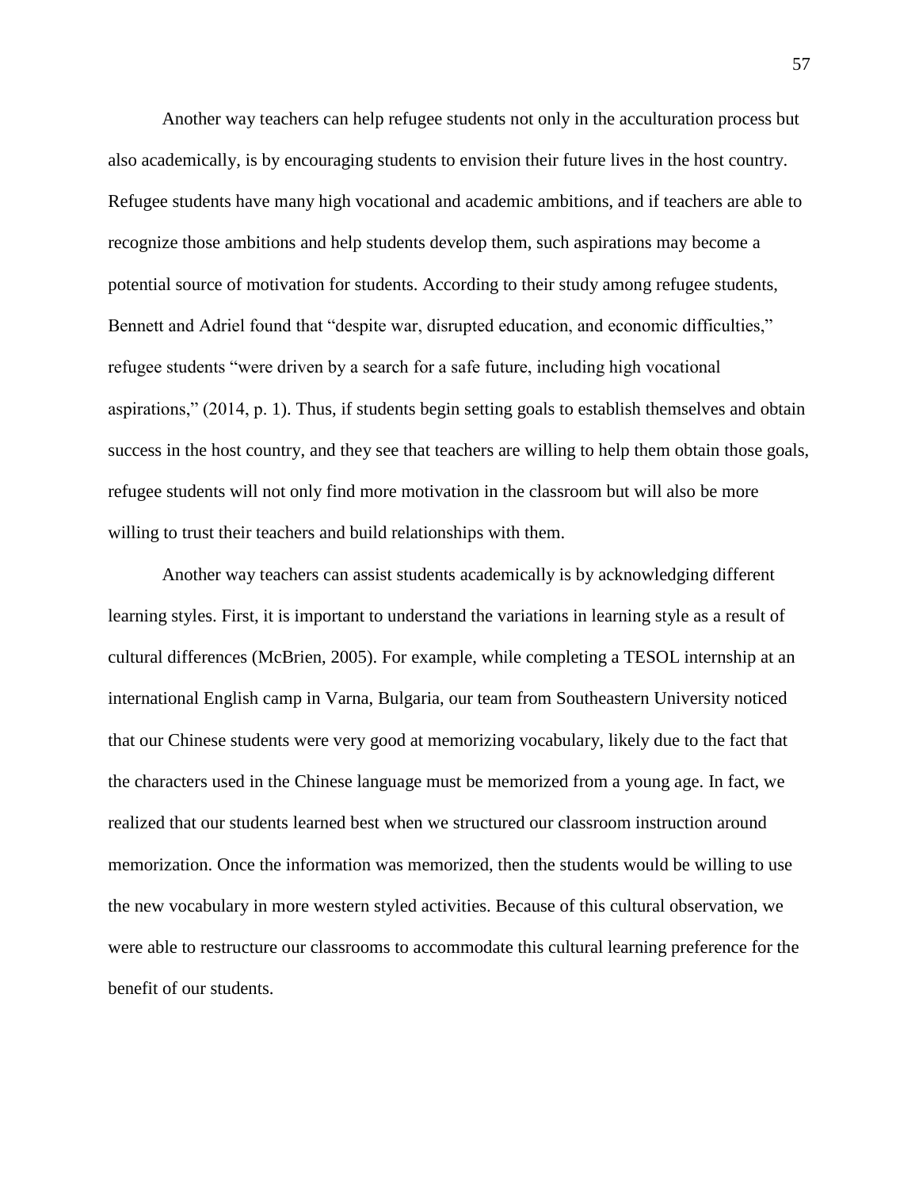Another way teachers can help refugee students not only in the acculturation process but also academically, is by encouraging students to envision their future lives in the host country. Refugee students have many high vocational and academic ambitions, and if teachers are able to recognize those ambitions and help students develop them, such aspirations may become a potential source of motivation for students. According to their study among refugee students, Bennett and Adriel found that “despite war, disrupted education, and economic difficulties,” refugee students “were driven by a search for a safe future, including high vocational aspirations,” (2014, p. 1). Thus, if students begin setting goals to establish themselves and obtain success in the host country, and they see that teachers are willing to help them obtain those goals, refugee students will not only find more motivation in the classroom but will also be more willing to trust their teachers and build relationships with them.

Another way teachers can assist students academically is by acknowledging different learning styles. First, it is important to understand the variations in learning style as a result of cultural differences (McBrien, 2005). For example, while completing a TESOL internship at an international English camp in Varna, Bulgaria, our team from Southeastern University noticed that our Chinese students were very good at memorizing vocabulary, likely due to the fact that the characters used in the Chinese language must be memorized from a young age. In fact, we realized that our students learned best when we structured our classroom instruction around memorization. Once the information was memorized, then the students would be willing to use the new vocabulary in more western styled activities. Because of this cultural observation, we were able to restructure our classrooms to accommodate this cultural learning preference for the benefit of our students.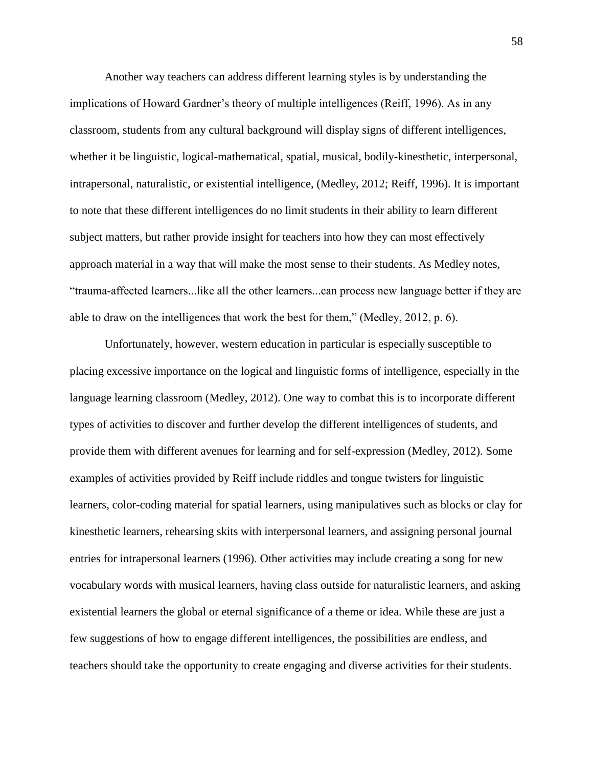Another way teachers can address different learning styles is by understanding the implications of Howard Gardner's theory of multiple intelligences (Reiff, 1996). As in any classroom, students from any cultural background will display signs of different intelligences, whether it be linguistic, logical-mathematical, spatial, musical, bodily-kinesthetic, interpersonal, intrapersonal, naturalistic, or existential intelligence, (Medley, 2012; Reiff, 1996). It is important to note that these different intelligences do no limit students in their ability to learn different subject matters, but rather provide insight for teachers into how they can most effectively approach material in a way that will make the most sense to their students. As Medley notes, "trauma-affected learners...like all the other learners...can process new language better if they are able to draw on the intelligences that work the best for them," (Medley, 2012, p. 6).

Unfortunately, however, western education in particular is especially susceptible to placing excessive importance on the logical and linguistic forms of intelligence, especially in the language learning classroom (Medley, 2012). One way to combat this is to incorporate different types of activities to discover and further develop the different intelligences of students, and provide them with different avenues for learning and for self-expression (Medley, 2012). Some examples of activities provided by Reiff include riddles and tongue twisters for linguistic learners, color-coding material for spatial learners, using manipulatives such as blocks or clay for kinesthetic learners, rehearsing skits with interpersonal learners, and assigning personal journal entries for intrapersonal learners (1996). Other activities may include creating a song for new vocabulary words with musical learners, having class outside for naturalistic learners, and asking existential learners the global or eternal significance of a theme or idea. While these are just a few suggestions of how to engage different intelligences, the possibilities are endless, and teachers should take the opportunity to create engaging and diverse activities for their students.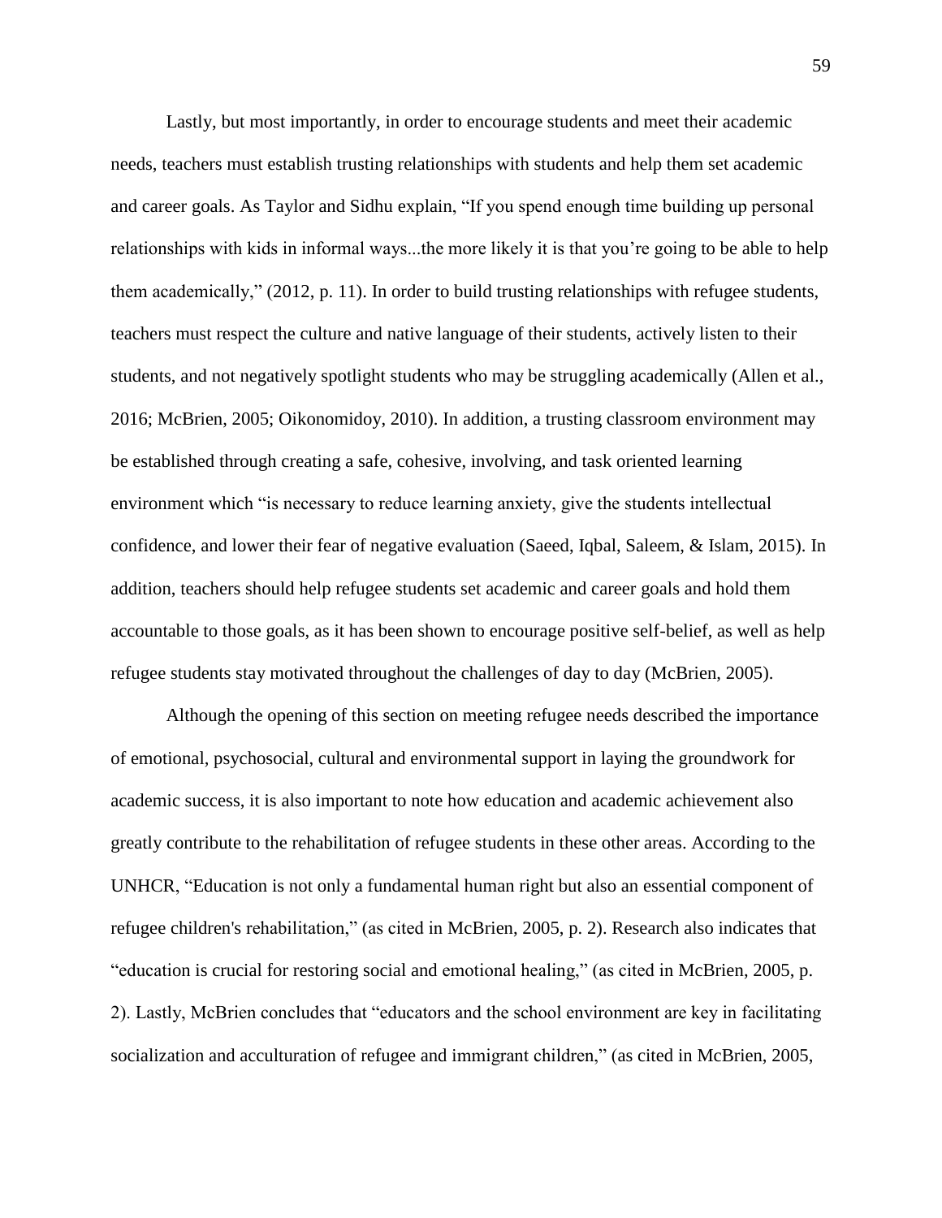Lastly, but most importantly, in order to encourage students and meet their academic needs, teachers must establish trusting relationships with students and help them set academic and career goals. As Taylor and Sidhu explain, "If you spend enough time building up personal relationships with kids in informal ways...the more likely it is that you're going to be able to help them academically," (2012, p. 11). In order to build trusting relationships with refugee students, teachers must respect the culture and native language of their students, actively listen to their students, and not negatively spotlight students who may be struggling academically (Allen et al., 2016; McBrien, 2005; Oikonomidoy, 2010). In addition, a trusting classroom environment may be established through creating a safe, cohesive, involving, and task oriented learning environment which "is necessary to reduce learning anxiety, give the students intellectual confidence, and lower their fear of negative evaluation (Saeed, Iqbal, Saleem, & Islam, 2015). In addition, teachers should help refugee students set academic and career goals and hold them accountable to those goals, as it has been shown to encourage positive self-belief, as well as help refugee students stay motivated throughout the challenges of day to day (McBrien, 2005).

Although the opening of this section on meeting refugee needs described the importance of emotional, psychosocial, cultural and environmental support in laying the groundwork for academic success, it is also important to note how education and academic achievement also greatly contribute to the rehabilitation of refugee students in these other areas. According to the UNHCR, "Education is not only a fundamental human right but also an essential component of refugee children's rehabilitation," (as cited in McBrien, 2005, p. 2). Research also indicates that "education is crucial for restoring social and emotional healing," (as cited in McBrien, 2005, p. 2). Lastly, McBrien concludes that "educators and the school environment are key in facilitating socialization and acculturation of refugee and immigrant children," (as cited in McBrien, 2005,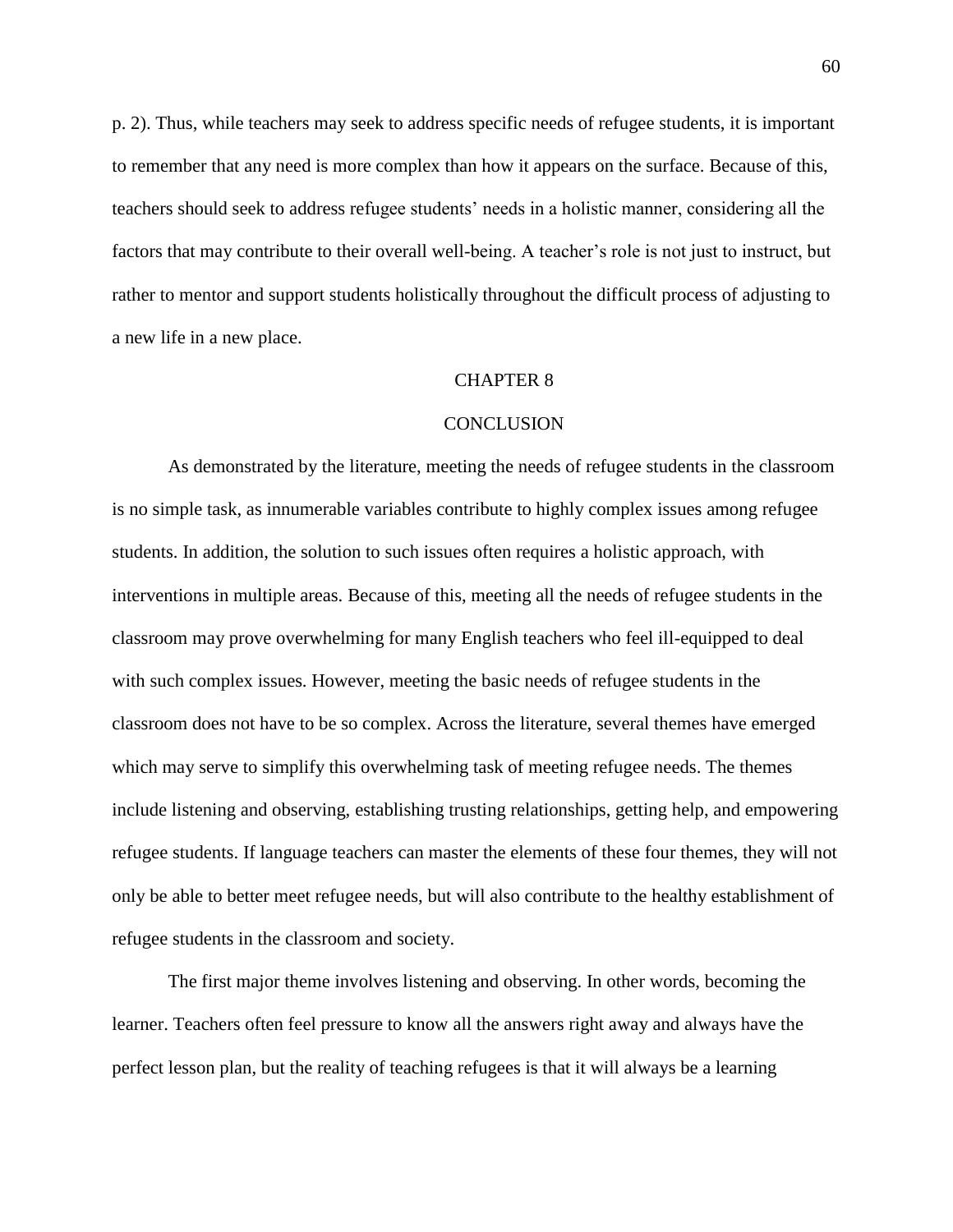p. 2). Thus, while teachers may seek to address specific needs of refugee students, it is important to remember that any need is more complex than how it appears on the surface. Because of this, teachers should seek to address refugee students' needs in a holistic manner, considering all the factors that may contribute to their overall well-being. A teacher's role is not just to instruct, but rather to mentor and support students holistically throughout the difficult process of adjusting to a new life in a new place.

# CHAPTER 8

# CONCLUSION

As demonstrated by the literature, meeting the needs of refugee students in the classroom is no simple task, as innumerable variables contribute to highly complex issues among refugee students. In addition, the solution to such issues often requires a holistic approach, with interventions in multiple areas. Because of this, meeting all the needs of refugee students in the classroom may prove overwhelming for many English teachers who feel ill-equipped to deal with such complex issues. However, meeting the basic needs of refugee students in the classroom does not have to be so complex. Across the literature, several themes have emerged which may serve to simplify this overwhelming task of meeting refugee needs. The themes include listening and observing, establishing trusting relationships, getting help, and empowering refugee students. If language teachers can master the elements of these four themes, they will not only be able to better meet refugee needs, but will also contribute to the healthy establishment of refugee students in the classroom and society.

The first major theme involves listening and observing. In other words, becoming the learner. Teachers often feel pressure to know all the answers right away and always have the perfect lesson plan, but the reality of teaching refugees is that it will always be a learning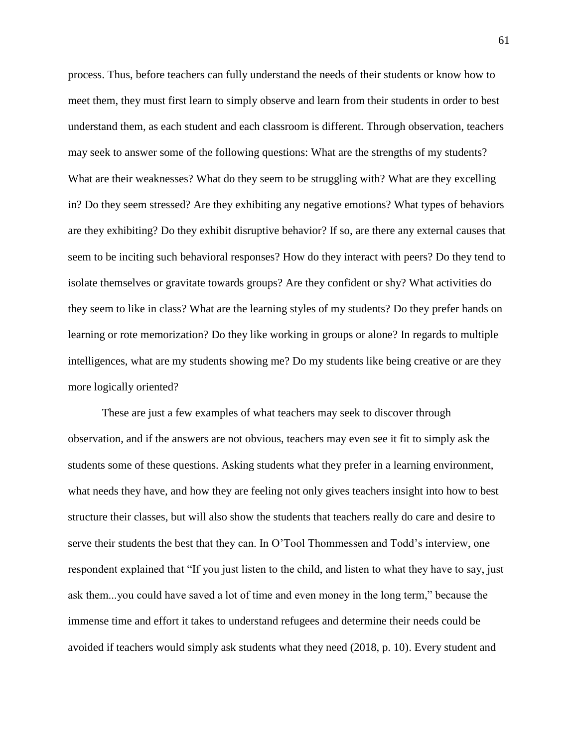process. Thus, before teachers can fully understand the needs of their students or know how to meet them, they must first learn to simply observe and learn from their students in order to best understand them, as each student and each classroom is different. Through observation, teachers may seek to answer some of the following questions: What are the strengths of my students? What are their weaknesses? What do they seem to be struggling with? What are they excelling in? Do they seem stressed? Are they exhibiting any negative emotions? What types of behaviors are they exhibiting? Do they exhibit disruptive behavior? If so, are there any external causes that seem to be inciting such behavioral responses? How do they interact with peers? Do they tend to isolate themselves or gravitate towards groups? Are they confident or shy? What activities do they seem to like in class? What are the learning styles of my students? Do they prefer hands on learning or rote memorization? Do they like working in groups or alone? In regards to multiple intelligences, what are my students showing me? Do my students like being creative or are they more logically oriented?

These are just a few examples of what teachers may seek to discover through observation, and if the answers are not obvious, teachers may even see it fit to simply ask the students some of these questions. Asking students what they prefer in a learning environment, what needs they have, and how they are feeling not only gives teachers insight into how to best structure their classes, but will also show the students that teachers really do care and desire to serve their students the best that they can. In O'Tool Thommessen and Todd's interview, one respondent explained that "If you just listen to the child, and listen to what they have to say, just ask them...you could have saved a lot of time and even money in the long term," because the immense time and effort it takes to understand refugees and determine their needs could be avoided if teachers would simply ask students what they need (2018, p. 10). Every student and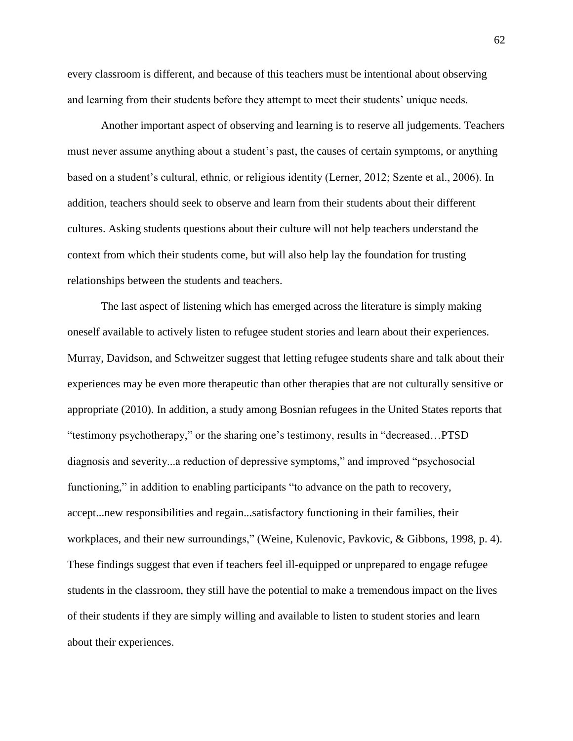every classroom is different, and because of this teachers must be intentional about observing and learning from their students before they attempt to meet their students' unique needs.

Another important aspect of observing and learning is to reserve all judgements. Teachers must never assume anything about a student's past, the causes of certain symptoms, or anything based on a student's cultural, ethnic, or religious identity (Lerner, 2012; Szente et al., 2006). In addition, teachers should seek to observe and learn from their students about their different cultures. Asking students questions about their culture will not help teachers understand the context from which their students come, but will also help lay the foundation for trusting relationships between the students and teachers.

The last aspect of listening which has emerged across the literature is simply making oneself available to actively listen to refugee student stories and learn about their experiences. Murray, Davidson, and Schweitzer suggest that letting refugee students share and talk about their experiences may be even more therapeutic than other therapies that are not culturally sensitive or appropriate (2010). In addition, a study among Bosnian refugees in the United States reports that "testimony psychotherapy," or the sharing one's testimony, results in "decreased…PTSD diagnosis and severity...a reduction of depressive symptoms," and improved "psychosocial functioning," in addition to enabling participants "to advance on the path to recovery, accept...new responsibilities and regain...satisfactory functioning in their families, their workplaces, and their new surroundings," (Weine, Kulenovic, Pavkovic, & Gibbons, 1998, p. 4). These findings suggest that even if teachers feel ill-equipped or unprepared to engage refugee students in the classroom, they still have the potential to make a tremendous impact on the lives of their students if they are simply willing and available to listen to student stories and learn about their experiences.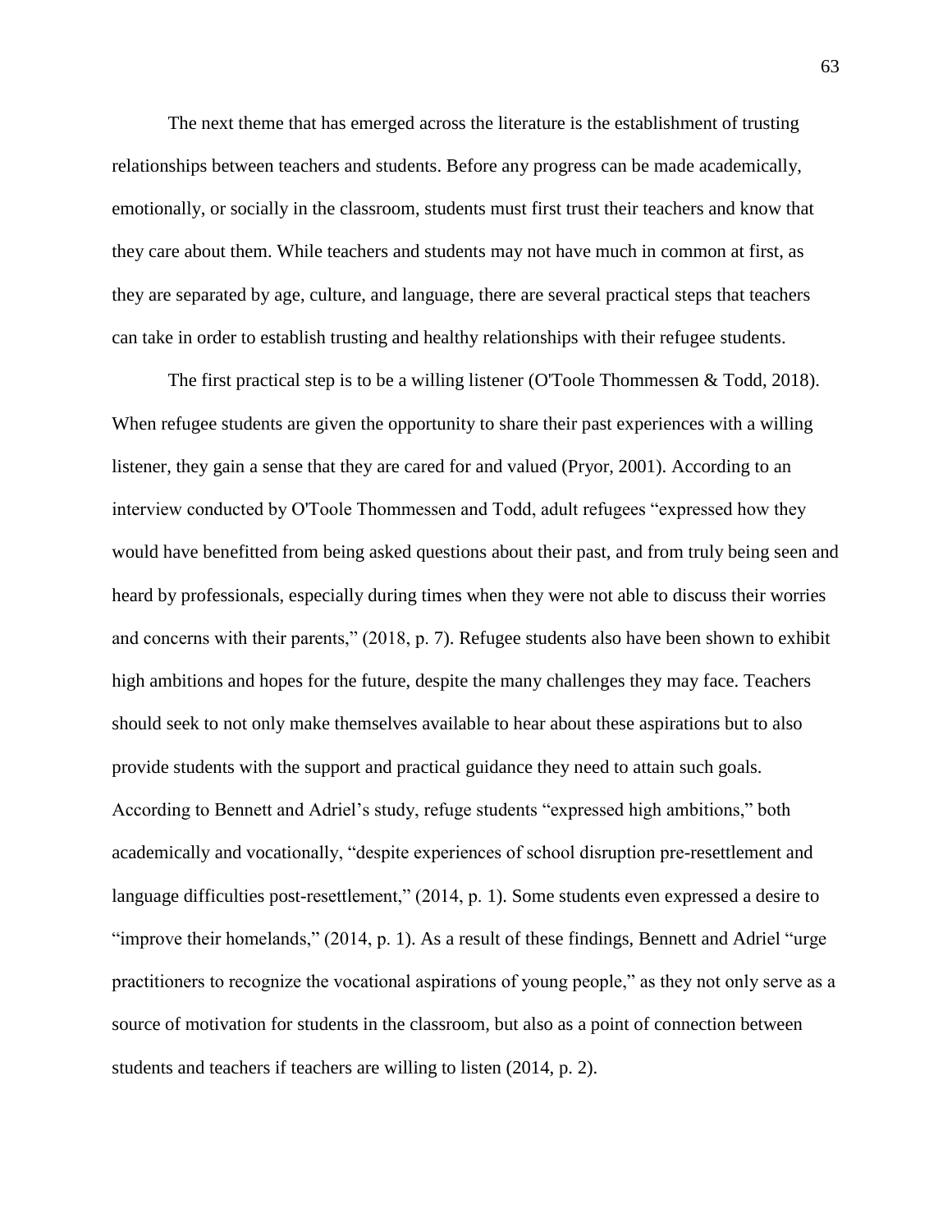The next theme that has emerged across the literature is the establishment of trusting relationships between teachers and students. Before any progress can be made academically, emotionally, or socially in the classroom, students must first trust their teachers and know that they care about them. While teachers and students may not have much in common at first, as they are separated by age, culture, and language, there are several practical steps that teachers can take in order to establish trusting and healthy relationships with their refugee students.

The first practical step is to be a willing listener (O'Toole Thommessen & Todd, 2018). When refugee students are given the opportunity to share their past experiences with a willing listener, they gain a sense that they are cared for and valued (Pryor, 2001). According to an interview conducted by O'Toole Thommessen and Todd, adult refugees "expressed how they would have benefitted from being asked questions about their past, and from truly being seen and heard by professionals, especially during times when they were not able to discuss their worries and concerns with their parents," (2018, p. 7). Refugee students also have been shown to exhibit high ambitions and hopes for the future, despite the many challenges they may face. Teachers should seek to not only make themselves available to hear about these aspirations but to also provide students with the support and practical guidance they need to attain such goals. According to Bennett and Adriel's study, refuge students "expressed high ambitions," both academically and vocationally, "despite experiences of school disruption pre-resettlement and language difficulties post-resettlement," (2014, p. 1). Some students even expressed a desire to "improve their homelands," (2014, p. 1). As a result of these findings, Bennett and Adriel "urge practitioners to recognize the vocational aspirations of young people," as they not only serve as a source of motivation for students in the classroom, but also as a point of connection between students and teachers if teachers are willing to listen (2014, p. 2).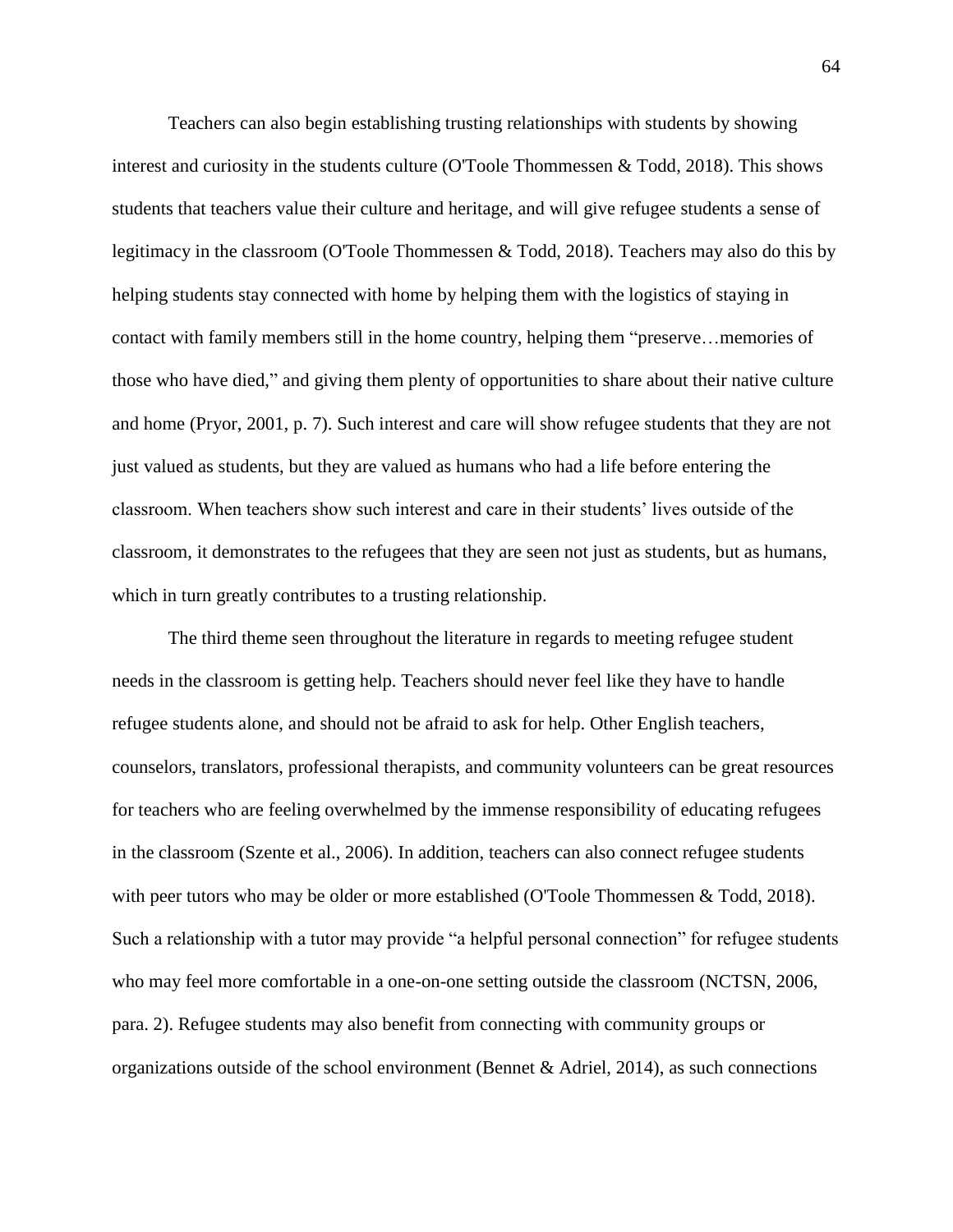Teachers can also begin establishing trusting relationships with students by showing interest and curiosity in the students culture (O'Toole Thommessen & Todd, 2018). This shows students that teachers value their culture and heritage, and will give refugee students a sense of legitimacy in the classroom (O'Toole Thommessen & Todd, 2018). Teachers may also do this by helping students stay connected with home by helping them with the logistics of staying in contact with family members still in the home country, helping them "preserve…memories of those who have died," and giving them plenty of opportunities to share about their native culture and home (Pryor, 2001, p. 7). Such interest and care will show refugee students that they are not just valued as students, but they are valued as humans who had a life before entering the classroom. When teachers show such interest and care in their students' lives outside of the classroom, it demonstrates to the refugees that they are seen not just as students, but as humans, which in turn greatly contributes to a trusting relationship.

The third theme seen throughout the literature in regards to meeting refugee student needs in the classroom is getting help. Teachers should never feel like they have to handle refugee students alone, and should not be afraid to ask for help. Other English teachers, counselors, translators, professional therapists, and community volunteers can be great resources for teachers who are feeling overwhelmed by the immense responsibility of educating refugees in the classroom (Szente et al., 2006). In addition, teachers can also connect refugee students with peer tutors who may be older or more established (O'Toole Thommessen & Todd, 2018). Such a relationship with a tutor may provide "a helpful personal connection" for refugee students who may feel more comfortable in a one-on-one setting outside the classroom (NCTSN, 2006, para. 2). Refugee students may also benefit from connecting with community groups or organizations outside of the school environment (Bennet & Adriel, 2014), as such connections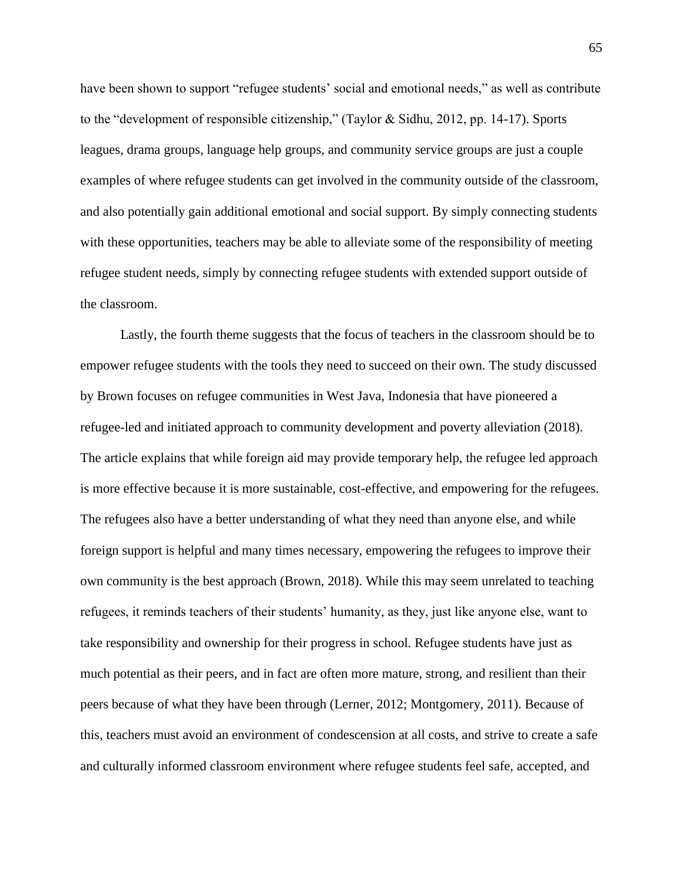have been shown to support "refugee students' social and emotional needs," as well as contribute to the "development of responsible citizenship," (Taylor & Sidhu, 2012, pp. 14-17). Sports leagues, drama groups, language help groups, and community service groups are just a couple examples of where refugee students can get involved in the community outside of the classroom, and also potentially gain additional emotional and social support. By simply connecting students with these opportunities, teachers may be able to alleviate some of the responsibility of meeting refugee student needs, simply by connecting refugee students with extended support outside of the classroom.

Lastly, the fourth theme suggests that the focus of teachers in the classroom should be to empower refugee students with the tools they need to succeed on their own. The study discussed by Brown focuses on refugee communities in West Java, Indonesia that have pioneered a refugee-led and initiated approach to community development and poverty alleviation (2018). The article explains that while foreign aid may provide temporary help, the refugee led approach is more effective because it is more sustainable, cost-effective, and empowering for the refugees. The refugees also have a better understanding of what they need than anyone else, and while foreign support is helpful and many times necessary, empowering the refugees to improve their own community is the best approach (Brown, 2018). While this may seem unrelated to teaching refugees, it reminds teachers of their students' humanity, as they, just like anyone else, want to take responsibility and ownership for their progress in school. Refugee students have just as much potential as their peers, and in fact are often more mature, strong, and resilient than their peers because of what they have been through (Lerner, 2012; Montgomery, 2011). Because of this, teachers must avoid an environment of condescension at all costs, and strive to create a safe and culturally informed classroom environment where refugee students feel safe, accepted, and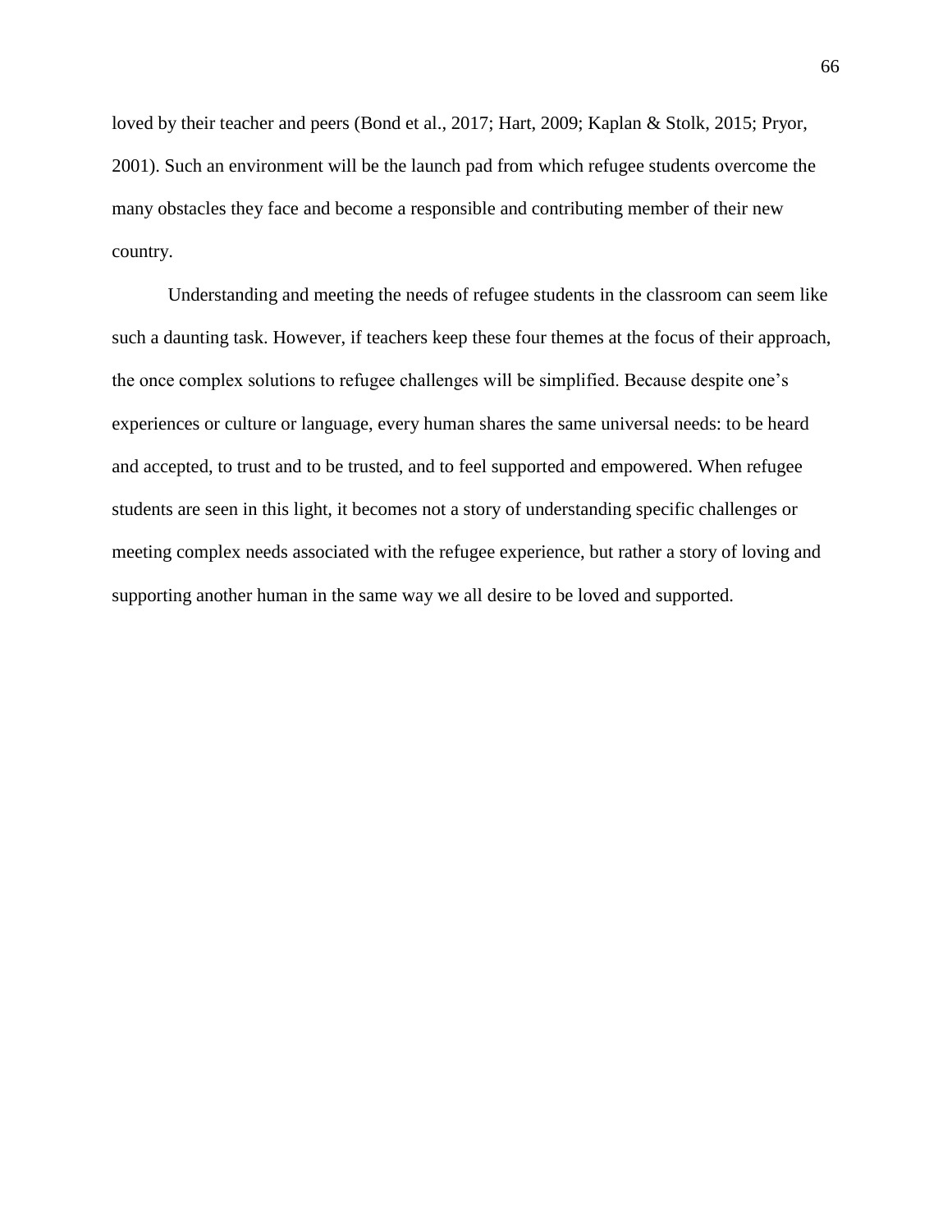loved by their teacher and peers (Bond et al., 2017; Hart, 2009; Kaplan & Stolk, 2015; Pryor, 2001). Such an environment will be the launch pad from which refugee students overcome the many obstacles they face and become a responsible and contributing member of their new country.

Understanding and meeting the needs of refugee students in the classroom can seem like such a daunting task. However, if teachers keep these four themes at the focus of their approach, the once complex solutions to refugee challenges will be simplified. Because despite one's experiences or culture or language, every human shares the same universal needs: to be heard and accepted, to trust and to be trusted, and to feel supported and empowered. When refugee students are seen in this light, it becomes not a story of understanding specific challenges or meeting complex needs associated with the refugee experience, but rather a story of loving and supporting another human in the same way we all desire to be loved and supported.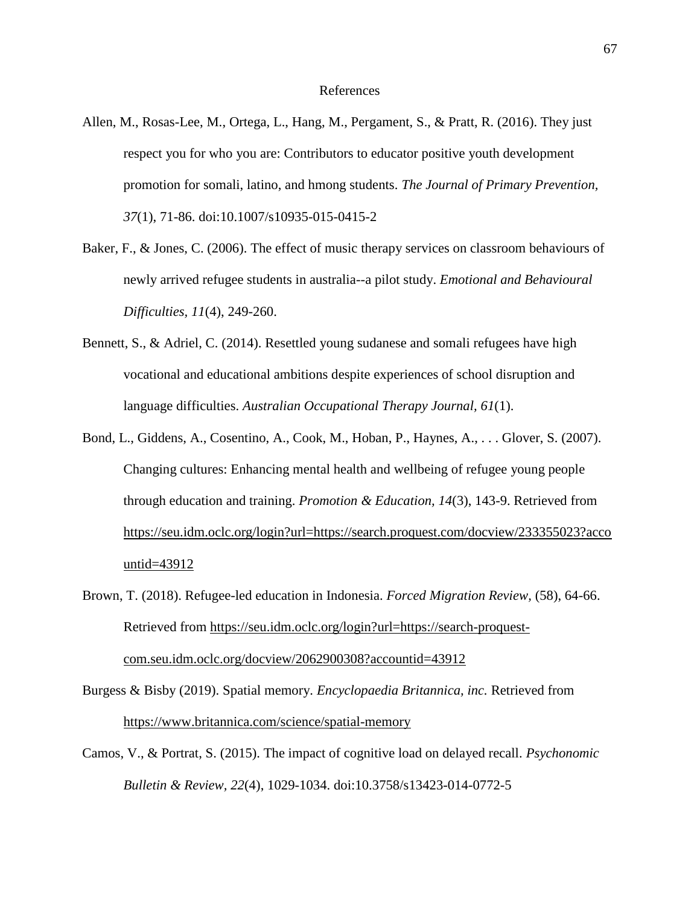# References

Allen, M., Rosas-Lee, M., Ortega, L., Hang, M., Pergament, S., & Pratt, R. (2016). They just respect you for who you are: Contributors to educator positive youth development promotion for somali, latino, and hmong students. *The Journal of Primary Prevention, 37*(1), 71-86. doi:10.1007/s10935-015-0415-2

Baker, F., & Jones, C. (2006). The effect of music therapy services on classroom behaviours of newly arrived refugee students in australia--a pilot study. *Emotional and Behavioural Difficulties, 11*(4), 249-260.

Bennett, S., & Adriel, C. (2014). Resettled young sudanese and somali refugees have high vocational and educational ambitions despite experiences of school disruption and language difficulties. *Australian Occupational Therapy Journal, 61*(1).

Bond, L., Giddens, A., Cosentino, A., Cook, M., Hoban, P., Haynes, A., . . . Glover, S. (2007). Changing cultures: Enhancing mental health and wellbeing of refugee young people through education and training. *Promotion & Education, 14*(3), 143-9. Retrieved from https://seu.idm.oclc.org/login?url=https://search.proquest.com/docview/233355023?accountid=43912

Brown, T. (2018). Refugee-led education in Indonesia. *Forced Migration Review,* (58), 64-66. Retrieved from https://seu.idm.oclc.org/login?url=https://search-proquest-com.seu.idm.oclc.org/docview/2062900308?accountid=43912

Burgess & Bisby (2019). Spatial memory. *Encyclopaedia Britannica, inc.* Retrieved from https://www.britannica.com/science/spatial-memory

Camos, V., & Portrat, S. (2015). The impact of cognitive load on delayed recall. *Psychonomic Bulletin & Review, 22*(4), 1029-1034. doi:10.3758/s13423-014-0772-5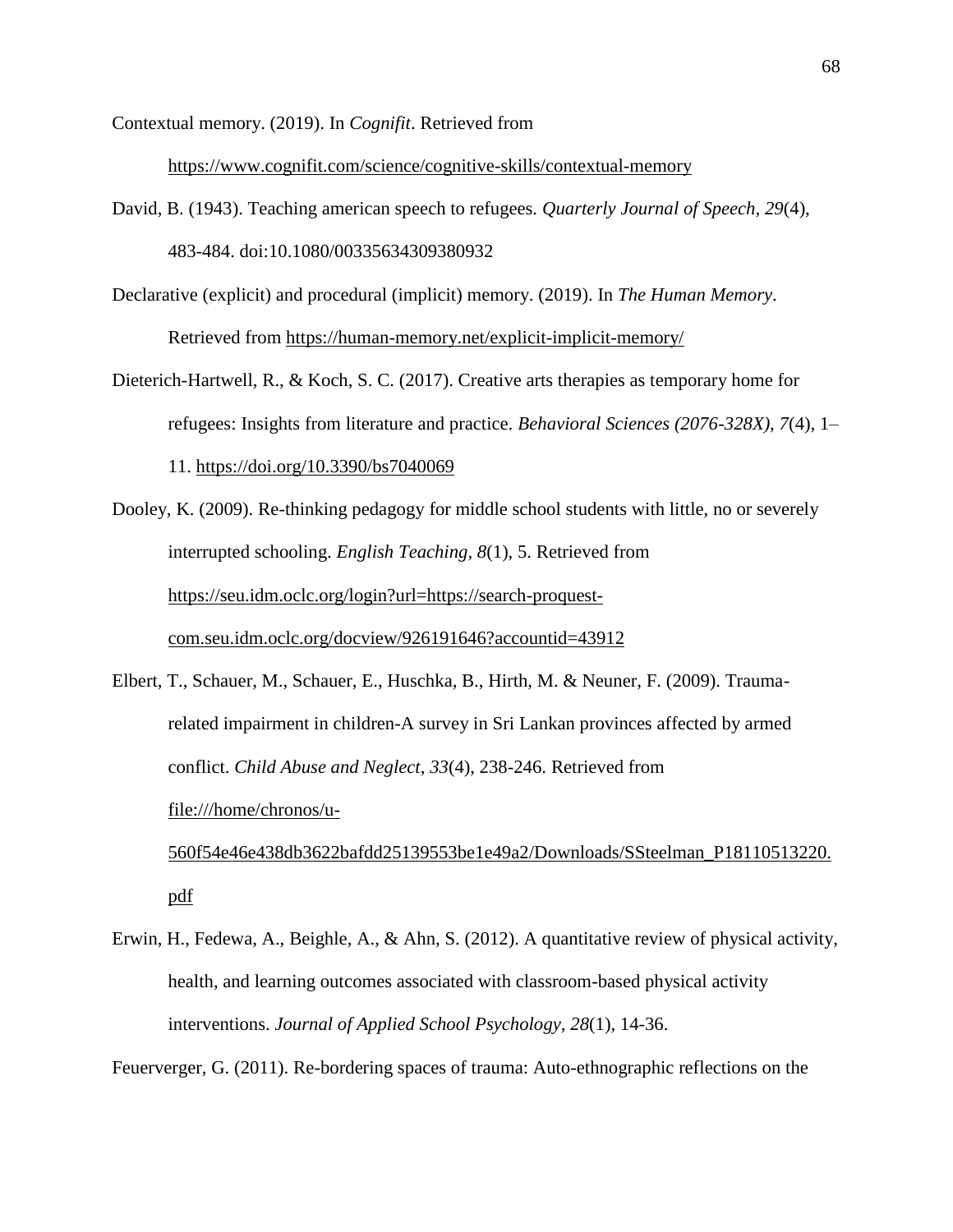Contextual memory. (2019). In *Cognifit*. Retrieved from https://www.cognifit.com/science/cognitive-skills/contextual-memory

David, B. (1943). Teaching american speech to refugees. *Quarterly Journal of Speech, 29*(4), 483-484. doi:10.1080/00335634309380932

Declarative (explicit) and procedural (implicit) memory. (2019). In *The Human Memory*. Retrieved from https://human-memory.net/explicit-implicit-memory/

Dieterich-Hartwell, R., & Koch, S. C. (2017). Creative arts therapies as temporary home for refugees: Insights from literature and practice. *Behavioral Sciences (2076-328X)*, *7*(4), 1–11. https://doi.org/10.3390/bs7040069

Dooley, K. (2009). Re-thinking pedagogy for middle school students with little, no or severely interrupted schooling. *English Teaching, 8*(1), 5. Retrieved from https://seu.idm.oclc.org/login?url=https://search-proquest-com.seu.idm.oclc.org/docview/926191646?accountid=43912

Elbert, T., Schauer, M., Schauer, E., Huschka, B., Hirth, M. & Neuner, F. (2009). Trauma-related impairment in children-A survey in Sri Lankan provinces affected by armed conflict. *Child Abuse and Neglect*, *33*(4), 238-246. Retrieved from file:///home/chronos/u-560f54e46e438db3622bafdd25139553be1e49a2/Downloads/SSteelman_P18110513220.pdf

Erwin, H., Fedewa, A., Beighle, A., & Ahn, S. (2012). A quantitative review of physical activity, health, and learning outcomes associated with classroom-based physical activity interventions. *Journal of Applied School Psychology*, *28*(1), 14-36.

Feuerverger, G. (2011). Re-bordering spaces of trauma: Auto-ethnographic reflections on the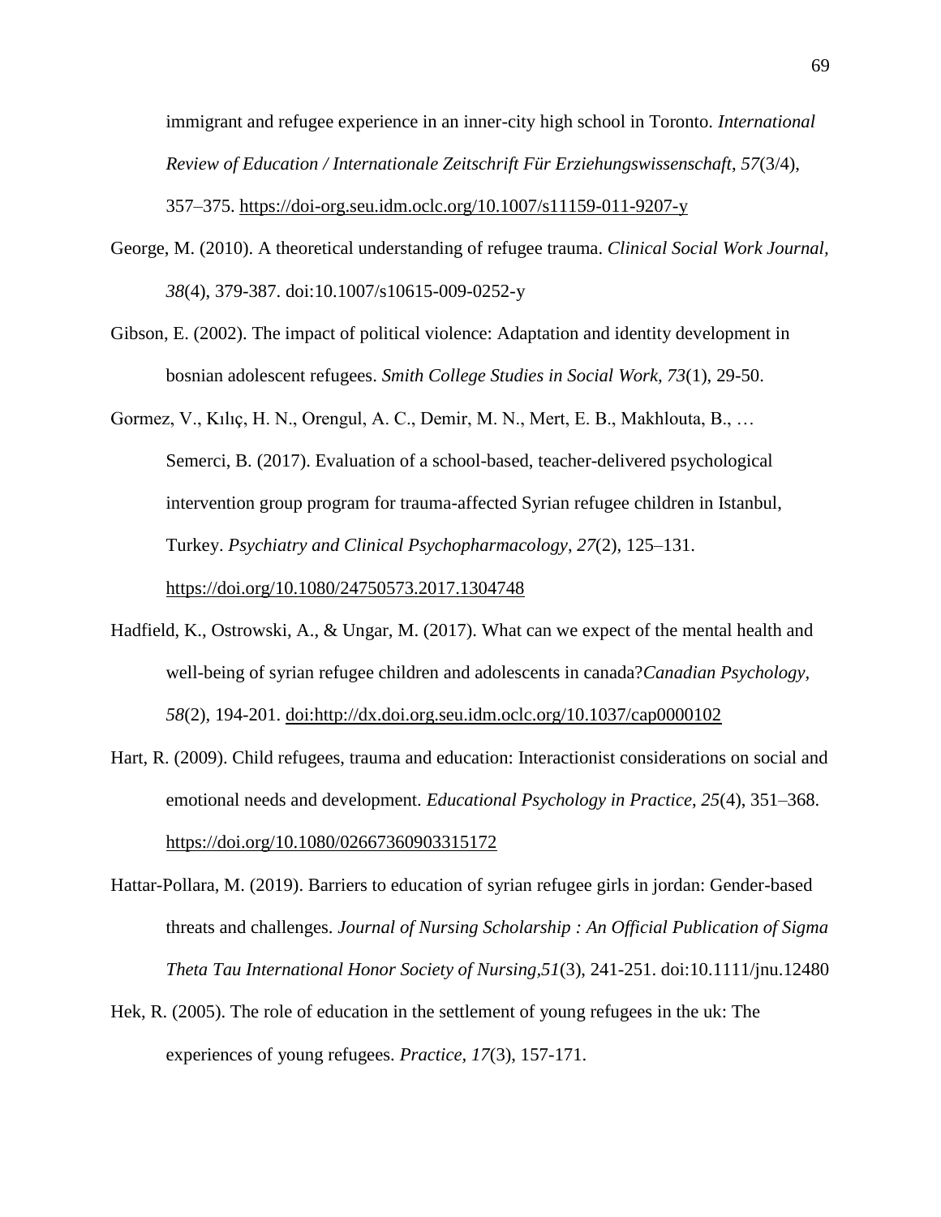immigrant and refugee experience in an inner-city high school in Toronto. *International Review of Education / Internationale Zeitschrift Für Erziehungswissenschaft*, *57*(3/4), 357–375. https://doi-org.seu.idm.oclc.org/10.1007/s11159-011-9207-y

George, M. (2010). A theoretical understanding of refugee trauma. *Clinical Social Work Journal, 38*(4), 379-387. doi:10.1007/s10615-009-0252-y

Gibson, E. (2002). The impact of political violence: Adaptation and identity development in bosnian adolescent refugees. *Smith College Studies in Social Work, 73*(1), 29-50.

Gormez, V., Kılıç, H. N., Orengul, A. C., Demir, M. N., Mert, E. B., Makhlouta, B., … Semerci, B. (2017). Evaluation of a school-based, teacher-delivered psychological intervention group program for trauma-affected Syrian refugee children in Istanbul, Turkey. *Psychiatry and Clinical Psychopharmacology*, *27*(2), 125–131. https://doi.org/10.1080/24750573.2017.1304748

Hadfield, K., Ostrowski, A., & Ungar, M. (2017). What can we expect of the mental health and well-being of syrian refugee children and adolescents in canada?*Canadian Psychology, 58*(2), 194-201. doi:http://dx.doi.org.seu.idm.oclc.org/10.1037/cap0000102

Hart, R. (2009). Child refugees, trauma and education: Interactionist considerations on social and emotional needs and development. *Educational Psychology in Practice*, *25*(4), 351–368. https://doi.org/10.1080/02667360903315172

Hattar-Pollara, M. (2019). Barriers to education of syrian refugee girls in jordan: Gender-based threats and challenges. *Journal of Nursing Scholarship : An Official Publication of Sigma Theta Tau International Honor Society of Nursing,51*(3), 241-251. doi:10.1111/jnu.12480

Hek, R. (2005). The role of education in the settlement of young refugees in the uk: The experiences of young refugees. *Practice, 17*(3), 157-171.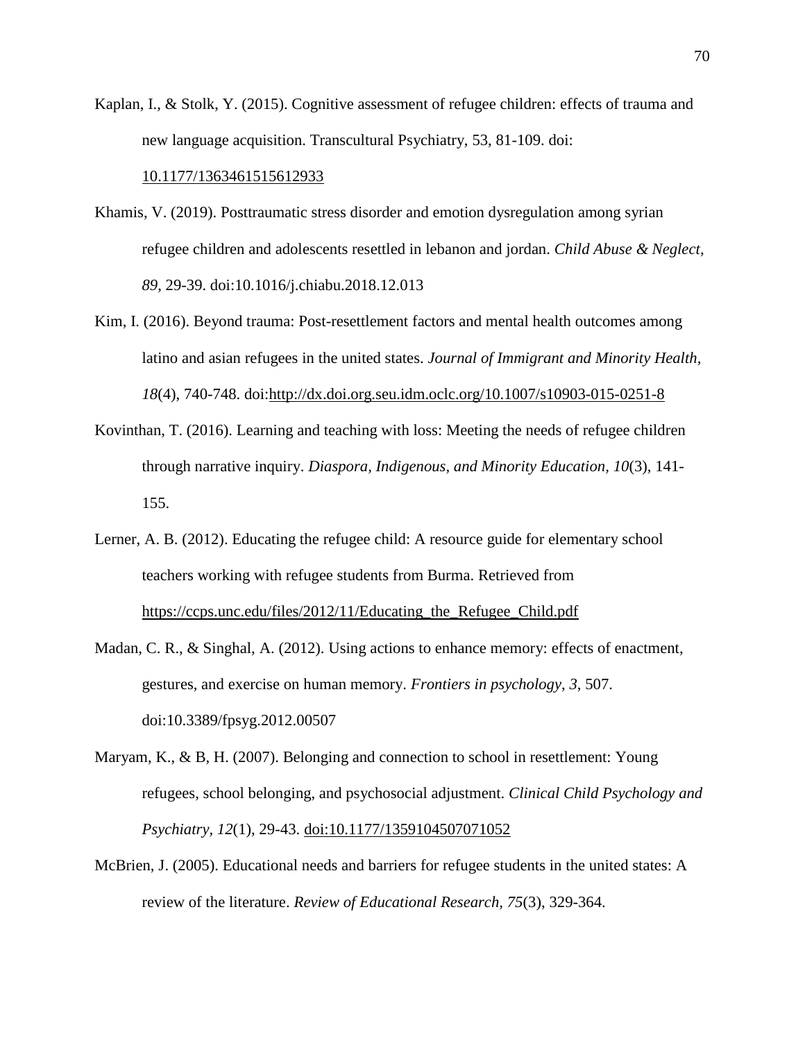Kaplan, I., & Stolk, Y. (2015). Cognitive assessment of refugee children: effects of trauma and new language acquisition. Transcultural Psychiatry, 53, 81-109. doi: 10.1177/1363461515612933

Khamis, V. (2019). Posttraumatic stress disorder and emotion dysregulation among syrian refugee children and adolescents resettled in lebanon and jordan. *Child Abuse & Neglect, 89*, 29-39. doi:10.1016/j.chiabu.2018.12.013

Kim, I. (2016). Beyond trauma: Post-resettlement factors and mental health outcomes among latino and asian refugees in the united states. *Journal of Immigrant and Minority Health, 18*(4), 740-748. doi:http://dx.doi.org.seu.idm.oclc.org/10.1007/s10903-015-0251-8

Kovinthan, T. (2016). Learning and teaching with loss: Meeting the needs of refugee children through narrative inquiry. *Diaspora, Indigenous, and Minority Education, 10*(3), 141-155.

Lerner, A. B. (2012). Educating the refugee child: A resource guide for elementary school teachers working with refugee students from Burma. Retrieved from https://ccps.unc.edu/files/2012/11/Educating_the_Refugee_Child.pdf

Madan, C. R., & Singhal, A. (2012). Using actions to enhance memory: effects of enactment, gestures, and exercise on human memory. *Frontiers in psychology*, *3*, 507. doi:10.3389/fpsyg.2012.00507

Maryam, K., & B, H. (2007). Belonging and connection to school in resettlement: Young refugees, school belonging, and psychosocial adjustment. *Clinical Child Psychology and Psychiatry*, *12*(1), 29-43. doi:10.1177/1359104507071052

McBrien, J. (2005). Educational needs and barriers for refugee students in the united states: A review of the literature. *Review of Educational Research, 75*(3), 329-364.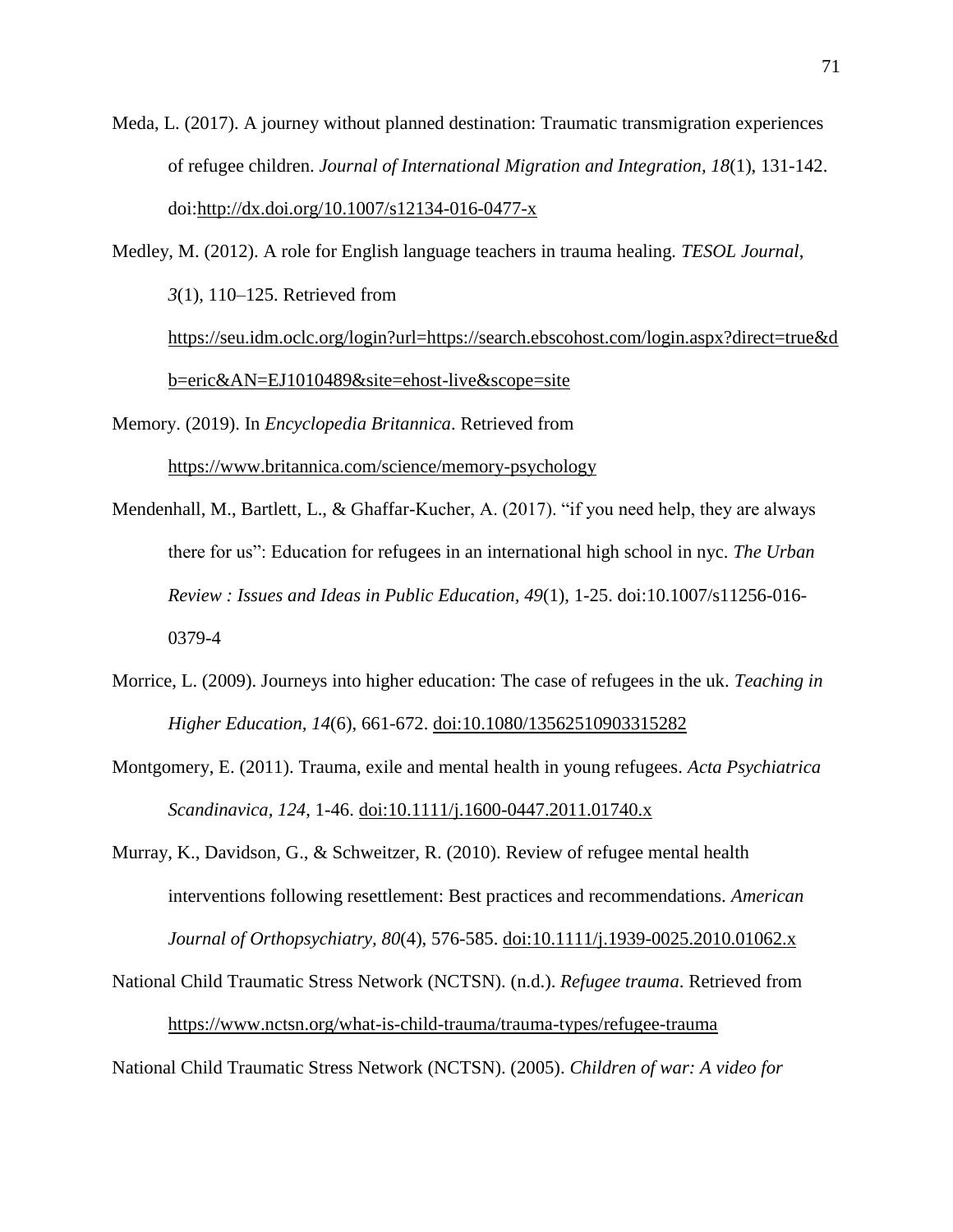Meda, L. (2017). A journey without planned destination: Traumatic transmigration experiences of refugee children. *Journal of International Migration and Integration, 18*(1), 131-142. doi:http://dx.doi.org/10.1007/s12134-016-0477-x

Medley, M. (2012). A role for English language teachers in trauma healing. *TESOL Journal, 3*(1), 110–125. Retrieved from https://seu.idm.oclc.org/login?url=https://search.ebscohost.com/login.aspx?direct=true&db=eric&AN=EJ1010489&site=ehost-live&scope=site

Memory. (2019). In *Encyclopedia Britannica*. Retrieved from https://www.britannica.com/science/memory-psychology

Mendenhall, M., Bartlett, L., & Ghaffar-Kucher, A. (2017). "if you need help, they are always there for us": Education for refugees in an international high school in nyc. *The Urban Review : Issues and Ideas in Public Education, 49*(1), 1-25. doi:10.1007/s11256-016-0379-4

Morrice, L. (2009). Journeys into higher education: The case of refugees in the uk. *Teaching in Higher Education, 14*(6), 661-672. doi:10.1080/13562510903315282

Montgomery, E. (2011). Trauma, exile and mental health in young refugees. *Acta Psychiatrica Scandinavica, 124*, 1-46. doi:10.1111/j.1600-0447.2011.01740.x

Murray, K., Davidson, G., & Schweitzer, R. (2010). Review of refugee mental health interventions following resettlement: Best practices and recommendations. *American Journal of Orthopsychiatry, 80*(4), 576-585. doi:10.1111/j.1939-0025.2010.01062.x

National Child Traumatic Stress Network (NCTSN). (n.d.). *Refugee trauma*. Retrieved from https://www.nctsn.org/what-is-child-trauma/trauma-types/refugee-trauma

National Child Traumatic Stress Network (NCTSN). (2005). *Children of war: A video for*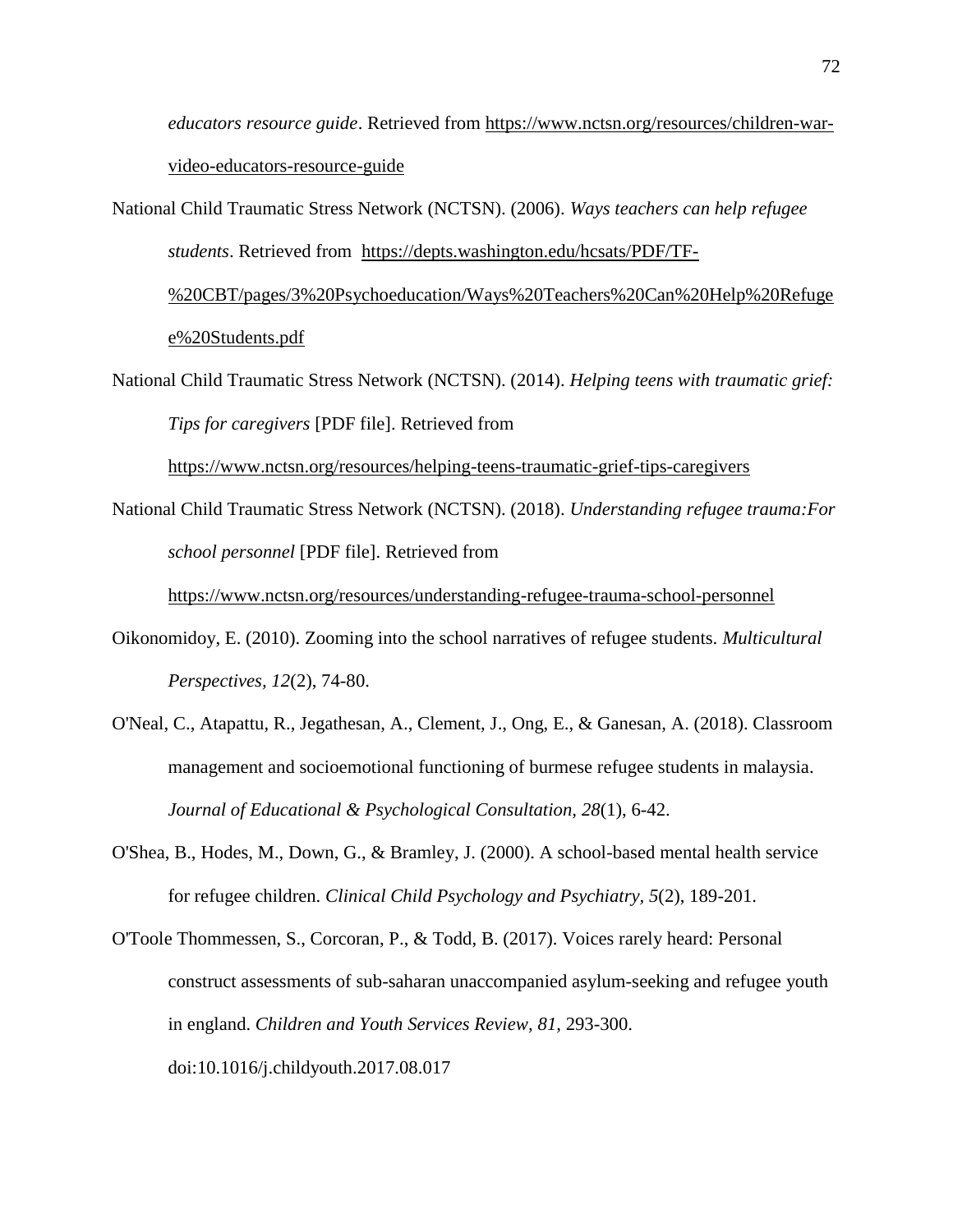*educators resource guide*. Retrieved from https://www.nctsn.org/resources/children-war-video-educators-resource-guide

National Child Traumatic Stress Network (NCTSN). (2006). *Ways teachers can help refugee students*. Retrieved from https://depts.washington.edu/hcsats/PDF/TF-%20CBT/pages/3%20Psychoeducation/Ways%20Teachers%20Can%20Help%20Refugee%20Students.pdf

National Child Traumatic Stress Network (NCTSN). (2014). *Helping teens with traumatic grief: Tips for caregivers* [PDF file]. Retrieved from https://www.nctsn.org/resources/helping-teens-traumatic-grief-tips-caregivers

National Child Traumatic Stress Network (NCTSN). (2018). *Understanding refugee trauma:For school personnel* [PDF file]. Retrieved from https://www.nctsn.org/resources/understanding-refugee-trauma-school-personnel

Oikonomidoy, E. (2010). Zooming into the school narratives of refugee students. *Multicultural Perspectives, 12*(2), 74-80.

O'Neal, C., Atapattu, R., Jegathesan, A., Clement, J., Ong, E., & Ganesan, A. (2018). Classroom management and socioemotional functioning of burmese refugee students in malaysia. *Journal of Educational & Psychological Consultation, 28*(1), 6-42.

O'Shea, B., Hodes, M., Down, G., & Bramley, J. (2000). A school-based mental health service for refugee children. *Clinical Child Psychology and Psychiatry, 5*(2), 189-201.

O'Toole Thommessen, S., Corcoran, P., & Todd, B. (2017). Voices rarely heard: Personal construct assessments of sub-saharan unaccompanied asylum-seeking and refugee youth in england. *Children and Youth Services Review, 81*, 293-300. doi:10.1016/j.childyouth.2017.08.017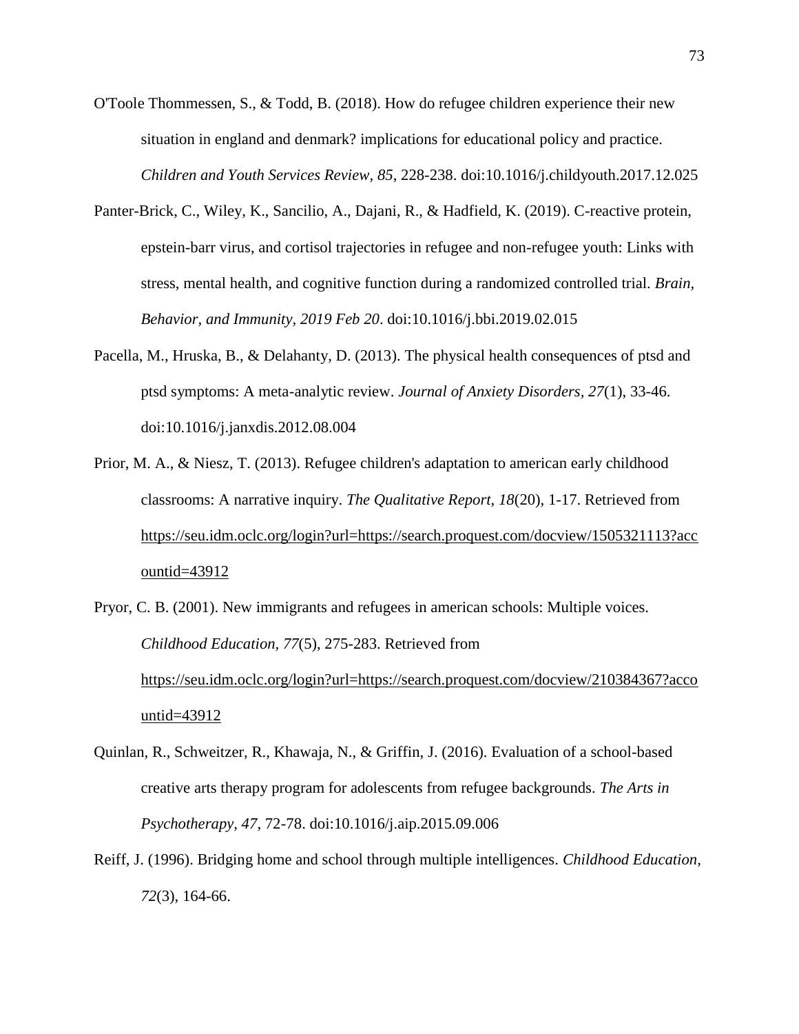O'Toole Thommessen, S., & Todd, B. (2018). How do refugee children experience their new situation in england and denmark? implications for educational policy and practice. *Children and Youth Services Review, 85*, 228-238. doi:10.1016/j.childyouth.2017.12.025

Panter-Brick, C., Wiley, K., Sancilio, A., Dajani, R., & Hadfield, K. (2019). C-reactive protein, epstein-barr virus, and cortisol trajectories in refugee and non-refugee youth: Links with stress, mental health, and cognitive function during a randomized controlled trial. *Brain, Behavior, and Immunity, 2019 Feb 20*. doi:10.1016/j.bbi.2019.02.015

Pacella, M., Hruska, B., & Delahanty, D. (2013). The physical health consequences of ptsd and ptsd symptoms: A meta-analytic review. *Journal of Anxiety Disorders, 27*(1), 33-46. doi:10.1016/j.janxdis.2012.08.004

Prior, M. A., & Niesz, T. (2013). Refugee children's adaptation to american early childhood classrooms: A narrative inquiry. *The Qualitative Report, 18*(20), 1-17. Retrieved from https://seu.idm.oclc.org/login?url=https://search.proquest.com/docview/1505321113?accountid=43912

Pryor, C. B. (2001). New immigrants and refugees in american schools: Multiple voices. *Childhood Education, 77*(5), 275-283. Retrieved from https://seu.idm.oclc.org/login?url=https://search.proquest.com/docview/210384367?accountid=43912

Quinlan, R., Schweitzer, R., Khawaja, N., & Griffin, J. (2016). Evaluation of a school-based creative arts therapy program for adolescents from refugee backgrounds. *The Arts in Psychotherapy, 47*, 72-78. doi:10.1016/j.aip.2015.09.006

Reiff, J. (1996). Bridging home and school through multiple intelligences. *Childhood Education, 72*(3), 164-66.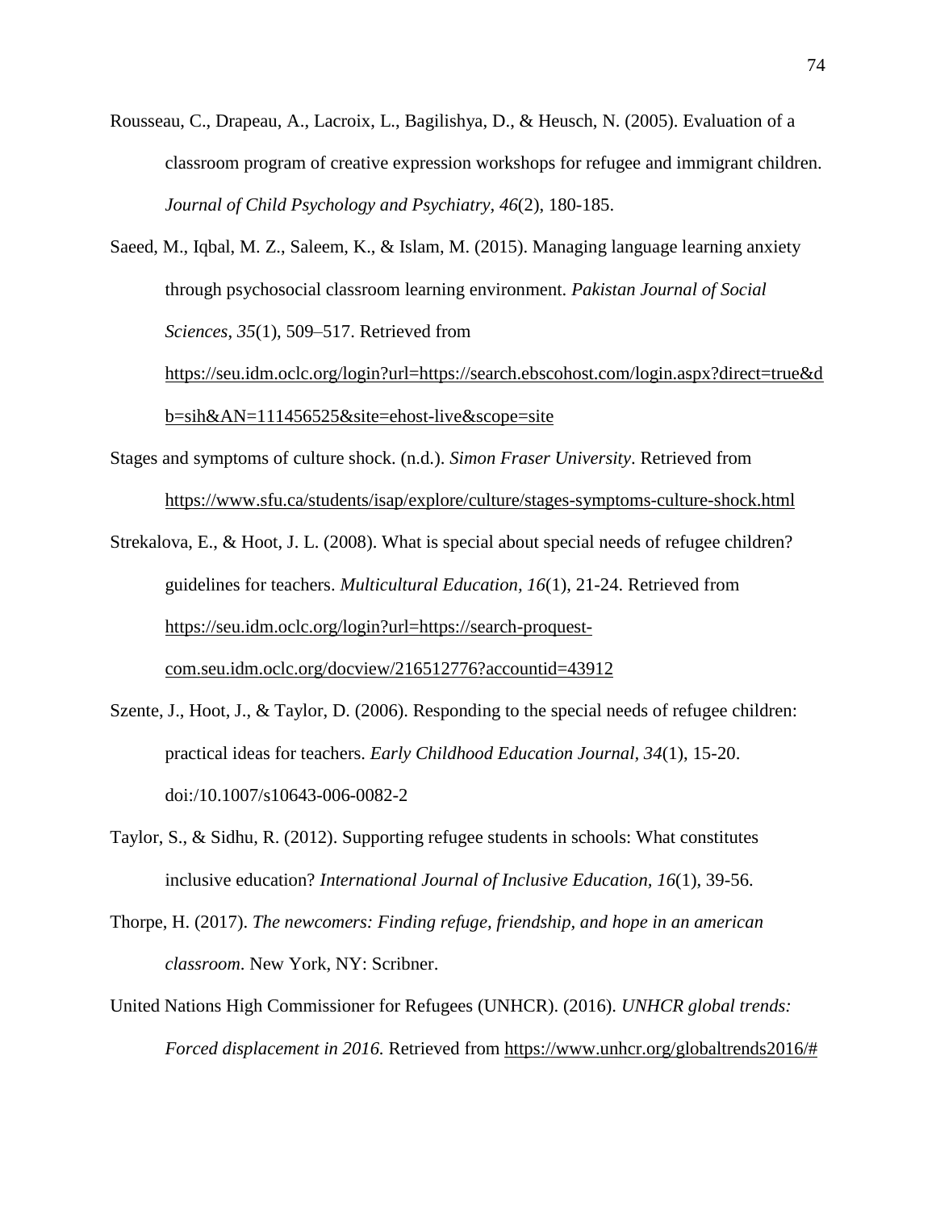Rousseau, C., Drapeau, A., Lacroix, L., Bagilishya, D., & Heusch, N. (2005). Evaluation of a classroom program of creative expression workshops for refugee and immigrant children. *Journal of Child Psychology and Psychiatry*, *46*(2), 180-185.

Saeed, M., Iqbal, M. Z., Saleem, K., & Islam, M. (2015). Managing language learning anxiety through psychosocial classroom learning environment. *Pakistan Journal of Social Sciences*, *35*(1), 509–517. Retrieved from https://seu.idm.oclc.org/login?url=https://search.ebscohost.com/login.aspx?direct=true&db=sih&AN=111456525&site=ehost-live&scope=site

Stages and symptoms of culture shock. (n.d.). *Simon Fraser University*. Retrieved from https://www.sfu.ca/students/isap/explore/culture/stages-symptoms-culture-shock.html

Strekalova, E., & Hoot, J. L. (2008). What is special about special needs of refugee children? guidelines for teachers. *Multicultural Education, 16*(1), 21-24. Retrieved from https://seu.idm.oclc.org/login?url=https://search-proquest-com.seu.idm.oclc.org/docview/216512776?accountid=43912

Szente, J., Hoot, J., & Taylor, D. (2006). Responding to the special needs of refugee children: practical ideas for teachers. *Early Childhood Education Journal, 34*(1), 15-20. doi:/10.1007/s10643-006-0082-2

Taylor, S., & Sidhu, R. (2012). Supporting refugee students in schools: What constitutes inclusive education? *International Journal of Inclusive Education, 16*(1), 39-56.

Thorpe, H. (2017). *The newcomers: Finding refuge, friendship, and hope in an american classroom*. New York, NY: Scribner.

United Nations High Commissioner for Refugees (UNHCR). (2016). *UNHCR global trends: Forced displacement in 2016*. Retrieved from https://www.unhcr.org/globaltrends2016/#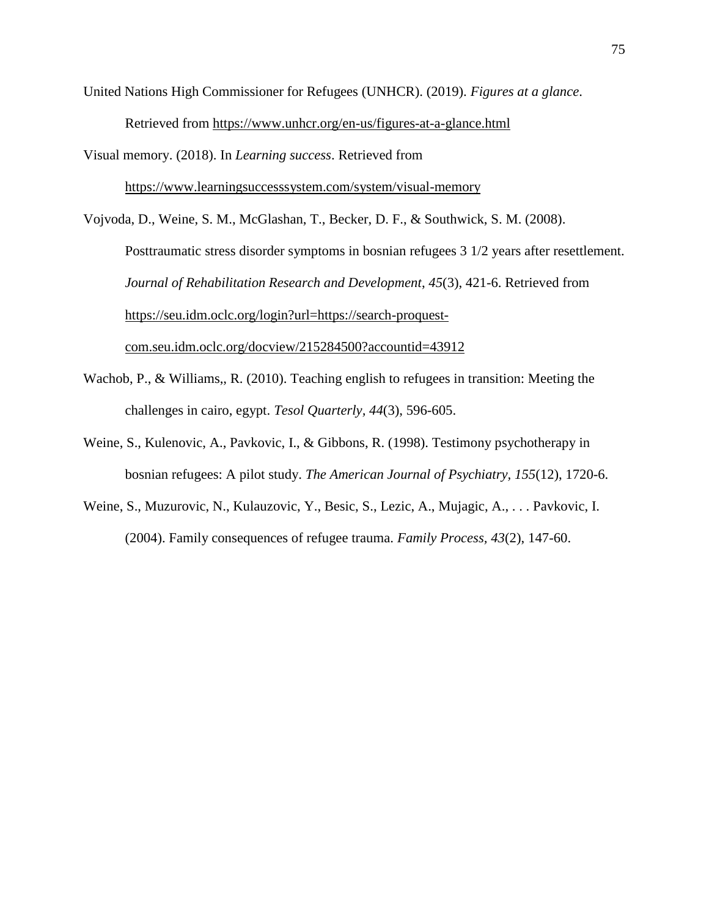United Nations High Commissioner for Refugees (UNHCR). (2019). *Figures at a glance*. Retrieved from https://www.unhcr.org/en-us/figures-at-a-glance.html

Visual memory. (2018). In *Learning success*. Retrieved from https://www.learningsuccesssystem.com/system/visual-memory

Vojvoda, D., Weine, S. M., McGlashan, T., Becker, D. F., & Southwick, S. M. (2008). Posttraumatic stress disorder symptoms in bosnian refugees 3 1/2 years after resettlement. *Journal of Rehabilitation Research and Development*, *45*(3), 421-6. Retrieved from https://seu.idm.oclc.org/login?url=https://search-proquest-com.seu.idm.oclc.org/docview/215284500?accountid=43912

Wachob, P., & Williams,, R. (2010). Teaching english to refugees in transition: Meeting the challenges in cairo, egypt. *Tesol Quarterly*, *44*(3), 596-605.

Weine, S., Kulenovic, A., Pavkovic, I., & Gibbons, R. (1998). Testimony psychotherapy in bosnian refugees: A pilot study. *The American Journal of Psychiatry, 155*(12), 1720-6.

Weine, S., Muzurovic, N., Kulauzovic, Y., Besic, S., Lezic, A., Mujagic, A., . . . Pavkovic, I. (2004). Family consequences of refugee trauma. *Family Process*, *43*(2), 147-60.